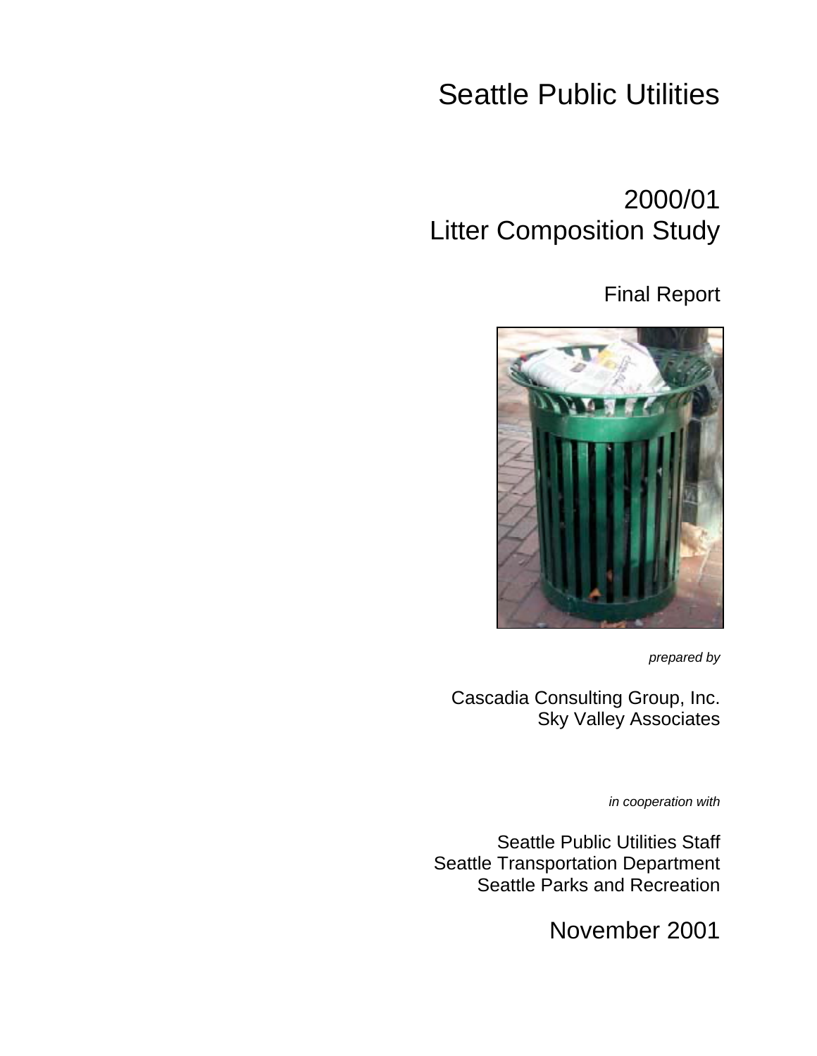# Seattle Public Utilities

## 2000/01
## Litter Composition Study

### Final Report

*prepared by*

Cascadia Consulting Group, Inc.
Sky Valley Associates

*in cooperation with*

Seattle Public Utilities Staff
Seattle Transportation Department
Seattle Parks and Recreation

November 2001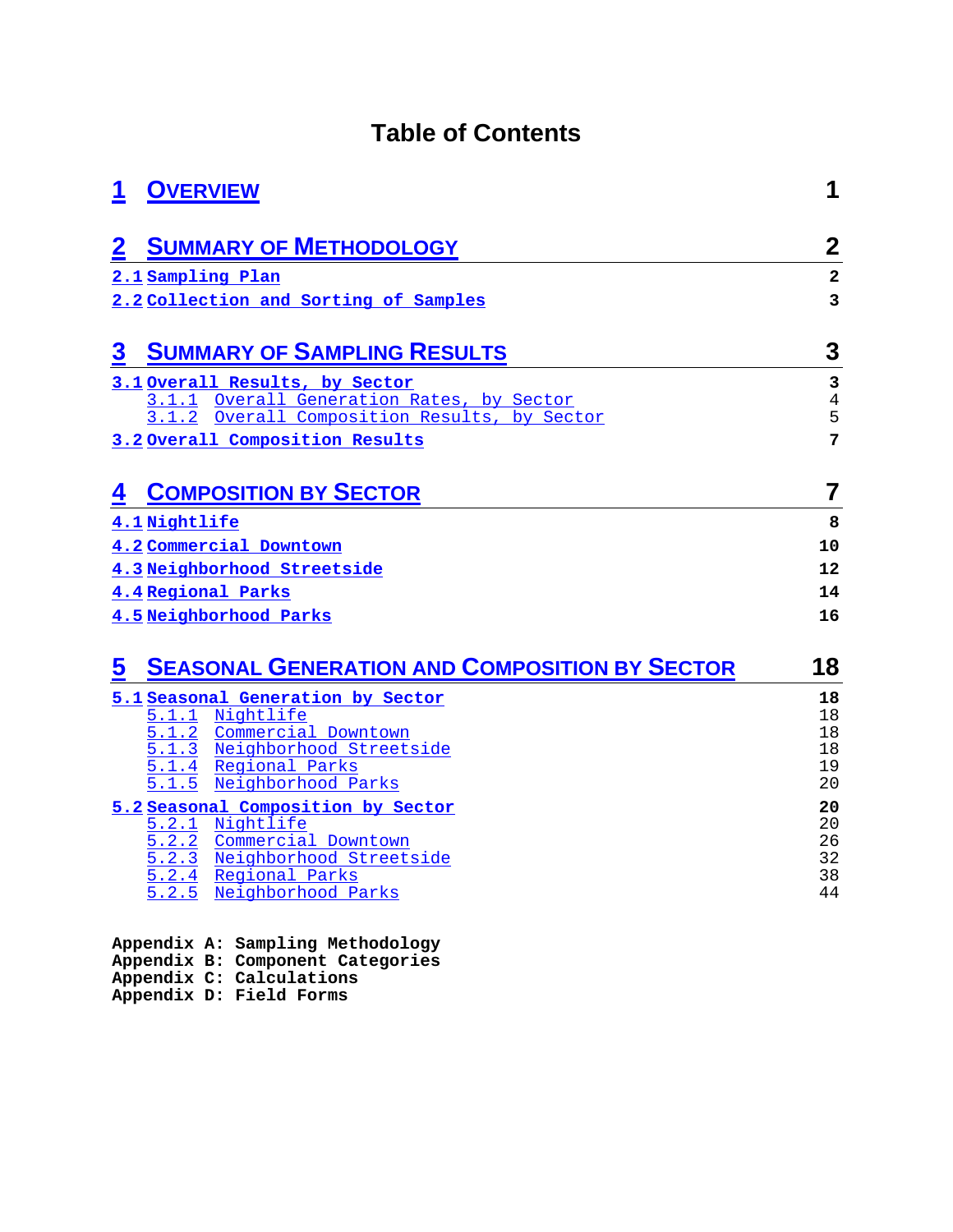# Table of Contents

| | |
|---|---|
| **1 OVERVIEW** | **1** |
| **2 SUMMARY OF METHODOLOGY** | **2** |
| **2.1 Sampling Plan** | **2** |
| **2.2 Collection and Sorting of Samples** | **3** |
| **3 SUMMARY OF SAMPLING RESULTS** | **3** |
| **3.1 Overall Results, by Sector** | **3** |
| 3.1.1 Overall Generation Rates, by Sector | 4 |
| 3.1.2 Overall Composition Results, by Sector | 5 |
| **3.2 Overall Composition Results** | **7** |
| **4 COMPOSITION BY SECTOR** | **7** |
| **4.1 Nightlife** | **8** |
| **4.2 Commercial Downtown** | **10** |
| **4.3 Neighborhood Streetside** | **12** |
| **4.4 Regional Parks** | **14** |
| **4.5 Neighborhood Parks** | **16** |
| **5 SEASONAL GENERATION AND COMPOSITION BY SECTOR** | **18** |
| **5.1 Seasonal Generation by Sector** | **18** |
| 5.1.1 Nightlife | 18 |
| 5.1.2 Commercial Downtown | 18 |
| 5.1.3 Neighborhood Streetside | 18 |
| 5.1.4 Regional Parks | 19 |
| 5.1.5 Neighborhood Parks | 20 |
| **5.2 Seasonal Composition by Sector** | **20** |
| 5.2.1 Nightlife | 20 |
| 5.2.2 Commercial Downtown | 26 |
| 5.2.3 Neighborhood Streetside | 32 |
| 5.2.4 Regional Parks | 38 |
| 5.2.5 Neighborhood Parks | 44 |

**Appendix A: Sampling Methodology**
**Appendix B: Component Categories**
**Appendix C: Calculations**
**Appendix D: Field Forms**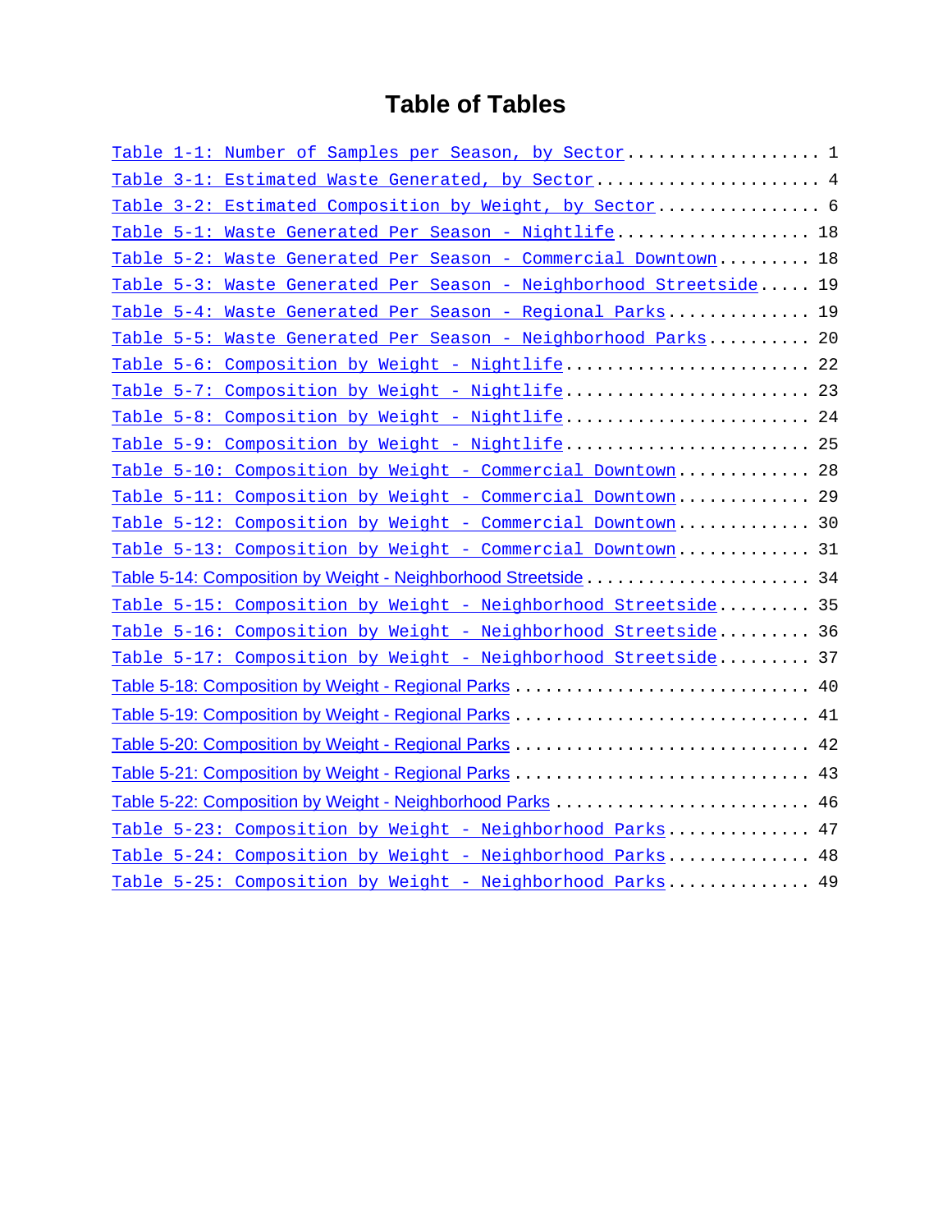# Table of Tables

Table 1-1: Number of Samples per Season, by Sector .................... 1
Table 3-1: Estimated Waste Generated, by Sector ....................... 4
Table 3-2: Estimated Composition by Weight, by Sector ................. 6
Table 5-1: Waste Generated Per Season - Nightlife .................... 18
Table 5-2: Waste Generated Per Season - Commercial Downtown ......... 18
Table 5-3: Waste Generated Per Season - Neighborhood Streetside ..... 19
Table 5-4: Waste Generated Per Season - Regional Parks .............. 19
Table 5-5: Waste Generated Per Season - Neighborhood Parks .......... 20
Table 5-6: Composition by Weight - Nightlife ......................... 22
Table 5-7: Composition by Weight - Nightlife ......................... 23
Table 5-8: Composition by Weight - Nightlife ......................... 24
Table 5-9: Composition by Weight - Nightlife ......................... 25
Table 5-10: Composition by Weight - Commercial Downtown ............. 28
Table 5-11: Composition by Weight - Commercial Downtown ............. 29
Table 5-12: Composition by Weight - Commercial Downtown ............. 30
Table 5-13: Composition by Weight - Commercial Downtown ............. 31
Table 5-14: Composition by Weight - Neighborhood Streetside ......... 34
Table 5-15: Composition by Weight - Neighborhood Streetside ......... 35
Table 5-16: Composition by Weight - Neighborhood Streetside ......... 36
Table 5-17: Composition by Weight - Neighborhood Streetside ......... 37
Table 5-18: Composition by Weight - Regional Parks .................. 40
Table 5-19: Composition by Weight - Regional Parks .................. 41
Table 5-20: Composition by Weight - Regional Parks .................. 42
Table 5-21: Composition by Weight - Regional Parks .................. 43
Table 5-22: Composition by Weight - Neighborhood Parks .............. 46
Table 5-23: Composition by Weight - Neighborhood Parks .............. 47
Table 5-24: Composition by Weight - Neighborhood Parks .............. 48
Table 5-25: Composition by Weight - Neighborhood Parks .............. 49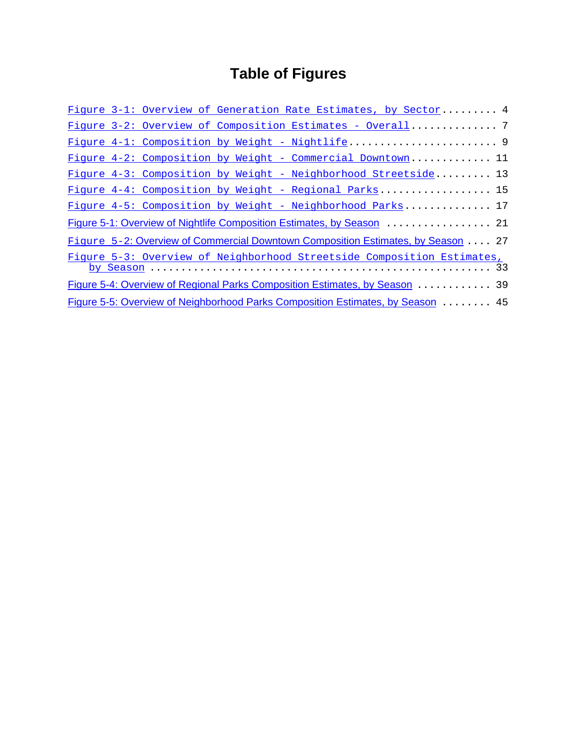# Table of Figures

Figure 3-1: Overview of Generation Rate Estimates, by Sector ......... 4

Figure 3-2: Overview of Composition Estimates - Overall ............. 7

Figure 4-1: Composition by Weight - Nightlife ........................ 9

Figure 4-2: Composition by Weight - Commercial Downtown ............. 11

Figure 4-3: Composition by Weight - Neighborhood Streetside ......... 13

Figure 4-4: Composition by Weight - Regional Parks .................. 15

Figure 4-5: Composition by Weight - Neighborhood Parks .............. 17

Figure 5-1: Overview of Nightlife Composition Estimates, by Season ................. 21

Figure 5-2: Overview of Commercial Downtown Composition Estimates, by Season .... 27

Figure 5-3: Overview of Neighborhood Streetside Composition Estimates, by Season ................................................... 33

Figure 5-4: Overview of Regional Parks Composition Estimates, by Season ............ 39

Figure 5-5: Overview of Neighborhood Parks Composition Estimates, by Season ........ 45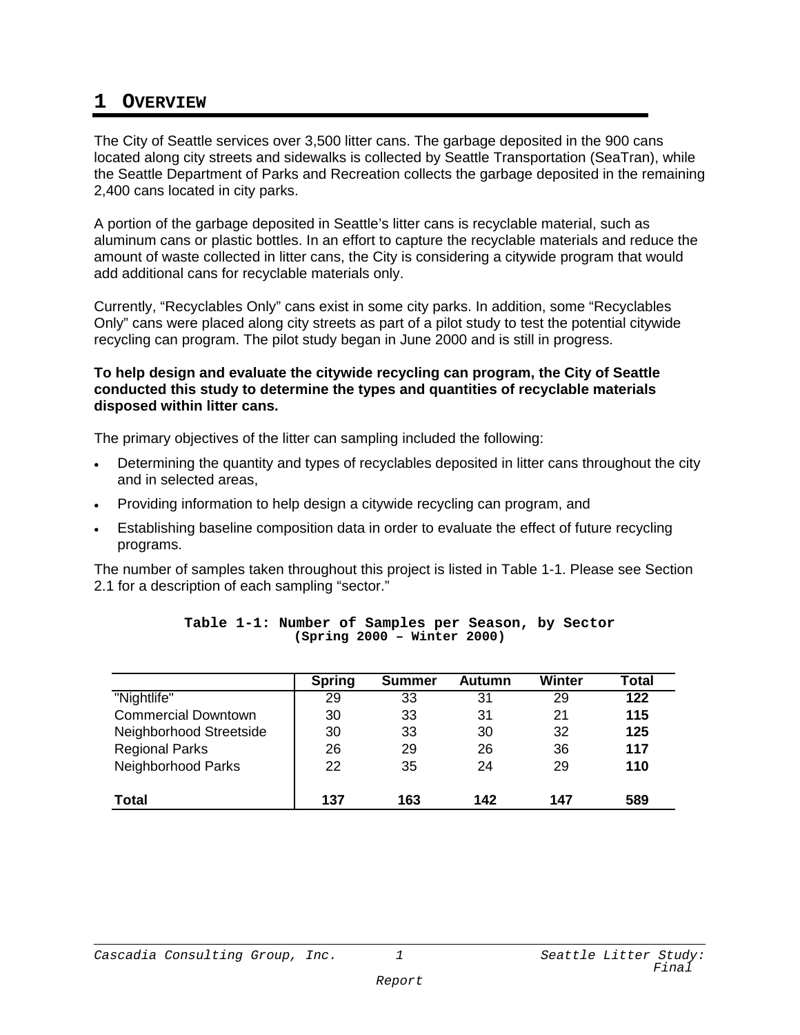# 1 Overview

The City of Seattle services over 3,500 litter cans. The garbage deposited in the 900 cans located along city streets and sidewalks is collected by Seattle Transportation (SeaTran), while the Seattle Department of Parks and Recreation collects the garbage deposited in the remaining 2,400 cans located in city parks.

A portion of the garbage deposited in Seattle's litter cans is recyclable material, such as aluminum cans or plastic bottles. In an effort to capture the recyclable materials and reduce the amount of waste collected in litter cans, the City is considering a citywide program that would add additional cans for recyclable materials only.

Currently, "Recyclables Only" cans exist in some city parks. In addition, some "Recyclables Only" cans were placed along city streets as part of a pilot study to test the potential citywide recycling can program. The pilot study began in June 2000 and is still in progress.

**To help design and evaluate the citywide recycling can program, the City of Seattle conducted this study to determine the types and quantities of recyclable materials disposed within litter cans.**

The primary objectives of the litter can sampling included the following:

- Determining the quantity and types of recyclables deposited in litter cans throughout the city and in selected areas,
- Providing information to help design a citywide recycling can program, and
- Establishing baseline composition data in order to evaluate the effect of future recycling programs.

The number of samples taken throughout this project is listed in Table 1-1. Please see Section 2.1 for a description of each sampling "sector."

**Table 1-1: Number of Samples per Season, by Sector**
**(Spring 2000 – Winter 2000)**

| | Spring | Summer | Autumn | Winter | Total |
|---|---|---|---|---|---|
| "Nightlife" | 29 | 33 | 31 | 29 | **122** |
| Commercial Downtown | 30 | 33 | 31 | 21 | **115** |
| Neighborhood Streetside | 30 | 33 | 30 | 32 | **125** |
| Regional Parks | 26 | 29 | 26 | 36 | **117** |
| Neighborhood Parks | 22 | 35 | 24 | 29 | **110** |
| **Total** | **137** | **163** | **142** | **147** | **589** |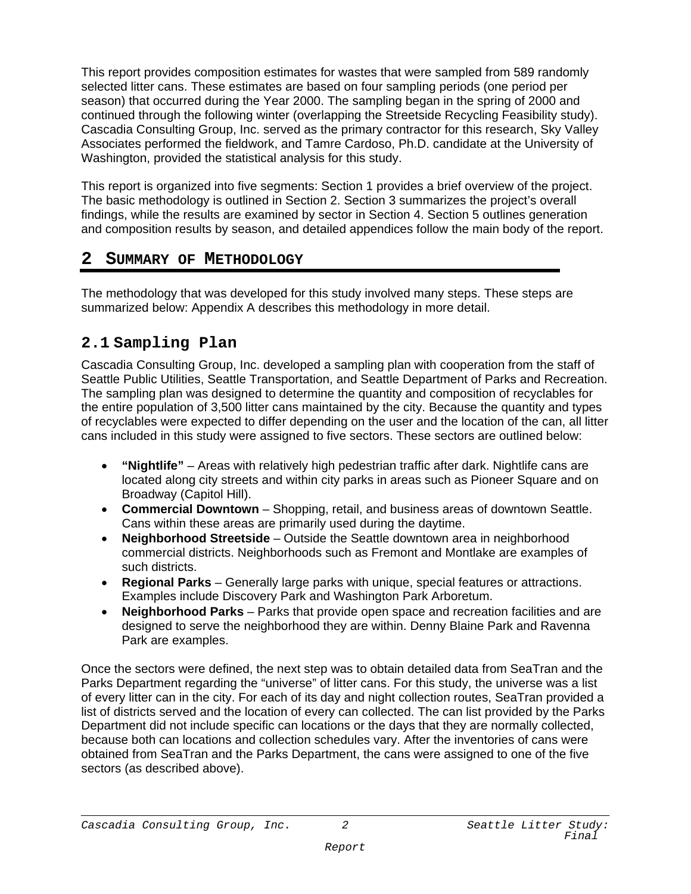This report provides composition estimates for wastes that were sampled from 589 randomly selected litter cans. These estimates are based on four sampling periods (one period per season) that occurred during the Year 2000. The sampling began in the spring of 2000 and continued through the following winter (overlapping the Streetside Recycling Feasibility study). Cascadia Consulting Group, Inc. served as the primary contractor for this research, Sky Valley Associates performed the fieldwork, and Tamre Cardoso, Ph.D. candidate at the University of Washington, provided the statistical analysis for this study.

This report is organized into five segments: Section 1 provides a brief overview of the project. The basic methodology is outlined in Section 2. Section 3 summarizes the project's overall findings, while the results are examined by sector in Section 4. Section 5 outlines generation and composition results by season, and detailed appendices follow the main body of the report.

# 2 Summary of Methodology

The methodology that was developed for this study involved many steps. These steps are summarized below: Appendix A describes this methodology in more detail.

## 2.1 Sampling Plan

Cascadia Consulting Group, Inc. developed a sampling plan with cooperation from the staff of Seattle Public Utilities, Seattle Transportation, and Seattle Department of Parks and Recreation. The sampling plan was designed to determine the quantity and composition of recyclables for the entire population of 3,500 litter cans maintained by the city. Because the quantity and types of recyclables were expected to differ depending on the user and the location of the can, all litter cans included in this study were assigned to five sectors. These sectors are outlined below:

- **"Nightlife"** – Areas with relatively high pedestrian traffic after dark. Nightlife cans are located along city streets and within city parks in areas such as Pioneer Square and on Broadway (Capitol Hill).
- **Commercial Downtown** – Shopping, retail, and business areas of downtown Seattle. Cans within these areas are primarily used during the daytime.
- **Neighborhood Streetside** – Outside the Seattle downtown area in neighborhood commercial districts. Neighborhoods such as Fremont and Montlake are examples of such districts.
- **Regional Parks** – Generally large parks with unique, special features or attractions. Examples include Discovery Park and Washington Park Arboretum.
- **Neighborhood Parks** – Parks that provide open space and recreation facilities and are designed to serve the neighborhood they are within. Denny Blaine Park and Ravenna Park are examples.

Once the sectors were defined, the next step was to obtain detailed data from SeaTran and the Parks Department regarding the "universe" of litter cans. For this study, the universe was a list of every litter can in the city. For each of its day and night collection routes, SeaTran provided a list of districts served and the location of every can collected. The can list provided by the Parks Department did not include specific can locations or the days that they are normally collected, because both can locations and collection schedules vary. After the inventories of cans were obtained from SeaTran and the Parks Department, the cans were assigned to one of the five sectors (as described above).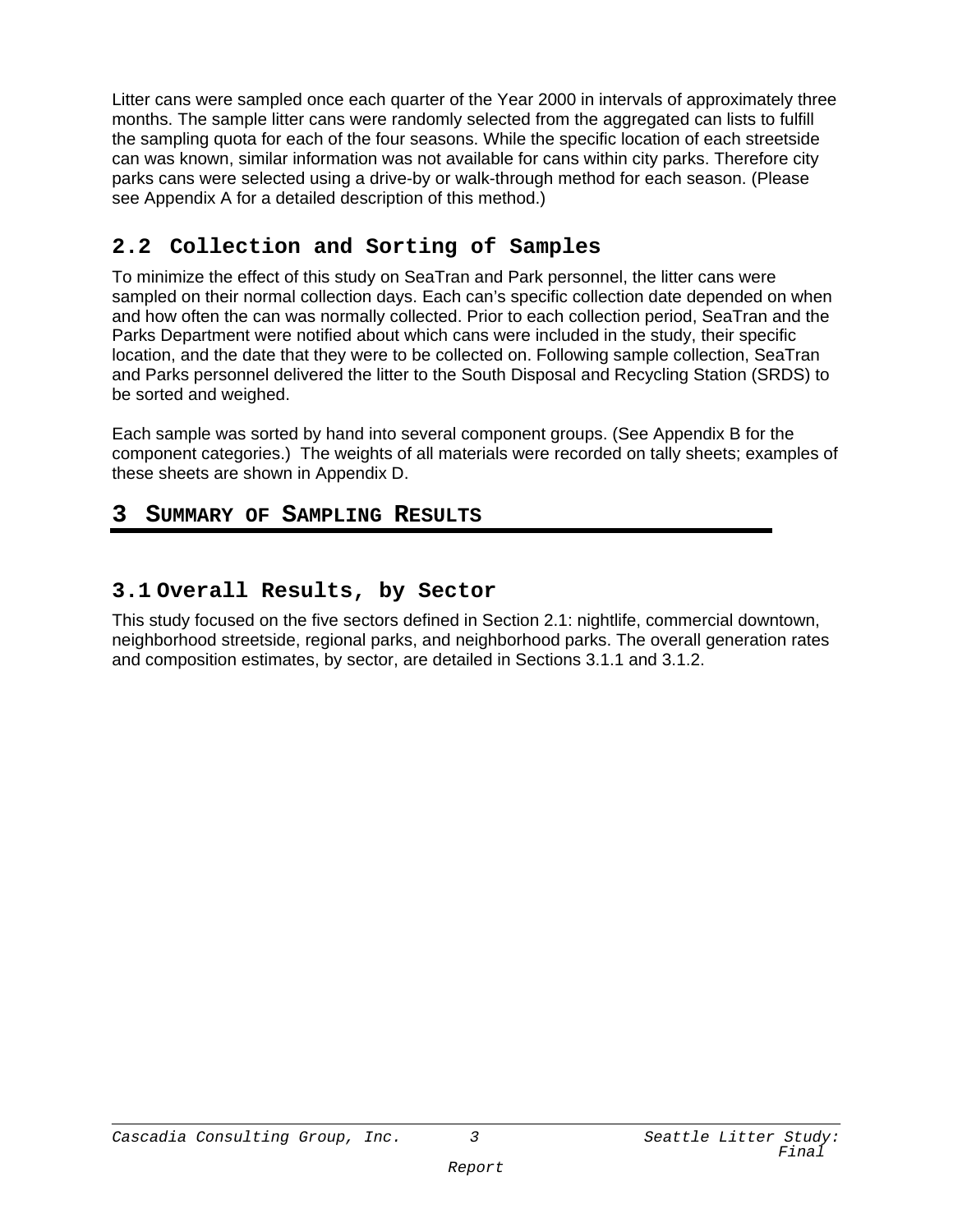Litter cans were sampled once each quarter of the Year 2000 in intervals of approximately three months. The sample litter cans were randomly selected from the aggregated can lists to fulfill the sampling quota for each of the four seasons. While the specific location of each streetside can was known, similar information was not available for cans within city parks. Therefore city parks cans were selected using a drive-by or walk-through method for each season. (Please see Appendix A for a detailed description of this method.)

### 2.2 Collection and Sorting of Samples

To minimize the effect of this study on SeaTran and Park personnel, the litter cans were sampled on their normal collection days. Each can's specific collection date depended on when and how often the can was normally collected. Prior to each collection period, SeaTran and the Parks Department were notified about which cans were included in the study, their specific location, and the date that they were to be collected on. Following sample collection, SeaTran and Parks personnel delivered the litter to the South Disposal and Recycling Station (SRDS) to be sorted and weighed.

Each sample was sorted by hand into several component groups. (See Appendix B for the component categories.) The weights of all materials were recorded on tally sheets; examples of these sheets are shown in Appendix D.

## 3 Summary of Sampling Results

### 3.1 Overall Results, by Sector

This study focused on the five sectors defined in Section 2.1: nightlife, commercial downtown, neighborhood streetside, regional parks, and neighborhood parks. The overall generation rates and composition estimates, by sector, are detailed in Sections 3.1.1 and 3.1.2.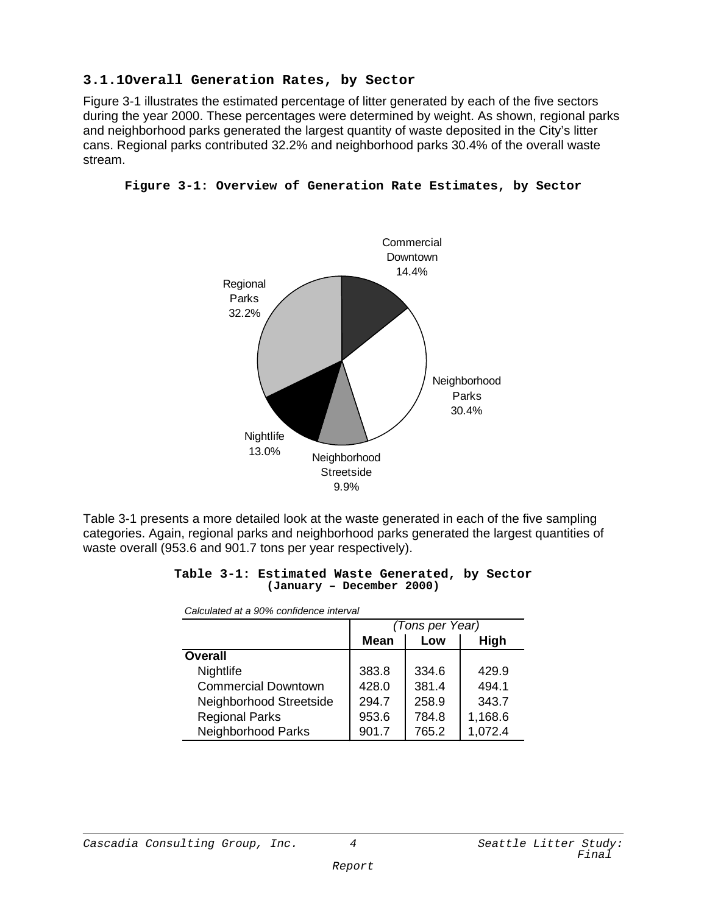### 3.1.1 Overall Generation Rates, by Sector

Figure 3-1 illustrates the estimated percentage of litter generated by each of the five sectors during the year 2000. These percentages were determined by weight. As shown, regional parks and neighborhood parks generated the largest quantity of waste deposited in the City's litter cans. Regional parks contributed 32.2% and neighborhood parks 30.4% of the overall waste stream.

**Figure 3-1: Overview of Generation Rate Estimates, by Sector**

Commercial Downtown 14.4%

Neighborhood Parks 30.4%

Neighborhood Streetside 9.9%

Nightlife 13.0%

Regional Parks 32.2%

Table 3-1 presents a more detailed look at the waste generated in each of the five sampling categories. Again, regional parks and neighborhood parks generated the largest quantities of waste overall (953.6 and 901.7 tons per year respectively).

**Table 3-1: Estimated Waste Generated, by Sector (January – December 2000)**

*Calculated at a 90% confidence interval*

| | *(Tons per Year)* | | |
|---|---|---|---|
| | **Mean** | **Low** | **High** |
| **Overall** | | | |
| Nightlife | 383.8 | 334.6 | 429.9 |
| Commercial Downtown | 428.0 | 381.4 | 494.1 |
| Neighborhood Streetside | 294.7 | 258.9 | 343.7 |
| Regional Parks | 953.6 | 784.8 | 1,168.6 |
| Neighborhood Parks | 901.7 | 765.2 | 1,072.4 |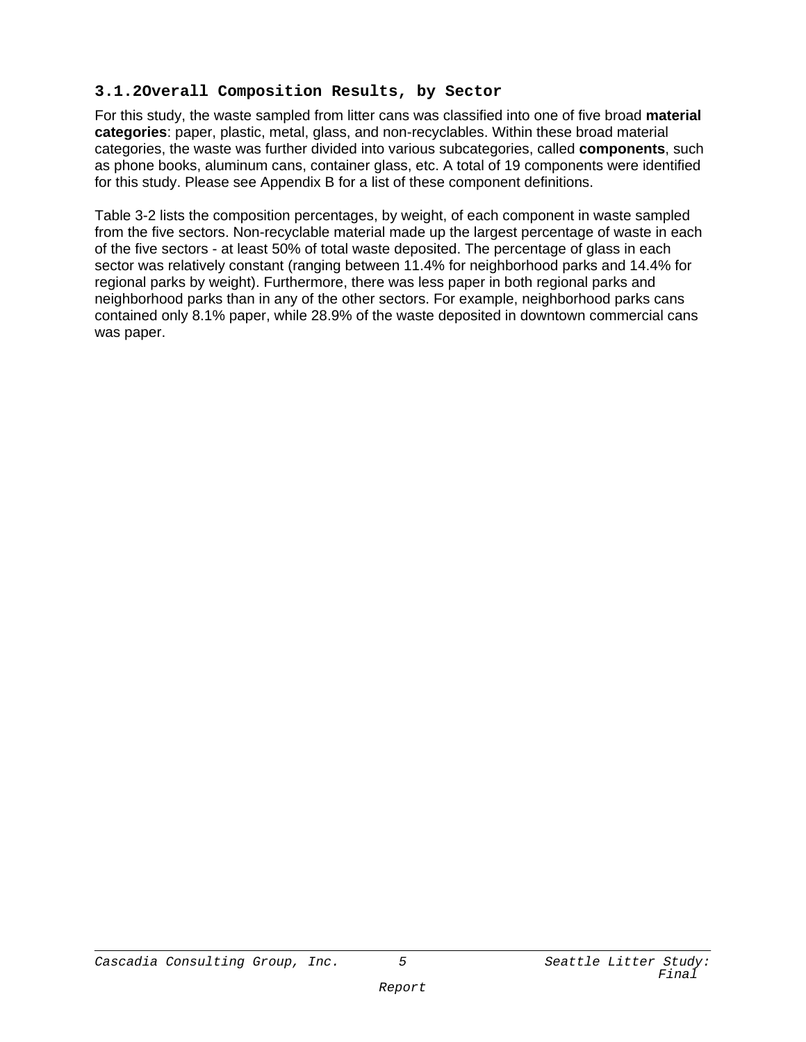### 3.1.2 Overall Composition Results, by Sector

For this study, the waste sampled from litter cans was classified into one of five broad **material categories**: paper, plastic, metal, glass, and non-recyclables. Within these broad material categories, the waste was further divided into various subcategories, called **components**, such as phone books, aluminum cans, container glass, etc. A total of 19 components were identified for this study. Please see Appendix B for a list of these component definitions.

Table 3-2 lists the composition percentages, by weight, of each component in waste sampled from the five sectors. Non-recyclable material made up the largest percentage of waste in each of the five sectors - at least 50% of total waste deposited. The percentage of glass in each sector was relatively constant (ranging between 11.4% for neighborhood parks and 14.4% for regional parks by weight). Furthermore, there was less paper in both regional parks and neighborhood parks than in any of the other sectors. For example, neighborhood parks cans contained only 8.1% paper, while 28.9% of the waste deposited in downtown commercial cans was paper.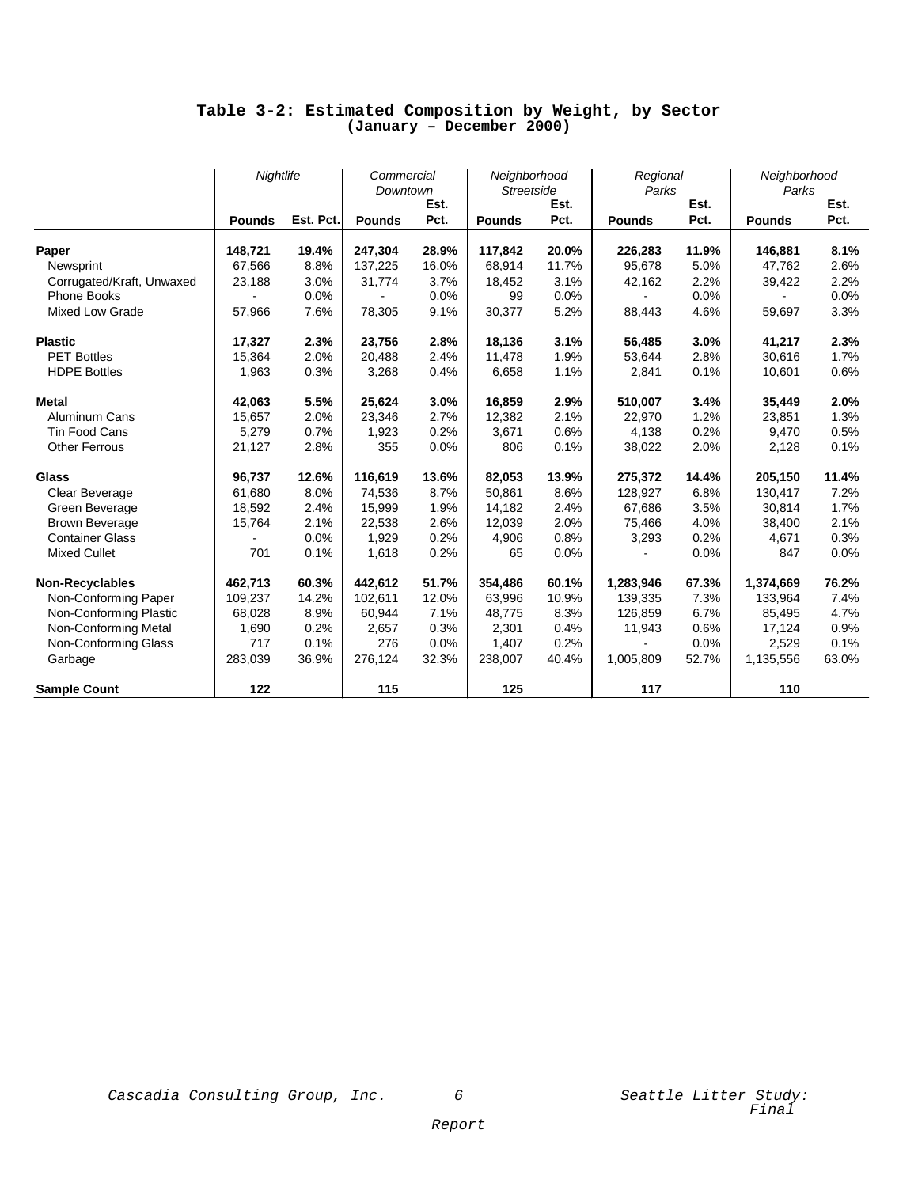# Table 3-2: Estimated Composition by Weight, by Sector (January – December 2000)

| | *Nightlife* | | *Commercial Downtown* | | *Neighborhood Streetside* | | *Regional Parks* | | *Neighborhood Parks* | |
|---|---|---|---|---|---|---|---|---|---|---|
| | **Pounds** | **Est. Pct.** | **Pounds** | **Est. Pct.** | **Pounds** | **Est. Pct.** | **Pounds** | **Est. Pct.** | **Pounds** | **Est. Pct.** |
| **Paper** | **148,721** | **19.4%** | **247,304** | **28.9%** | **117,842** | **20.0%** | **226,283** | **11.9%** | **146,881** | **8.1%** |
| Newsprint | 67,566 | 8.8% | 137,225 | 16.0% | 68,914 | 11.7% | 95,678 | 5.0% | 47,762 | 2.6% |
| Corrugated/Kraft, Unwaxed | 23,188 | 3.0% | 31,774 | 3.7% | 18,452 | 3.1% | 42,162 | 2.2% | 39,422 | 2.2% |
| Phone Books | - | 0.0% | - | 0.0% | 99 | 0.0% | - | 0.0% | - | 0.0% |
| Mixed Low Grade | 57,966 | 7.6% | 78,305 | 9.1% | 30,377 | 5.2% | 88,443 | 4.6% | 59,697 | 3.3% |
| **Plastic** | **17,327** | **2.3%** | **23,756** | **2.8%** | **18,136** | **3.1%** | **56,485** | **3.0%** | **41,217** | **2.3%** |
| PET Bottles | 15,364 | 2.0% | 20,488 | 2.4% | 11,478 | 1.9% | 53,644 | 2.8% | 30,616 | 1.7% |
| HDPE Bottles | 1,963 | 0.3% | 3,268 | 0.4% | 6,658 | 1.1% | 2,841 | 0.1% | 10,601 | 0.6% |
| **Metal** | **42,063** | **5.5%** | **25,624** | **3.0%** | **16,859** | **2.9%** | **510,007** | **3.4%** | **35,449** | **2.0%** |
| Aluminum Cans | 15,657 | 2.0% | 23,346 | 2.7% | 12,382 | 2.1% | 22,970 | 1.2% | 23,851 | 1.3% |
| Tin Food Cans | 5,279 | 0.7% | 1,923 | 0.2% | 3,671 | 0.6% | 4,138 | 0.2% | 9,470 | 0.5% |
| Other Ferrous | 21,127 | 2.8% | 355 | 0.0% | 806 | 0.1% | 38,022 | 2.0% | 2,128 | 0.1% |
| **Glass** | **96,737** | **12.6%** | **116,619** | **13.6%** | **82,053** | **13.9%** | **275,372** | **14.4%** | **205,150** | **11.4%** |
| Clear Beverage | 61,680 | 8.0% | 74,536 | 8.7% | 50,861 | 8.6% | 128,927 | 6.8% | 130,417 | 7.2% |
| Green Beverage | 18,592 | 2.4% | 15,999 | 1.9% | 14,182 | 2.4% | 67,686 | 3.5% | 30,814 | 1.7% |
| Brown Beverage | 15,764 | 2.1% | 22,538 | 2.6% | 12,039 | 2.0% | 75,466 | 4.0% | 38,400 | 2.1% |
| Container Glass | - | 0.0% | 1,929 | 0.2% | 4,906 | 0.8% | 3,293 | 0.2% | 4,671 | 0.3% |
| Mixed Cullet | 701 | 0.1% | 1,618 | 0.2% | 65 | 0.0% | - | 0.0% | 847 | 0.0% |
| **Non-Recyclables** | **462,713** | **60.3%** | **442,612** | **51.7%** | **354,486** | **60.1%** | **1,283,946** | **67.3%** | **1,374,669** | **76.2%** |
| Non-Conforming Paper | 109,237 | 14.2% | 102,611 | 12.0% | 63,996 | 10.9% | 139,335 | 7.3% | 133,964 | 7.4% |
| Non-Conforming Plastic | 68,028 | 8.9% | 60,944 | 7.1% | 48,775 | 8.3% | 126,859 | 6.7% | 85,495 | 4.7% |
| Non-Conforming Metal | 1,690 | 0.2% | 2,657 | 0.3% | 2,301 | 0.4% | 11,943 | 0.6% | 17,124 | 0.9% |
| Non-Conforming Glass | 717 | 0.1% | 276 | 0.0% | 1,407 | 0.2% | - | 0.0% | 2,529 | 0.1% |
| Garbage | 283,039 | 36.9% | 276,124 | 32.3% | 238,007 | 40.4% | 1,005,809 | 52.7% | 1,135,556 | 63.0% |
| **Sample Count** | **122** | | **115** | | **125** | | **117** | | **110** | |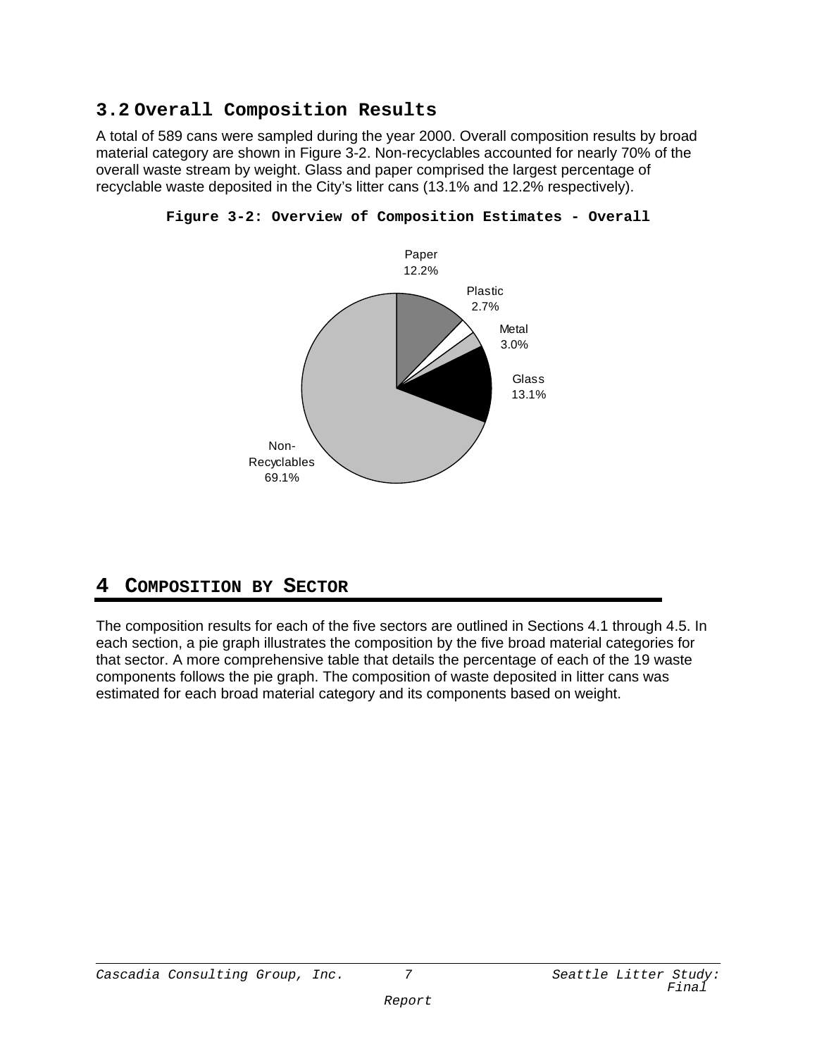## 3.2 Overall Composition Results

A total of 589 cans were sampled during the year 2000. Overall composition results by broad material category are shown in Figure 3-2. Non-recyclables accounted for nearly 70% of the overall waste stream by weight. Glass and paper comprised the largest percentage of recyclable waste deposited in the City's litter cans (13.1% and 12.2% respectively).

**Figure 3-2: Overview of Composition Estimates - Overall**

Paper 12.2%

Plastic 2.7%

Metal 3.0%

Glass 13.1%

Non-Recyclables 69.1%

# 4 COMPOSITION BY SECTOR

The composition results for each of the five sectors are outlined in Sections 4.1 through 4.5. In each section, a pie graph illustrates the composition by the five broad material categories for that sector. A more comprehensive table that details the percentage of each of the 19 waste components follows the pie graph. The composition of waste deposited in litter cans was estimated for each broad material category and its components based on weight.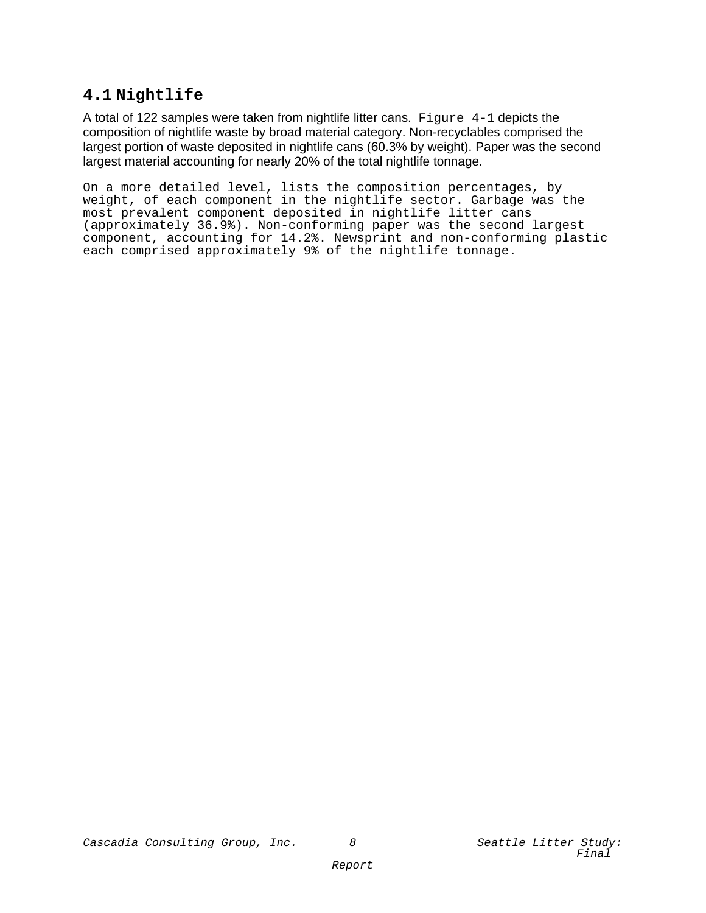## 4.1 Nightlife

A total of 122 samples were taken from nightlife litter cans. Figure 4-1 depicts the composition of nightlife waste by broad material category. Non-recyclables comprised the largest portion of waste deposited in nightlife cans (60.3% by weight). Paper was the second largest material accounting for nearly 20% of the total nightlife tonnage.

On a more detailed level, lists the composition percentages, by weight, of each component in the nightlife sector. Garbage was the most prevalent component deposited in nightlife litter cans (approximately 36.9%). Non-conforming paper was the second largest component, accounting for 14.2%. Newsprint and non-conforming plastic each comprised approximately 9% of the nightlife tonnage.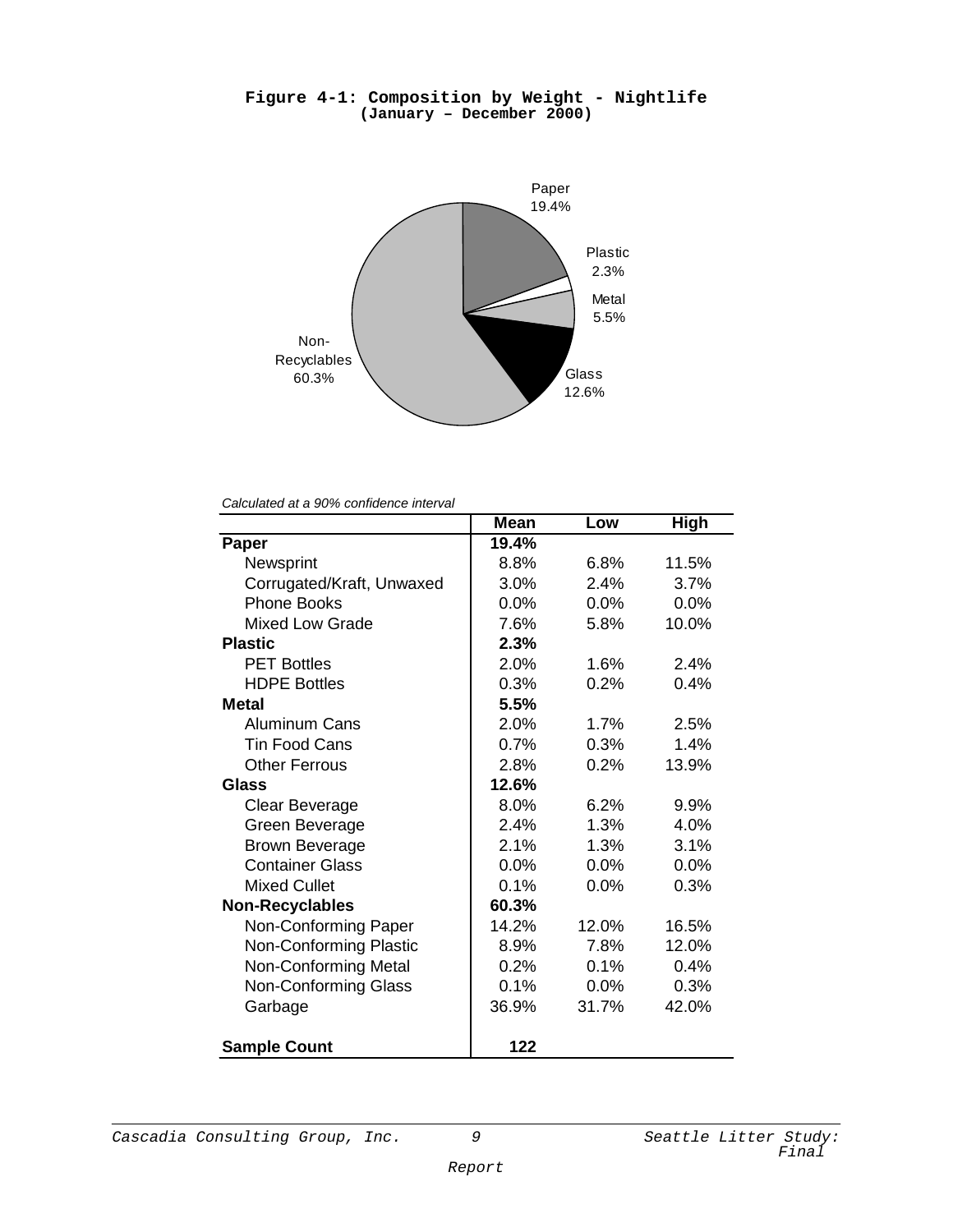**Figure 4-1: Composition by Weight - Nightlife**
**(January – December 2000)**

Paper 19.4%

Plastic 2.3%

Metal 5.5%

Glass 12.6%

Non-Recyclables 60.3%

*Calculated at a 90% confidence interval*

| | Mean | Low | High |
|---|---|---|---|
| **Paper** | **19.4%** | | |
| Newsprint | 8.8% | 6.8% | 11.5% |
| Corrugated/Kraft, Unwaxed | 3.0% | 2.4% | 3.7% |
| Phone Books | 0.0% | 0.0% | 0.0% |
| Mixed Low Grade | 7.6% | 5.8% | 10.0% |
| **Plastic** | **2.3%** | | |
| PET Bottles | 2.0% | 1.6% | 2.4% |
| HDPE Bottles | 0.3% | 0.2% | 0.4% |
| **Metal** | **5.5%** | | |
| Aluminum Cans | 2.0% | 1.7% | 2.5% |
| Tin Food Cans | 0.7% | 0.3% | 1.4% |
| Other Ferrous | 2.8% | 0.2% | 13.9% |
| **Glass** | **12.6%** | | |
| Clear Beverage | 8.0% | 6.2% | 9.9% |
| Green Beverage | 2.4% | 1.3% | 4.0% |
| Brown Beverage | 2.1% | 1.3% | 3.1% |
| Container Glass | 0.0% | 0.0% | 0.0% |
| Mixed Cullet | 0.1% | 0.0% | 0.3% |
| **Non-Recyclables** | **60.3%** | | |
| Non-Conforming Paper | 14.2% | 12.0% | 16.5% |
| Non-Conforming Plastic | 8.9% | 7.8% | 12.0% |
| Non-Conforming Metal | 0.2% | 0.1% | 0.4% |
| Non-Conforming Glass | 0.1% | 0.0% | 0.3% |
| Garbage | 36.9% | 31.7% | 42.0% |
| | | | |
| **Sample Count** | **122** | | |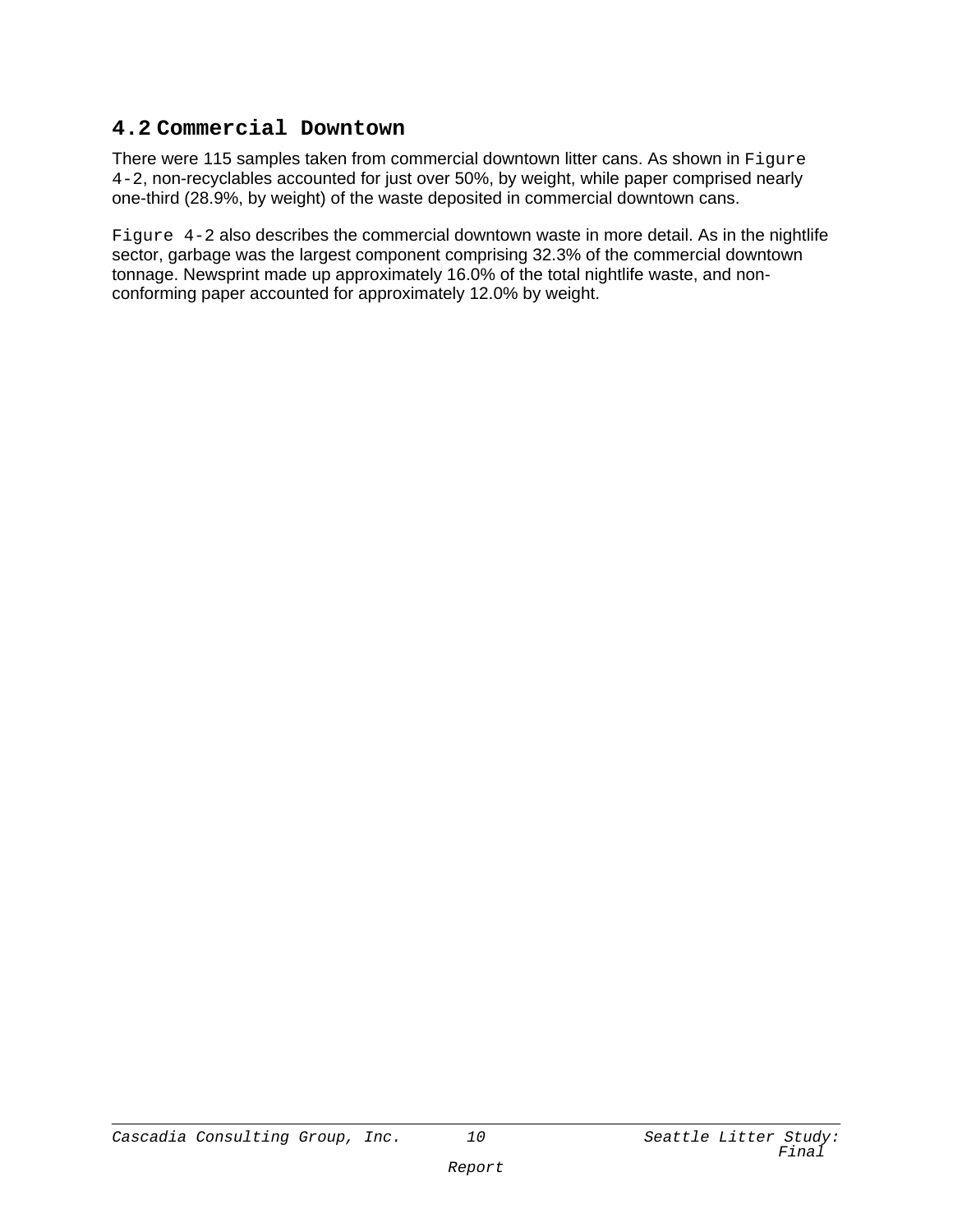## 4.2 Commercial Downtown

There were 115 samples taken from commercial downtown litter cans. As shown in Figure 4-2, non-recyclables accounted for just over 50%, by weight, while paper comprised nearly one-third (28.9%, by weight) of the waste deposited in commercial downtown cans.

Figure 4-2 also describes the commercial downtown waste in more detail. As in the nightlife sector, garbage was the largest component comprising 32.3% of the commercial downtown tonnage. Newsprint made up approximately 16.0% of the total nightlife waste, and non-conforming paper accounted for approximately 12.0% by weight.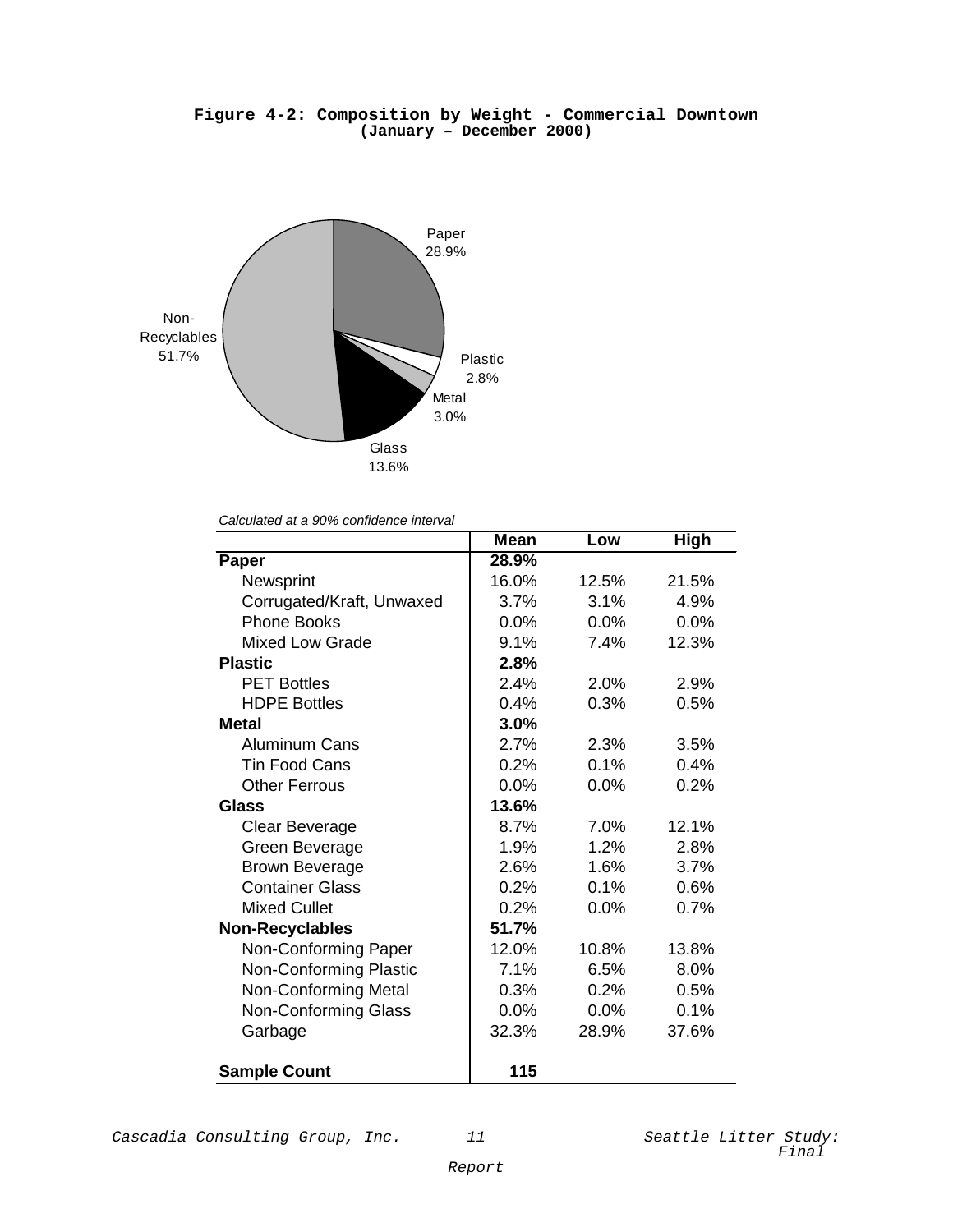**Figure 4-2: Composition by Weight - Commercial Downtown**
**(January – December 2000)**

Paper 28.9%
Plastic 2.8%
Metal 3.0%
Glass 13.6%
Non-Recyclables 51.7%

*Calculated at a 90% confidence interval*

| | Mean | Low | High |
|---|---|---|---|
| **Paper** | **28.9%** | | |
| Newsprint | 16.0% | 12.5% | 21.5% |
| Corrugated/Kraft, Unwaxed | 3.7% | 3.1% | 4.9% |
| Phone Books | 0.0% | 0.0% | 0.0% |
| Mixed Low Grade | 9.1% | 7.4% | 12.3% |
| **Plastic** | **2.8%** | | |
| PET Bottles | 2.4% | 2.0% | 2.9% |
| HDPE Bottles | 0.4% | 0.3% | 0.5% |
| **Metal** | **3.0%** | | |
| Aluminum Cans | 2.7% | 2.3% | 3.5% |
| Tin Food Cans | 0.2% | 0.1% | 0.4% |
| Other Ferrous | 0.0% | 0.0% | 0.2% |
| **Glass** | **13.6%** | | |
| Clear Beverage | 8.7% | 7.0% | 12.1% |
| Green Beverage | 1.9% | 1.2% | 2.8% |
| Brown Beverage | 2.6% | 1.6% | 3.7% |
| Container Glass | 0.2% | 0.1% | 0.6% |
| Mixed Cullet | 0.2% | 0.0% | 0.7% |
| **Non-Recyclables** | **51.7%** | | |
| Non-Conforming Paper | 12.0% | 10.8% | 13.8% |
| Non-Conforming Plastic | 7.1% | 6.5% | 8.0% |
| Non-Conforming Metal | 0.3% | 0.2% | 0.5% |
| Non-Conforming Glass | 0.0% | 0.0% | 0.1% |
| Garbage | 32.3% | 28.9% | 37.6% |
| **Sample Count** | **115** | | |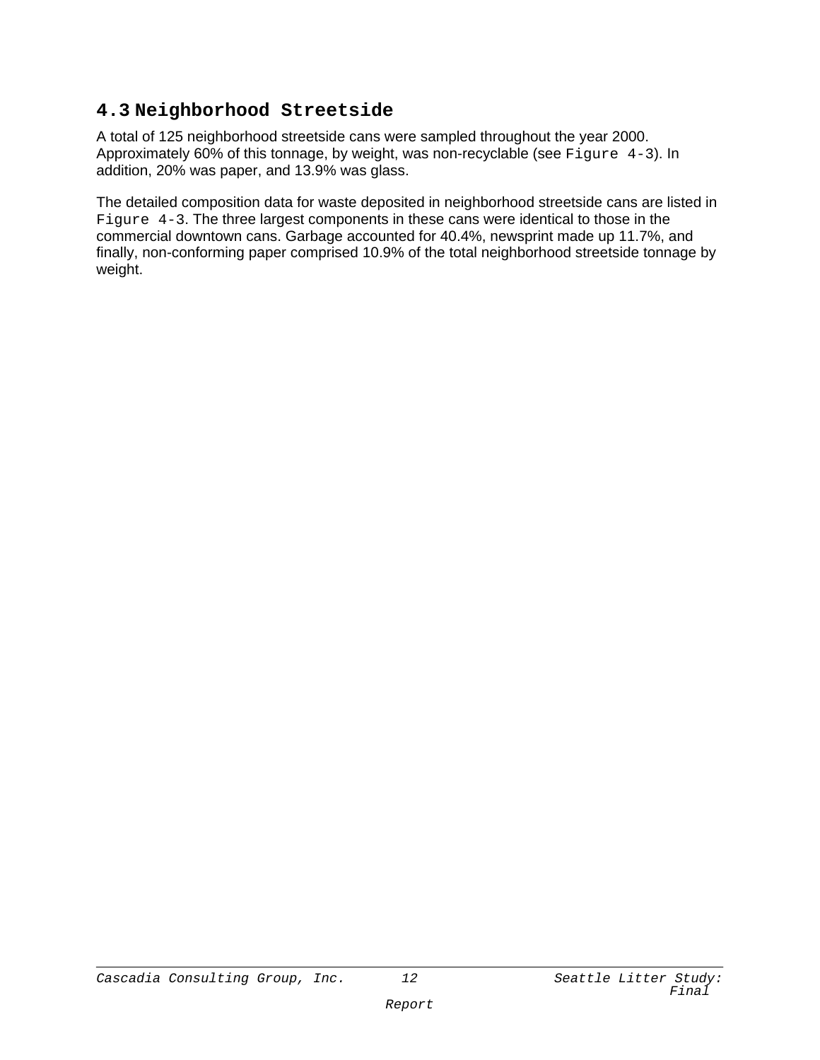## 4.3 Neighborhood Streetside

A total of 125 neighborhood streetside cans were sampled throughout the year 2000. Approximately 60% of this tonnage, by weight, was non-recyclable (see Figure 4-3). In addition, 20% was paper, and 13.9% was glass.

The detailed composition data for waste deposited in neighborhood streetside cans are listed in Figure 4-3. The three largest components in these cans were identical to those in the commercial downtown cans. Garbage accounted for 40.4%, newsprint made up 11.7%, and finally, non-conforming paper comprised 10.9% of the total neighborhood streetside tonnage by weight.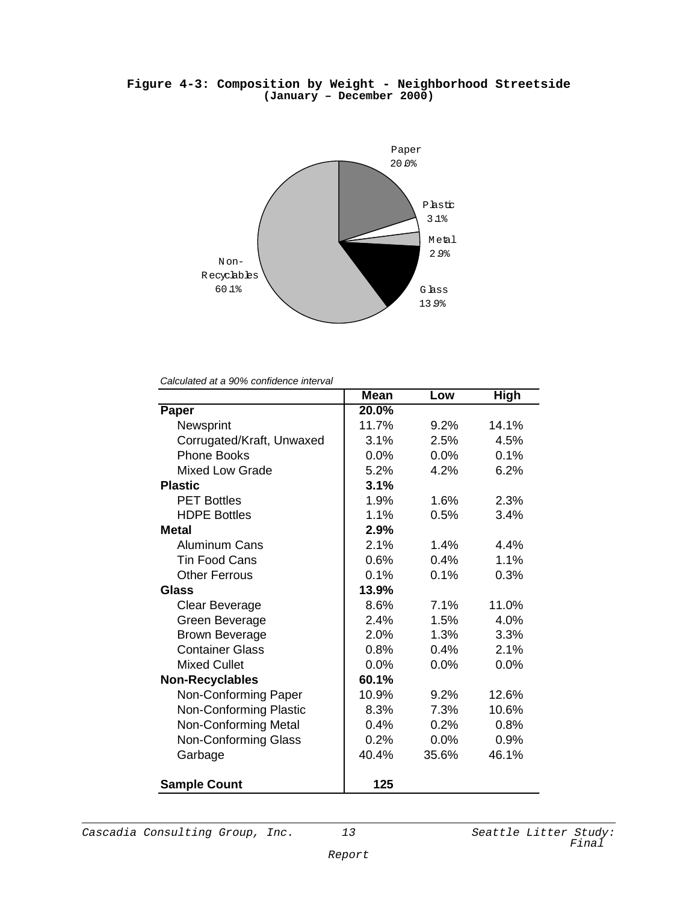**Figure 4-3: Composition by Weight - Neighborhood Streetside**
**(January – December 2000)**

Paper 20.0%
Plastic 3.1%
Metal 2.9%
Glass 13.9%
Non-Recyclables 60.1%

*Calculated at a 90% confidence interval*

| | Mean | Low | High |
|---|---|---|---|
| **Paper** | **20.0%** | | |
| Newsprint | 11.7% | 9.2% | 14.1% |
| Corrugated/Kraft, Unwaxed | 3.1% | 2.5% | 4.5% |
| Phone Books | 0.0% | 0.0% | 0.1% |
| Mixed Low Grade | 5.2% | 4.2% | 6.2% |
| **Plastic** | **3.1%** | | |
| PET Bottles | 1.9% | 1.6% | 2.3% |
| HDPE Bottles | 1.1% | 0.5% | 3.4% |
| **Metal** | **2.9%** | | |
| Aluminum Cans | 2.1% | 1.4% | 4.4% |
| Tin Food Cans | 0.6% | 0.4% | 1.1% |
| Other Ferrous | 0.1% | 0.1% | 0.3% |
| **Glass** | **13.9%** | | |
| Clear Beverage | 8.6% | 7.1% | 11.0% |
| Green Beverage | 2.4% | 1.5% | 4.0% |
| Brown Beverage | 2.0% | 1.3% | 3.3% |
| Container Glass | 0.8% | 0.4% | 2.1% |
| Mixed Cullet | 0.0% | 0.0% | 0.0% |
| **Non-Recyclables** | **60.1%** | | |
| Non-Conforming Paper | 10.9% | 9.2% | 12.6% |
| Non-Conforming Plastic | 8.3% | 7.3% | 10.6% |
| Non-Conforming Metal | 0.4% | 0.2% | 0.8% |
| Non-Conforming Glass | 0.2% | 0.0% | 0.9% |
| Garbage | 40.4% | 35.6% | 46.1% |
| **Sample Count** | **125** | | |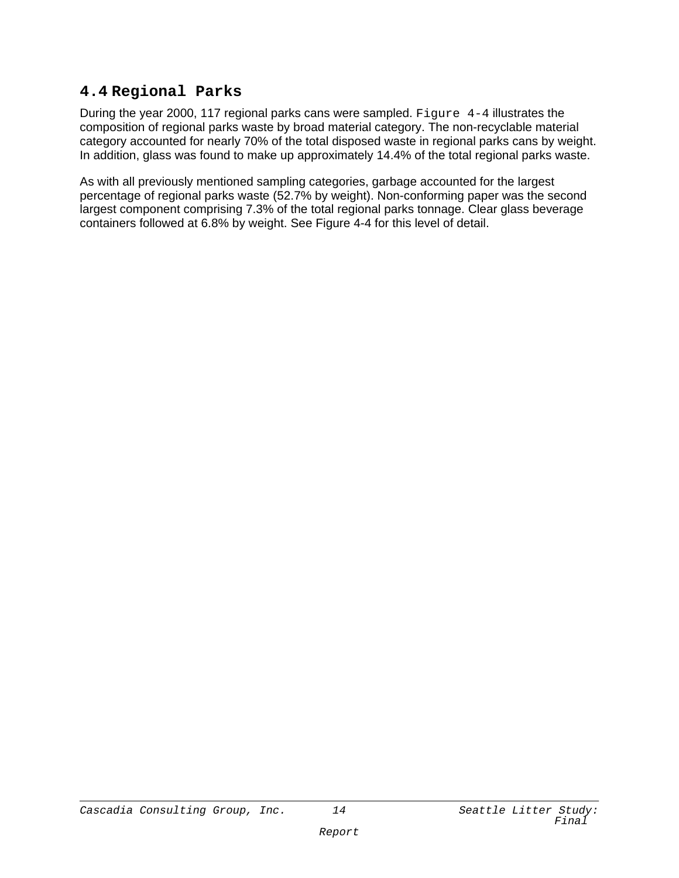## 4.4 Regional Parks

During the year 2000, 117 regional parks cans were sampled. Figure 4-4 illustrates the composition of regional parks waste by broad material category. The non-recyclable material category accounted for nearly 70% of the total disposed waste in regional parks cans by weight. In addition, glass was found to make up approximately 14.4% of the total regional parks waste.

As with all previously mentioned sampling categories, garbage accounted for the largest percentage of regional parks waste (52.7% by weight). Non-conforming paper was the second largest component comprising 7.3% of the total regional parks tonnage. Clear glass beverage containers followed at 6.8% by weight. See Figure 4-4 for this level of detail.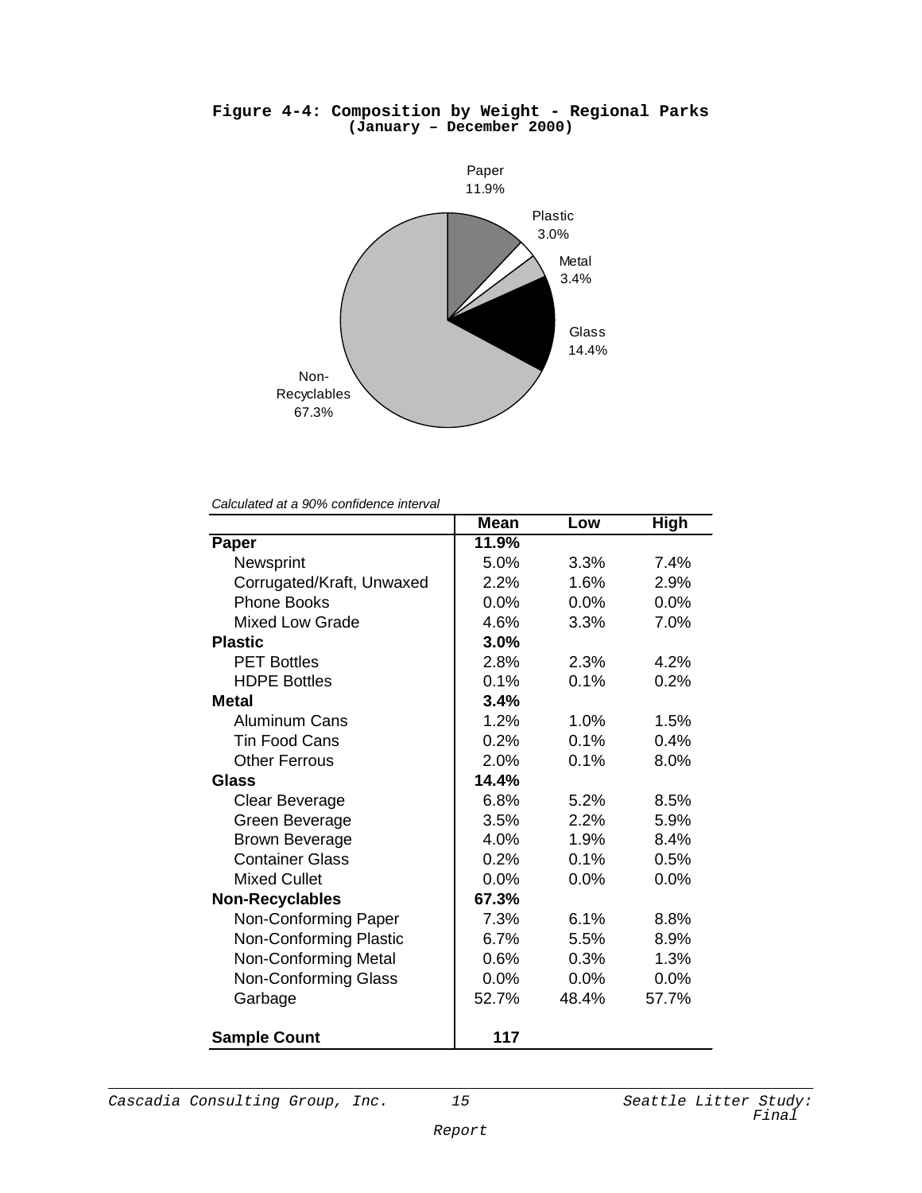**Figure 4-4: Composition by Weight - Regional Parks (January – December 2000)**

Paper 11.9%
Plastic 3.0%
Metal 3.4%
Glass 14.4%
Non-Recyclables 67.3%

*Calculated at a 90% confidence interval*

| | Mean | Low | High |
|---|---|---|---|
| **Paper** | **11.9%** | | |
| Newsprint | 5.0% | 3.3% | 7.4% |
| Corrugated/Kraft, Unwaxed | 2.2% | 1.6% | 2.9% |
| Phone Books | 0.0% | 0.0% | 0.0% |
| Mixed Low Grade | 4.6% | 3.3% | 7.0% |
| **Plastic** | **3.0%** | | |
| PET Bottles | 2.8% | 2.3% | 4.2% |
| HDPE Bottles | 0.1% | 0.1% | 0.2% |
| **Metal** | **3.4%** | | |
| Aluminum Cans | 1.2% | 1.0% | 1.5% |
| Tin Food Cans | 0.2% | 0.1% | 0.4% |
| Other Ferrous | 2.0% | 0.1% | 8.0% |
| **Glass** | **14.4%** | | |
| Clear Beverage | 6.8% | 5.2% | 8.5% |
| Green Beverage | 3.5% | 2.2% | 5.9% |
| Brown Beverage | 4.0% | 1.9% | 8.4% |
| Container Glass | 0.2% | 0.1% | 0.5% |
| Mixed Cullet | 0.0% | 0.0% | 0.0% |
| **Non-Recyclables** | **67.3%** | | |
| Non-Conforming Paper | 7.3% | 6.1% | 8.8% |
| Non-Conforming Plastic | 6.7% | 5.5% | 8.9% |
| Non-Conforming Metal | 0.6% | 0.3% | 1.3% |
| Non-Conforming Glass | 0.0% | 0.0% | 0.0% |
| Garbage | 52.7% | 48.4% | 57.7% |
| | | | |
| **Sample Count** | **117** | | |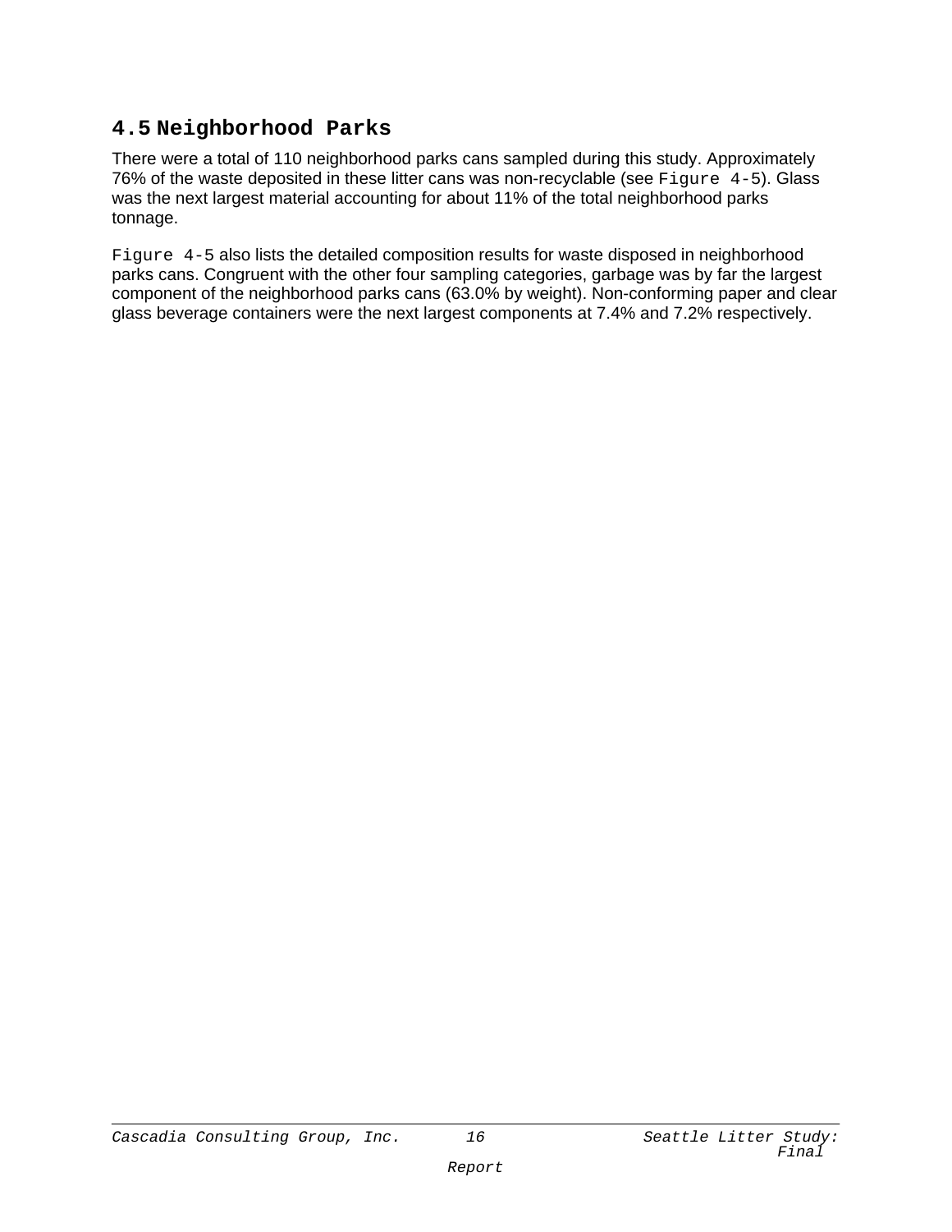## 4.5 Neighborhood Parks

There were a total of 110 neighborhood parks cans sampled during this study. Approximately 76% of the waste deposited in these litter cans was non-recyclable (see Figure 4-5). Glass was the next largest material accounting for about 11% of the total neighborhood parks tonnage.

Figure 4-5 also lists the detailed composition results for waste disposed in neighborhood parks cans. Congruent with the other four sampling categories, garbage was by far the largest component of the neighborhood parks cans (63.0% by weight). Non-conforming paper and clear glass beverage containers were the next largest components at 7.4% and 7.2% respectively.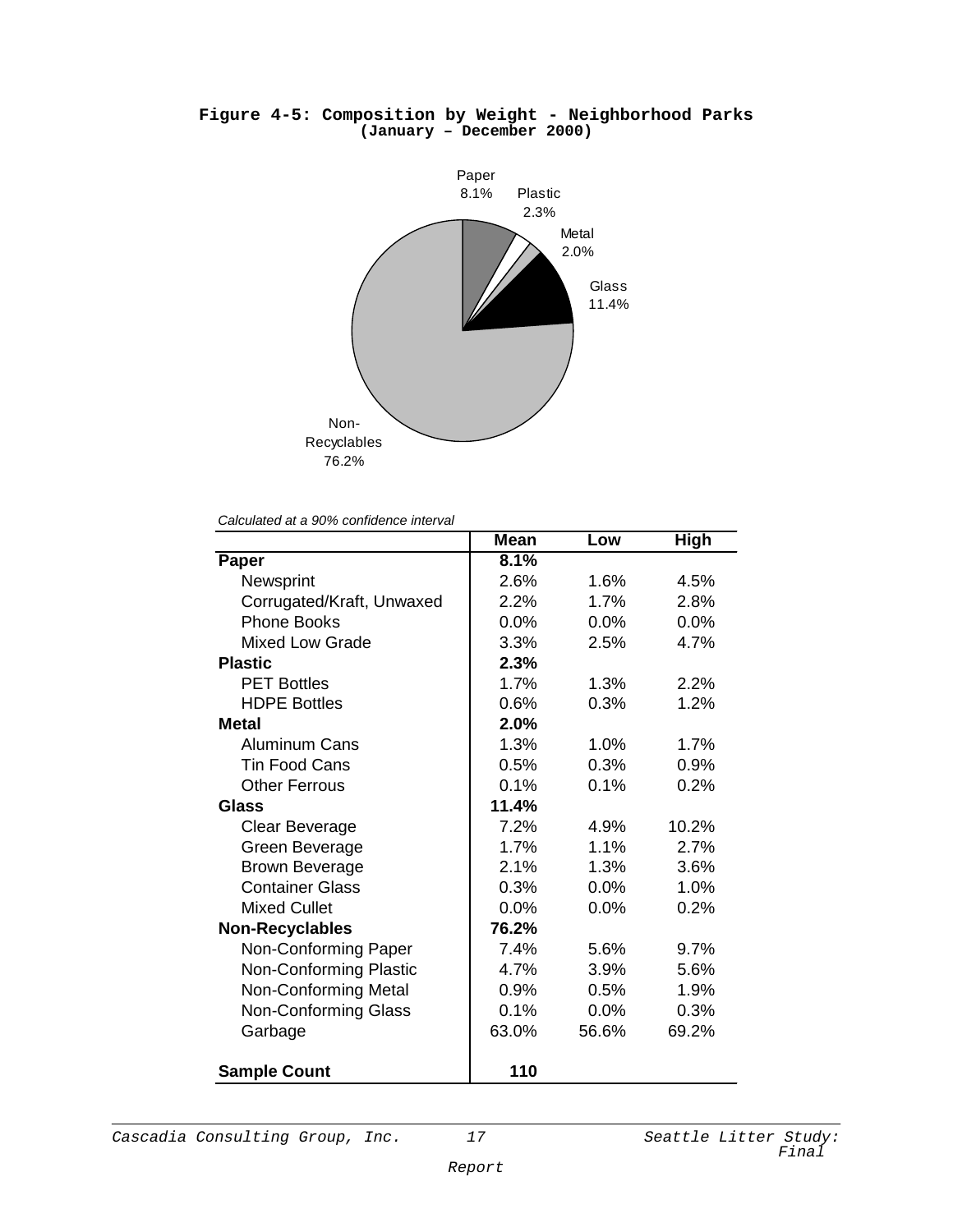**Figure 4-5: Composition by Weight - Neighborhood Parks**
**(January – December 2000)**

Paper 8.1%
Plastic 2.3%
Metal 2.0%
Glass 11.4%
Non-Recyclables 76.2%

*Calculated at a 90% confidence interval*

| | Mean | Low | High |
|---|---|---|---|
| **Paper** | **8.1%** | | |
| Newsprint | 2.6% | 1.6% | 4.5% |
| Corrugated/Kraft, Unwaxed | 2.2% | 1.7% | 2.8% |
| Phone Books | 0.0% | 0.0% | 0.0% |
| Mixed Low Grade | 3.3% | 2.5% | 4.7% |
| **Plastic** | **2.3%** | | |
| PET Bottles | 1.7% | 1.3% | 2.2% |
| HDPE Bottles | 0.6% | 0.3% | 1.2% |
| **Metal** | **2.0%** | | |
| Aluminum Cans | 1.3% | 1.0% | 1.7% |
| Tin Food Cans | 0.5% | 0.3% | 0.9% |
| Other Ferrous | 0.1% | 0.1% | 0.2% |
| **Glass** | **11.4%** | | |
| Clear Beverage | 7.2% | 4.9% | 10.2% |
| Green Beverage | 1.7% | 1.1% | 2.7% |
| Brown Beverage | 2.1% | 1.3% | 3.6% |
| Container Glass | 0.3% | 0.0% | 1.0% |
| Mixed Cullet | 0.0% | 0.0% | 0.2% |
| **Non-Recyclables** | **76.2%** | | |
| Non-Conforming Paper | 7.4% | 5.6% | 9.7% |
| Non-Conforming Plastic | 4.7% | 3.9% | 5.6% |
| Non-Conforming Metal | 0.9% | 0.5% | 1.9% |
| Non-Conforming Glass | 0.1% | 0.0% | 0.3% |
| Garbage | 63.0% | 56.6% | 69.2% |
| **Sample Count** | **110** | | |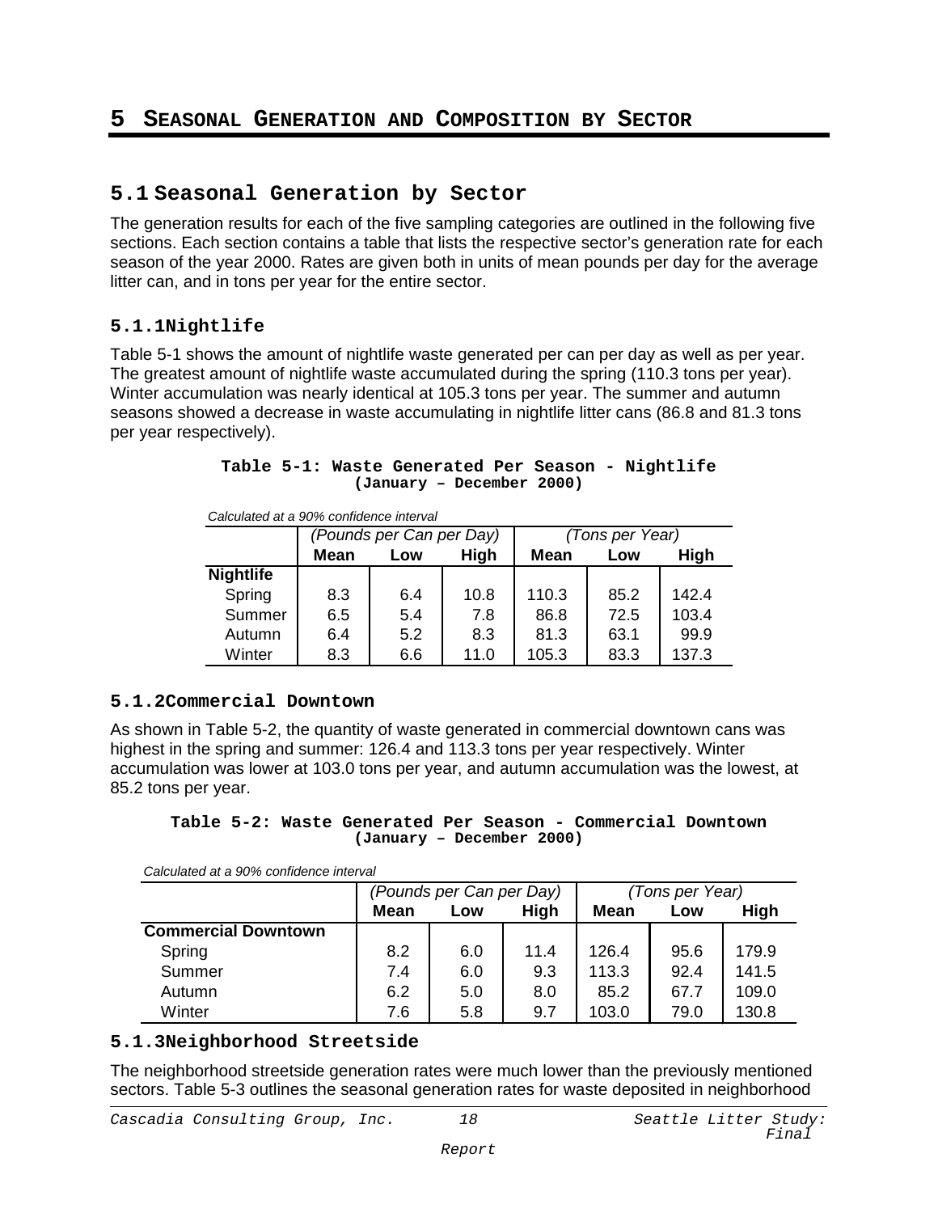# 5 Seasonal Generation and Composition by Sector

## 5.1 Seasonal Generation by Sector

The generation results for each of the five sampling categories are outlined in the following five sections. Each section contains a table that lists the respective sector's generation rate for each season of the year 2000. Rates are given both in units of mean pounds per day for the average litter can, and in tons per year for the entire sector.

### 5.1.1 Nightlife

Table 5-1 shows the amount of nightlife waste generated per can per day as well as per year. The greatest amount of nightlife waste accumulated during the spring (110.3 tons per year). Winter accumulation was nearly identical at 105.3 tons per year. The summer and autumn seasons showed a decrease in waste accumulating in nightlife litter cans (86.8 and 81.3 tons per year respectively).

**Table 5-1: Waste Generated Per Season - Nightlife (January – December 2000)**

*Calculated at a 90% confidence interval*

| | *(Pounds per Can per Day)* | | | *(Tons per Year)* | | |
|---|---|---|---|---|---|---|
| | **Mean** | **Low** | **High** | **Mean** | **Low** | **High** |
| **Nightlife** | | | | | | |
| Spring | 8.3 | 6.4 | 10.8 | 110.3 | 85.2 | 142.4 |
| Summer | 6.5 | 5.4 | 7.8 | 86.8 | 72.5 | 103.4 |
| Autumn | 6.4 | 5.2 | 8.3 | 81.3 | 63.1 | 99.9 |
| Winter | 8.3 | 6.6 | 11.0 | 105.3 | 83.3 | 137.3 |

### 5.1.2 Commercial Downtown

As shown in Table 5-2, the quantity of waste generated in commercial downtown cans was highest in the spring and summer: 126.4 and 113.3 tons per year respectively. Winter accumulation was lower at 103.0 tons per year, and autumn accumulation was the lowest, at 85.2 tons per year.

**Table 5-2: Waste Generated Per Season - Commercial Downtown (January – December 2000)**

*Calculated at a 90% confidence interval*

| | *(Pounds per Can per Day)* | | | *(Tons per Year)* | | |
|---|---|---|---|---|---|---|
| | **Mean** | **Low** | **High** | **Mean** | **Low** | **High** |
| **Commercial Downtown** | | | | | | |
| Spring | 8.2 | 6.0 | 11.4 | 126.4 | 95.6 | 179.9 |
| Summer | 7.4 | 6.0 | 9.3 | 113.3 | 92.4 | 141.5 |
| Autumn | 6.2 | 5.0 | 8.0 | 85.2 | 67.7 | 109.0 |
| Winter | 7.6 | 5.8 | 9.7 | 103.0 | 79.0 | 130.8 |

### 5.1.3 Neighborhood Streetside

The neighborhood streetside generation rates were much lower than the previously mentioned sectors. Table 5-3 outlines the seasonal generation rates for waste deposited in neighborhood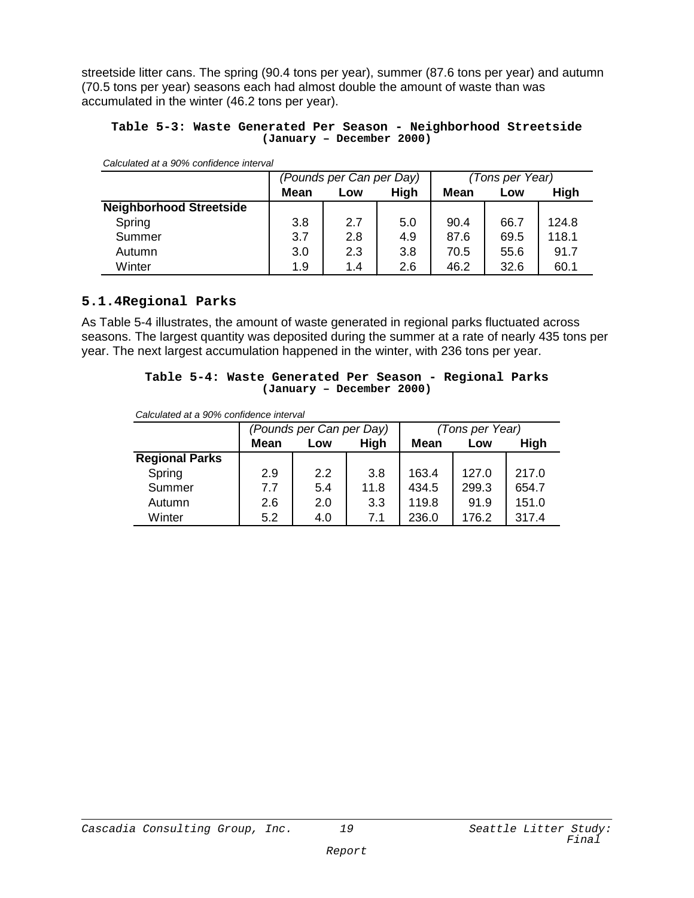streetside litter cans. The spring (90.4 tons per year), summer (87.6 tons per year) and autumn (70.5 tons per year) seasons each had almost double the amount of waste than was accumulated in the winter (46.2 tons per year).

**Table 5-3: Waste Generated Per Season - Neighborhood Streetside (January – December 2000)**

*Calculated at a 90% confidence interval*

| | *(Pounds per Can per Day)* | | | *(Tons per Year)* | | |
|---|---|---|---|---|---|---|
| | **Mean** | **Low** | **High** | **Mean** | **Low** | **High** |
| **Neighborhood Streetside** | | | | | | |
| Spring | 3.8 | 2.7 | 5.0 | 90.4 | 66.7 | 124.8 |
| Summer | 3.7 | 2.8 | 4.9 | 87.6 | 69.5 | 118.1 |
| Autumn | 3.0 | 2.3 | 3.8 | 70.5 | 55.6 | 91.7 |
| Winter | 1.9 | 1.4 | 2.6 | 46.2 | 32.6 | 60.1 |

### 5.1.4Regional Parks

As Table 5-4 illustrates, the amount of waste generated in regional parks fluctuated across seasons. The largest quantity was deposited during the summer at a rate of nearly 435 tons per year. The next largest accumulation happened in the winter, with 236 tons per year.

**Table 5-4: Waste Generated Per Season - Regional Parks (January – December 2000)**

*Calculated at a 90% confidence interval*

| | *(Pounds per Can per Day)* | | | *(Tons per Year)* | | |
|---|---|---|---|---|---|---|
| | **Mean** | **Low** | **High** | **Mean** | **Low** | **High** |
| **Regional Parks** | | | | | | |
| Spring | 2.9 | 2.2 | 3.8 | 163.4 | 127.0 | 217.0 |
| Summer | 7.7 | 5.4 | 11.8 | 434.5 | 299.3 | 654.7 |
| Autumn | 2.6 | 2.0 | 3.3 | 119.8 | 91.9 | 151.0 |
| Winter | 5.2 | 4.0 | 7.1 | 236.0 | 176.2 | 317.4 |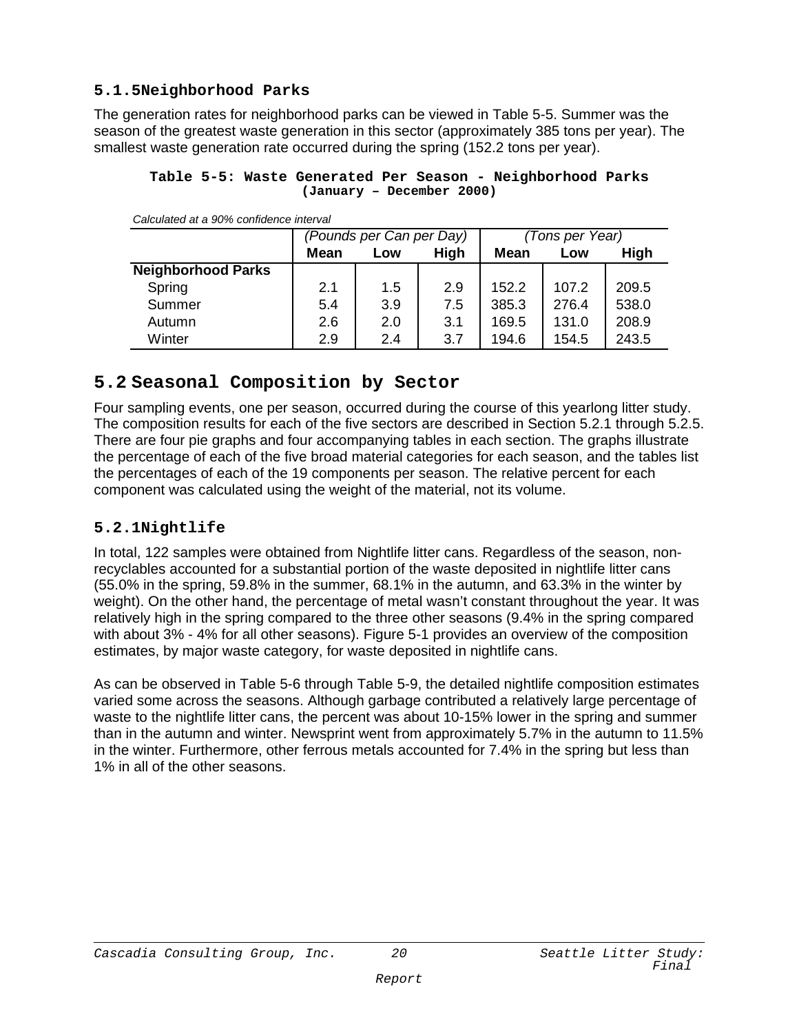### 5.1.5 Neighborhood Parks

The generation rates for neighborhood parks can be viewed in Table 5-5. Summer was the season of the greatest waste generation in this sector (approximately 385 tons per year). The smallest waste generation rate occurred during the spring (152.2 tons per year).

**Table 5-5: Waste Generated Per Season - Neighborhood Parks (January – December 2000)**

*Calculated at a 90% confidence interval*

| | *(Pounds per Can per Day)* | | | *(Tons per Year)* | | |
|---|---|---|---|---|---|---|
| | **Mean** | **Low** | **High** | **Mean** | **Low** | **High** |
| **Neighborhood Parks** | | | | | | |
| Spring | 2.1 | 1.5 | 2.9 | 152.2 | 107.2 | 209.5 |
| Summer | 5.4 | 3.9 | 7.5 | 385.3 | 276.4 | 538.0 |
| Autumn | 2.6 | 2.0 | 3.1 | 169.5 | 131.0 | 208.9 |
| Winter | 2.9 | 2.4 | 3.7 | 194.6 | 154.5 | 243.5 |

## 5.2 Seasonal Composition by Sector

Four sampling events, one per season, occurred during the course of this yearlong litter study. The composition results for each of the five sectors are described in Section 5.2.1 through 5.2.5. There are four pie graphs and four accompanying tables in each section. The graphs illustrate the percentage of each of the five broad material categories for each season, and the tables list the percentages of each of the 19 components per season. The relative percent for each component was calculated using the weight of the material, not its volume.

### 5.2.1 Nightlife

In total, 122 samples were obtained from Nightlife litter cans. Regardless of the season, non-recyclables accounted for a substantial portion of the waste deposited in nightlife litter cans (55.0% in the spring, 59.8% in the summer, 68.1% in the autumn, and 63.3% in the winter by weight). On the other hand, the percentage of metal wasn't constant throughout the year. It was relatively high in the spring compared to the three other seasons (9.4% in the spring compared with about 3% - 4% for all other seasons). Figure 5-1 provides an overview of the composition estimates, by major waste category, for waste deposited in nightlife cans.

As can be observed in Table 5-6 through Table 5-9, the detailed nightlife composition estimates varied some across the seasons. Although garbage contributed a relatively large percentage of waste to the nightlife litter cans, the percent was about 10-15% lower in the spring and summer than in the autumn and winter. Newsprint went from approximately 5.7% in the autumn to 11.5% in the winter. Furthermore, other ferrous metals accounted for 7.4% in the spring but less than 1% in all of the other seasons.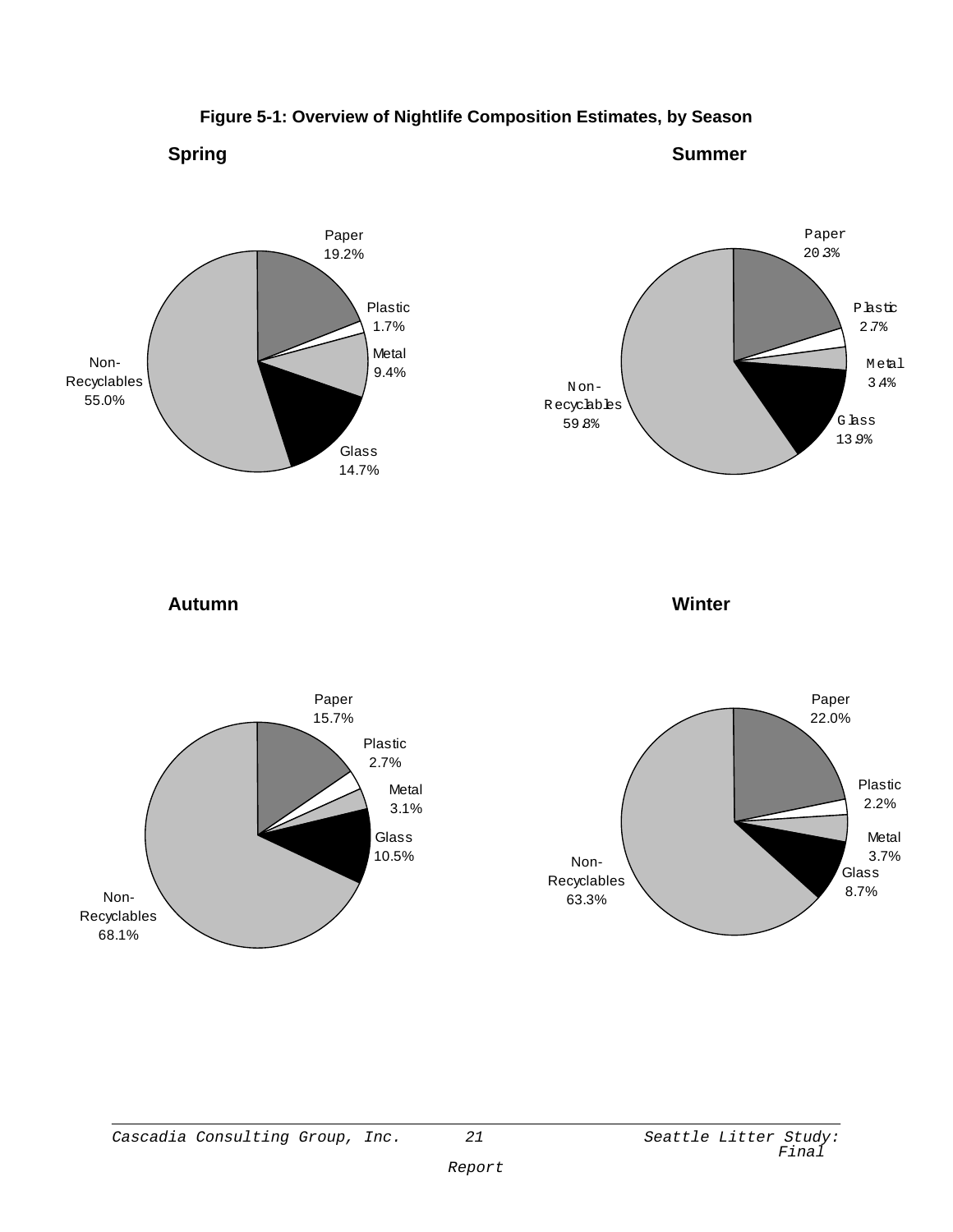**Figure 5-1: Overview of Nightlife Composition Estimates, by Season**

**Spring**

Paper 19.2%
Plastic 1.7%
Metal 9.4%
Glass 14.7%
Non-Recyclables 55.0%

**Summer**

Paper 20.3%
Plastic 2.7%
Metal 3.4%
Glass 13.9%
Non-Recyclables 59.8%

**Autumn**

Paper 15.7%
Plastic 2.7%
Metal 3.1%
Glass 10.5%
Non-Recyclables 68.1%

**Winter**

Paper 22.0%
Plastic 2.2%
Metal 3.7%
Glass 8.7%
Non-Recyclables 63.3%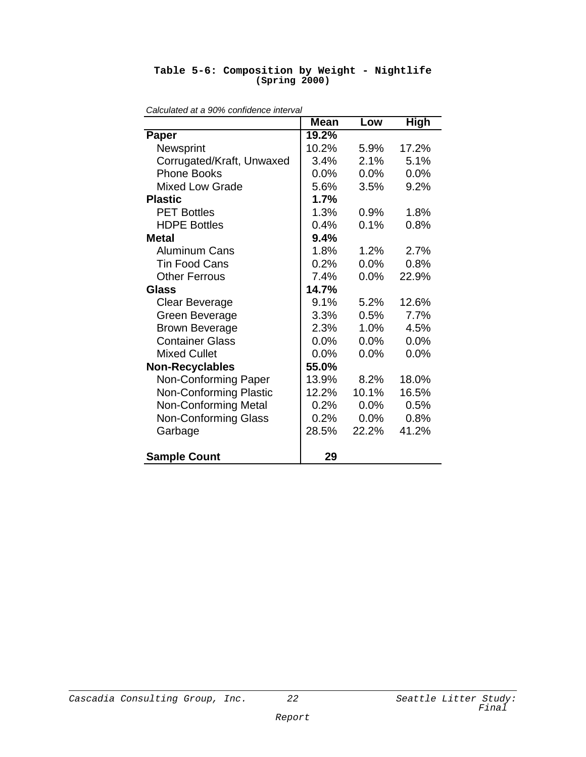**Table 5-6: Composition by Weight - Nightlife (Spring 2000)**

*Calculated at a 90% confidence interval*

| | Mean | Low | High |
|---|---|---|---|
| **Paper** | **19.2%** | | |
| Newsprint | 10.2% | 5.9% | 17.2% |
| Corrugated/Kraft, Unwaxed | 3.4% | 2.1% | 5.1% |
| Phone Books | 0.0% | 0.0% | 0.0% |
| Mixed Low Grade | 5.6% | 3.5% | 9.2% |
| **Plastic** | **1.7%** | | |
| PET Bottles | 1.3% | 0.9% | 1.8% |
| HDPE Bottles | 0.4% | 0.1% | 0.8% |
| **Metal** | **9.4%** | | |
| Aluminum Cans | 1.8% | 1.2% | 2.7% |
| Tin Food Cans | 0.2% | 0.0% | 0.8% |
| Other Ferrous | 7.4% | 0.0% | 22.9% |
| **Glass** | **14.7%** | | |
| Clear Beverage | 9.1% | 5.2% | 12.6% |
| Green Beverage | 3.3% | 0.5% | 7.7% |
| Brown Beverage | 2.3% | 1.0% | 4.5% |
| Container Glass | 0.0% | 0.0% | 0.0% |
| Mixed Cullet | 0.0% | 0.0% | 0.0% |
| **Non-Recyclables** | **55.0%** | | |
| Non-Conforming Paper | 13.9% | 8.2% | 18.0% |
| Non-Conforming Plastic | 12.2% | 10.1% | 16.5% |
| Non-Conforming Metal | 0.2% | 0.0% | 0.5% |
| Non-Conforming Glass | 0.2% | 0.0% | 0.8% |
| Garbage | 28.5% | 22.2% | 41.2% |
| | | | |
| **Sample Count** | **29** | | |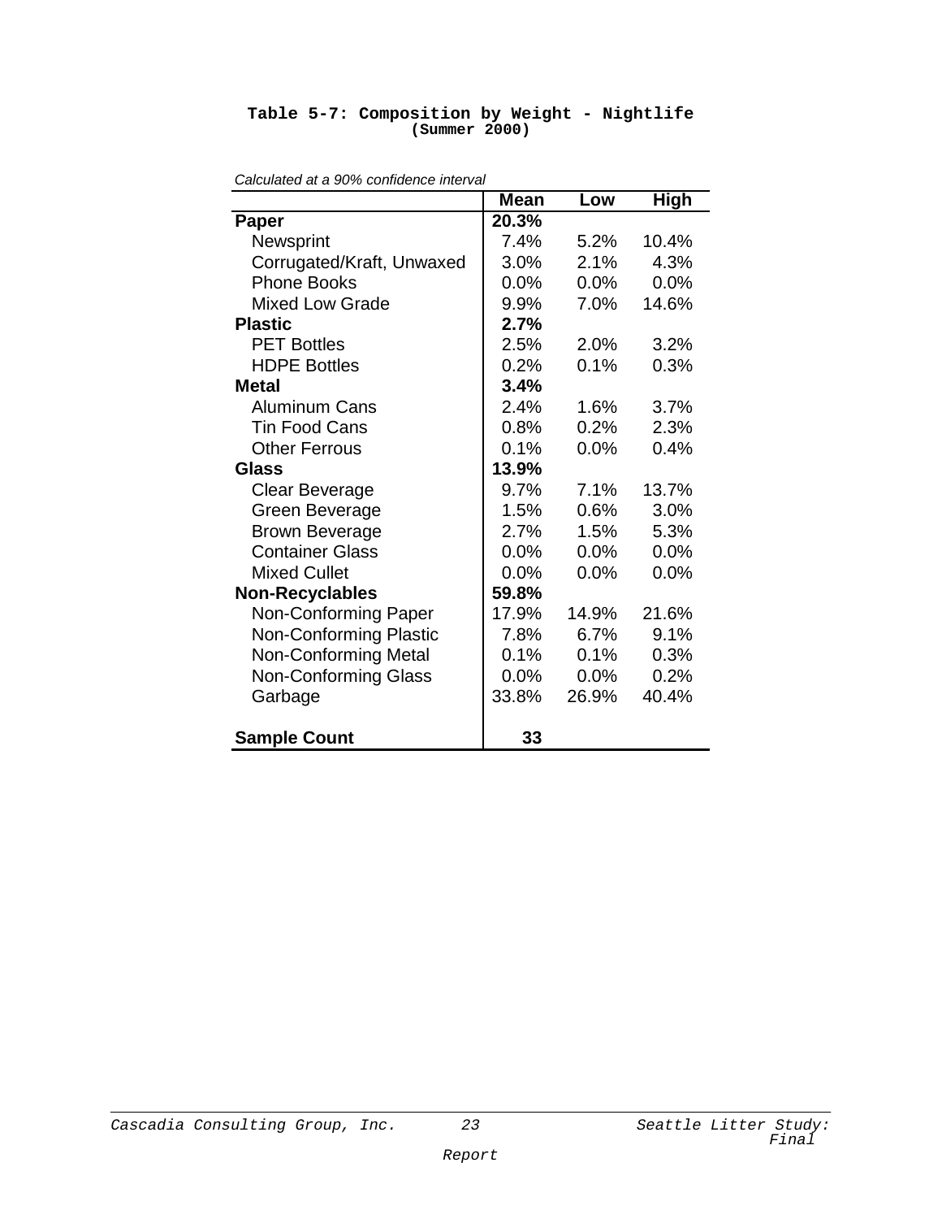**Table 5-7: Composition by Weight - Nightlife (Summer 2000)**

*Calculated at a 90% confidence interval*

| | Mean | Low | High |
|---|---|---|---|
| **Paper** | **20.3%** | | |
| Newsprint | 7.4% | 5.2% | 10.4% |
| Corrugated/Kraft, Unwaxed | 3.0% | 2.1% | 4.3% |
| Phone Books | 0.0% | 0.0% | 0.0% |
| Mixed Low Grade | 9.9% | 7.0% | 14.6% |
| **Plastic** | **2.7%** | | |
| PET Bottles | 2.5% | 2.0% | 3.2% |
| HDPE Bottles | 0.2% | 0.1% | 0.3% |
| **Metal** | **3.4%** | | |
| Aluminum Cans | 2.4% | 1.6% | 3.7% |
| Tin Food Cans | 0.8% | 0.2% | 2.3% |
| Other Ferrous | 0.1% | 0.0% | 0.4% |
| **Glass** | **13.9%** | | |
| Clear Beverage | 9.7% | 7.1% | 13.7% |
| Green Beverage | 1.5% | 0.6% | 3.0% |
| Brown Beverage | 2.7% | 1.5% | 5.3% |
| Container Glass | 0.0% | 0.0% | 0.0% |
| Mixed Cullet | 0.0% | 0.0% | 0.0% |
| **Non-Recyclables** | **59.8%** | | |
| Non-Conforming Paper | 17.9% | 14.9% | 21.6% |
| Non-Conforming Plastic | 7.8% | 6.7% | 9.1% |
| Non-Conforming Metal | 0.1% | 0.1% | 0.3% |
| Non-Conforming Glass | 0.0% | 0.0% | 0.2% |
| Garbage | 33.8% | 26.9% | 40.4% |
| | | | |
| **Sample Count** | **33** | | |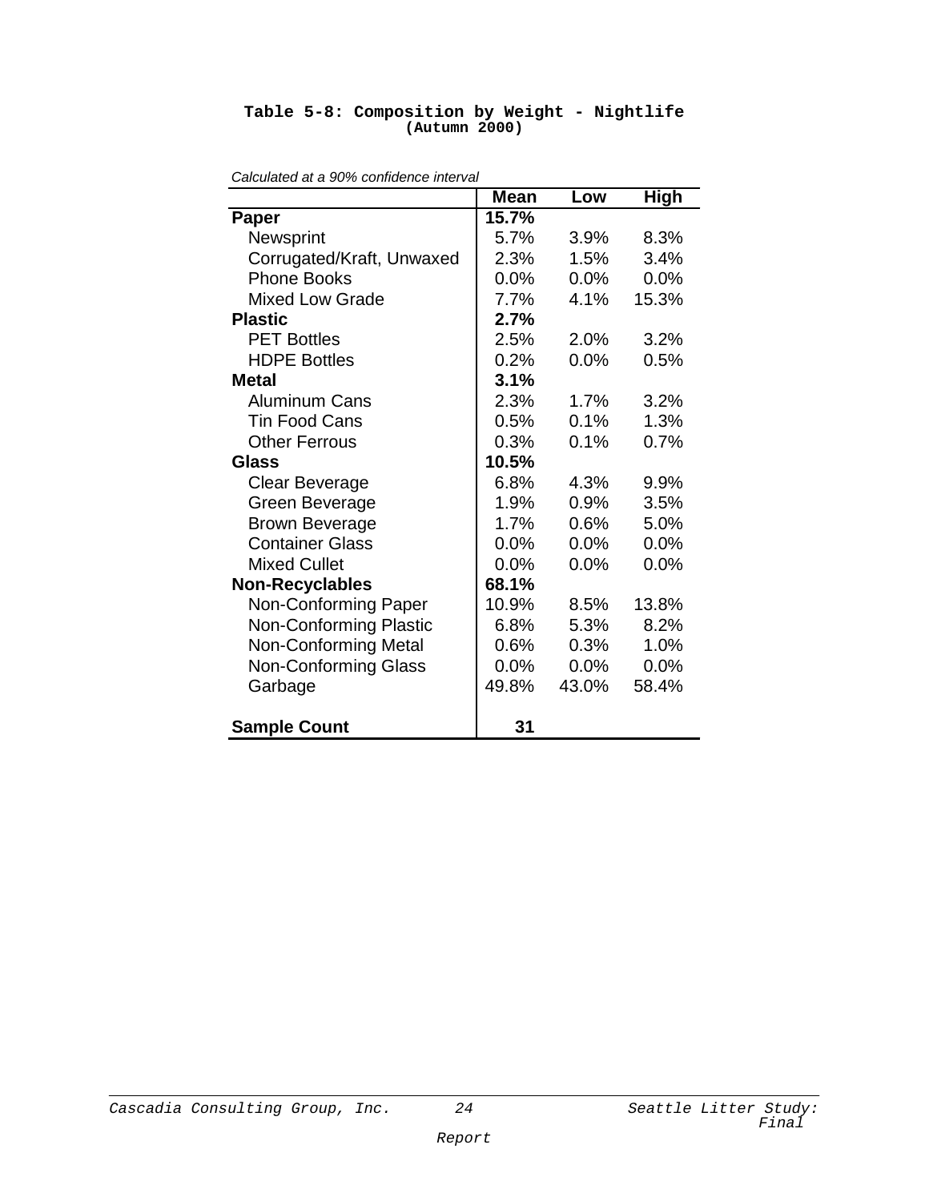**Table 5-8: Composition by Weight - Nightlife**
**(Autumn 2000)**

*Calculated at a 90% confidence interval*

| | Mean | Low | High |
|---|---|---|---|
| **Paper** | **15.7%** | | |
| Newsprint | 5.7% | 3.9% | 8.3% |
| Corrugated/Kraft, Unwaxed | 2.3% | 1.5% | 3.4% |
| Phone Books | 0.0% | 0.0% | 0.0% |
| Mixed Low Grade | 7.7% | 4.1% | 15.3% |
| **Plastic** | **2.7%** | | |
| PET Bottles | 2.5% | 2.0% | 3.2% |
| HDPE Bottles | 0.2% | 0.0% | 0.5% |
| **Metal** | **3.1%** | | |
| Aluminum Cans | 2.3% | 1.7% | 3.2% |
| Tin Food Cans | 0.5% | 0.1% | 1.3% |
| Other Ferrous | 0.3% | 0.1% | 0.7% |
| **Glass** | **10.5%** | | |
| Clear Beverage | 6.8% | 4.3% | 9.9% |
| Green Beverage | 1.9% | 0.9% | 3.5% |
| Brown Beverage | 1.7% | 0.6% | 5.0% |
| Container Glass | 0.0% | 0.0% | 0.0% |
| Mixed Cullet | 0.0% | 0.0% | 0.0% |
| **Non-Recyclables** | **68.1%** | | |
| Non-Conforming Paper | 10.9% | 8.5% | 13.8% |
| Non-Conforming Plastic | 6.8% | 5.3% | 8.2% |
| Non-Conforming Metal | 0.6% | 0.3% | 1.0% |
| Non-Conforming Glass | 0.0% | 0.0% | 0.0% |
| Garbage | 49.8% | 43.0% | 58.4% |
| | | | |
| **Sample Count** | **31** | | |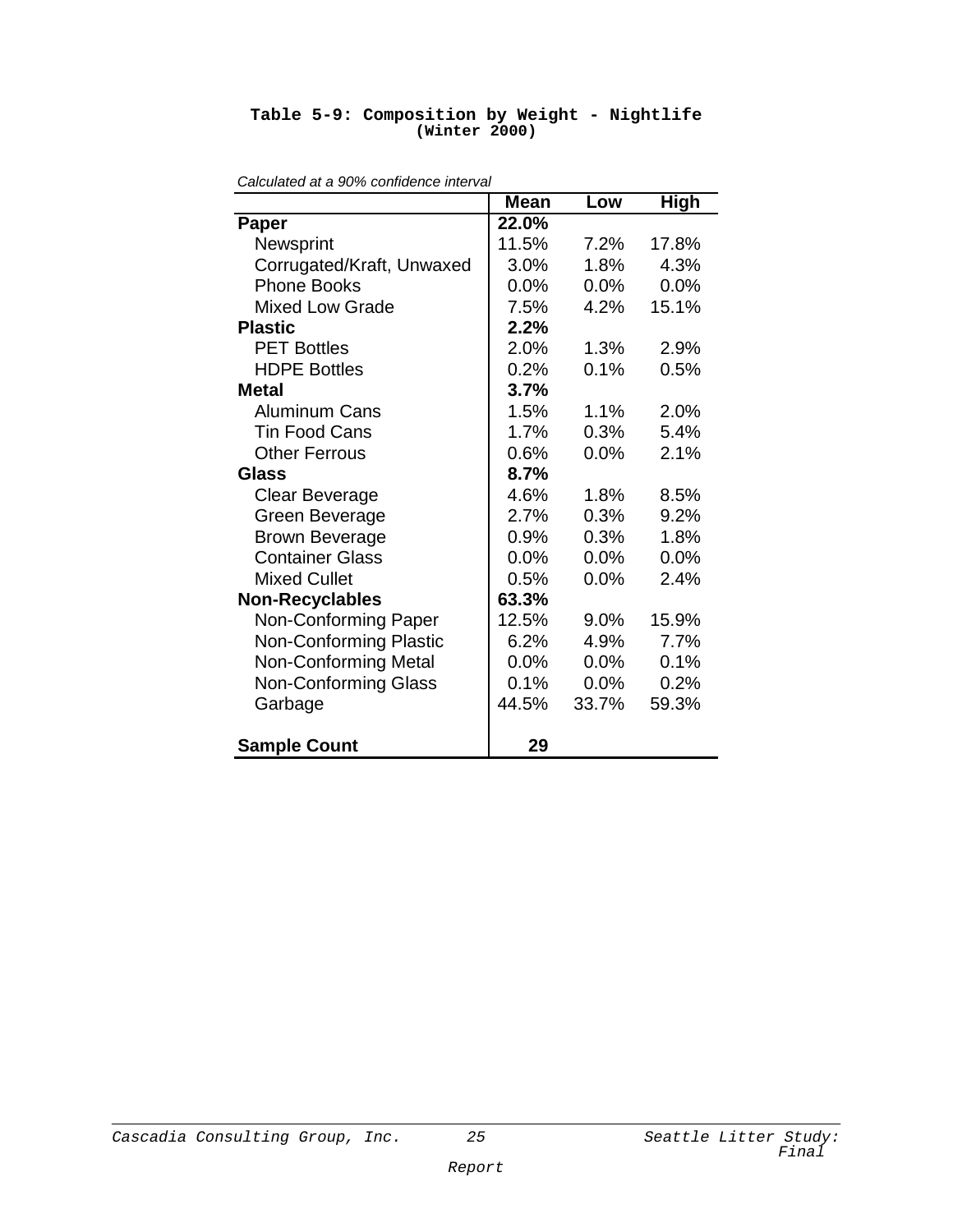**Table 5-9: Composition by Weight - Nightlife (Winter 2000)**

*Calculated at a 90% confidence interval*

| | Mean | Low | High |
|---|---|---|---|
| **Paper** | **22.0%** | | |
| Newsprint | 11.5% | 7.2% | 17.8% |
| Corrugated/Kraft, Unwaxed | 3.0% | 1.8% | 4.3% |
| Phone Books | 0.0% | 0.0% | 0.0% |
| Mixed Low Grade | 7.5% | 4.2% | 15.1% |
| **Plastic** | **2.2%** | | |
| PET Bottles | 2.0% | 1.3% | 2.9% |
| HDPE Bottles | 0.2% | 0.1% | 0.5% |
| **Metal** | **3.7%** | | |
| Aluminum Cans | 1.5% | 1.1% | 2.0% |
| Tin Food Cans | 1.7% | 0.3% | 5.4% |
| Other Ferrous | 0.6% | 0.0% | 2.1% |
| **Glass** | **8.7%** | | |
| Clear Beverage | 4.6% | 1.8% | 8.5% |
| Green Beverage | 2.7% | 0.3% | 9.2% |
| Brown Beverage | 0.9% | 0.3% | 1.8% |
| Container Glass | 0.0% | 0.0% | 0.0% |
| Mixed Cullet | 0.5% | 0.0% | 2.4% |
| **Non-Recyclables** | **63.3%** | | |
| Non-Conforming Paper | 12.5% | 9.0% | 15.9% |
| Non-Conforming Plastic | 6.2% | 4.9% | 7.7% |
| Non-Conforming Metal | 0.0% | 0.0% | 0.1% |
| Non-Conforming Glass | 0.1% | 0.0% | 0.2% |
| Garbage | 44.5% | 33.7% | 59.3% |
| **Sample Count** | **29** | | |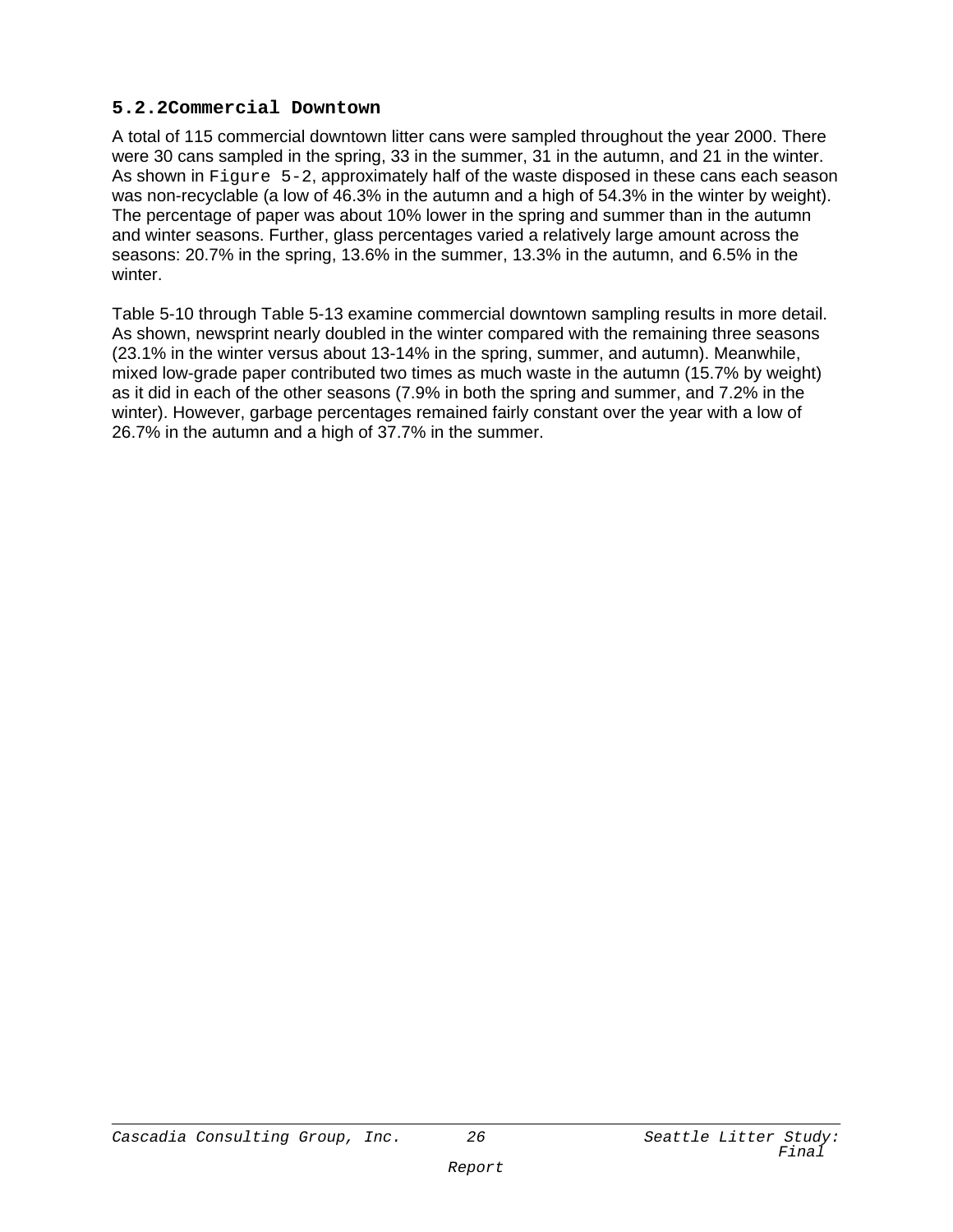### 5.2.2 Commercial Downtown

A total of 115 commercial downtown litter cans were sampled throughout the year 2000. There were 30 cans sampled in the spring, 33 in the summer, 31 in the autumn, and 21 in the winter. As shown in Figure 5-2, approximately half of the waste disposed in these cans each season was non-recyclable (a low of 46.3% in the autumn and a high of 54.3% in the winter by weight). The percentage of paper was about 10% lower in the spring and summer than in the autumn and winter seasons. Further, glass percentages varied a relatively large amount across the seasons: 20.7% in the spring, 13.6% in the summer, 13.3% in the autumn, and 6.5% in the winter.

Table 5-10 through Table 5-13 examine commercial downtown sampling results in more detail. As shown, newsprint nearly doubled in the winter compared with the remaining three seasons (23.1% in the winter versus about 13-14% in the spring, summer, and autumn). Meanwhile, mixed low-grade paper contributed two times as much waste in the autumn (15.7% by weight) as it did in each of the other seasons (7.9% in both the spring and summer, and 7.2% in the winter). However, garbage percentages remained fairly constant over the year with a low of 26.7% in the autumn and a high of 37.7% in the summer.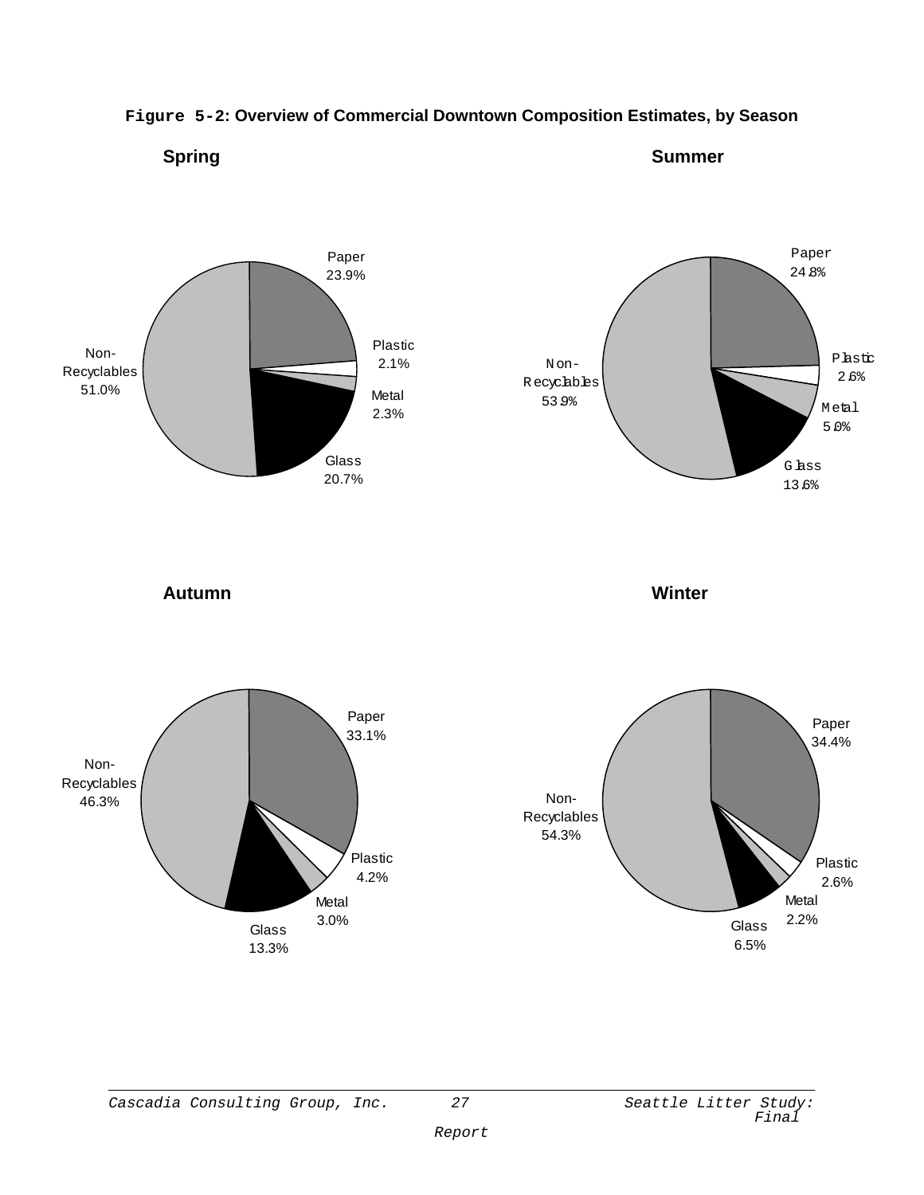**Figure 5-2: Overview of Commercial Downtown Composition Estimates, by Season**

**Spring**

Paper 23.9%
Plastic 2.1%
Metal 2.3%
Glass 20.7%
Non-Recyclables 51.0%

**Summer**

Paper 24.8%
Plastic 2.6%
Metal 5.0%
Glass 13.6%
Non-Recyclables 53.9%

**Autumn**

Paper 33.1%
Plastic 4.2%
Metal 3.0%
Glass 13.3%
Non-Recyclables 46.3%

**Winter**

Paper 34.4%
Plastic 2.6%
Metal 2.2%
Glass 6.5%
Non-Recyclables 54.3%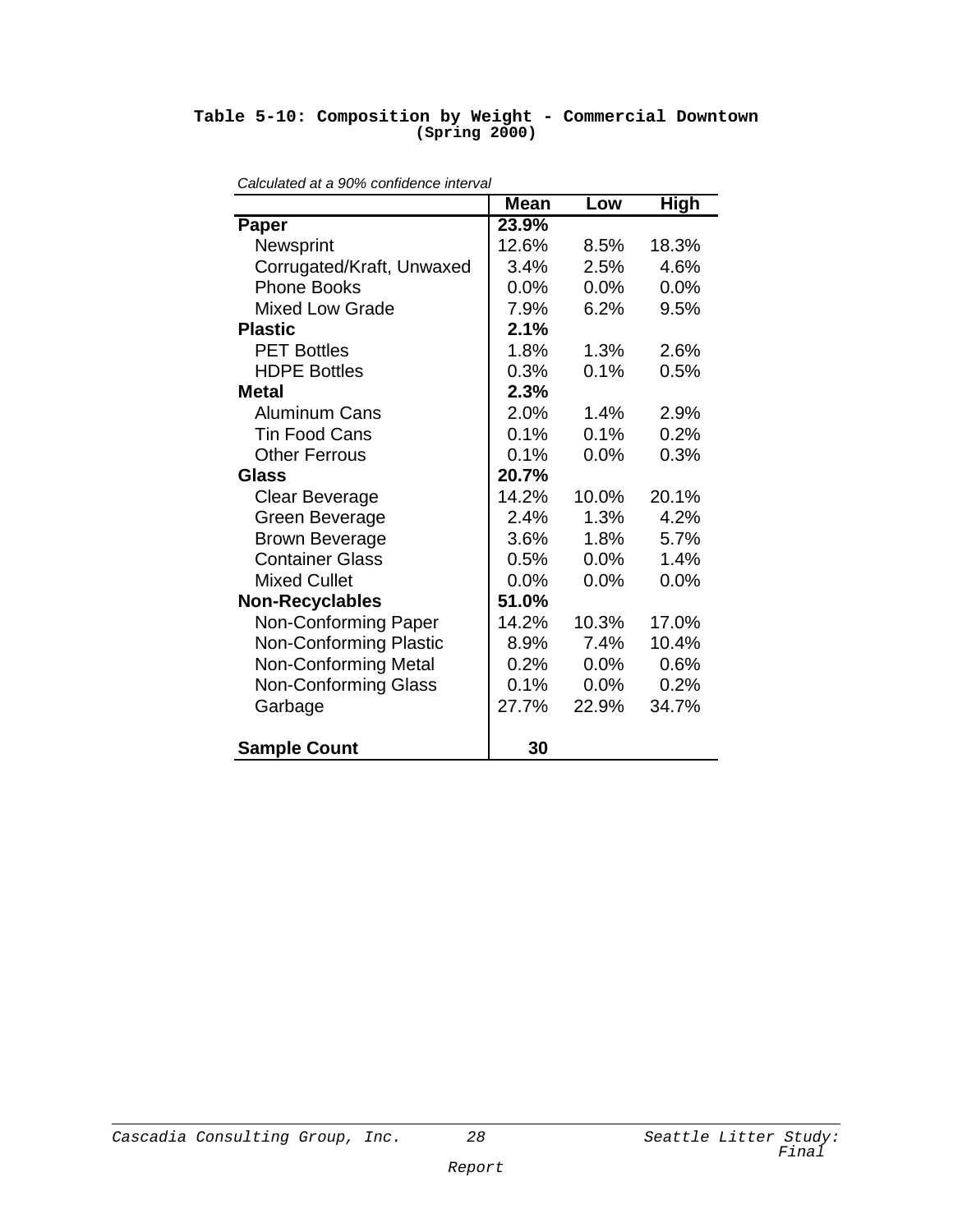**Table 5-10: Composition by Weight - Commercial Downtown (Spring 2000)**

*Calculated at a 90% confidence interval*

| | Mean | Low | High |
|---|---|---|---|
| **Paper** | **23.9%** | | |
| Newsprint | 12.6% | 8.5% | 18.3% |
| Corrugated/Kraft, Unwaxed | 3.4% | 2.5% | 4.6% |
| Phone Books | 0.0% | 0.0% | 0.0% |
| Mixed Low Grade | 7.9% | 6.2% | 9.5% |
| **Plastic** | **2.1%** | | |
| PET Bottles | 1.8% | 1.3% | 2.6% |
| HDPE Bottles | 0.3% | 0.1% | 0.5% |
| **Metal** | **2.3%** | | |
| Aluminum Cans | 2.0% | 1.4% | 2.9% |
| Tin Food Cans | 0.1% | 0.1% | 0.2% |
| Other Ferrous | 0.1% | 0.0% | 0.3% |
| **Glass** | **20.7%** | | |
| Clear Beverage | 14.2% | 10.0% | 20.1% |
| Green Beverage | 2.4% | 1.3% | 4.2% |
| Brown Beverage | 3.6% | 1.8% | 5.7% |
| Container Glass | 0.5% | 0.0% | 1.4% |
| Mixed Cullet | 0.0% | 0.0% | 0.0% |
| **Non-Recyclables** | **51.0%** | | |
| Non-Conforming Paper | 14.2% | 10.3% | 17.0% |
| Non-Conforming Plastic | 8.9% | 7.4% | 10.4% |
| Non-Conforming Metal | 0.2% | 0.0% | 0.6% |
| Non-Conforming Glass | 0.1% | 0.0% | 0.2% |
| Garbage | 27.7% | 22.9% | 34.7% |
| **Sample Count** | **30** | | |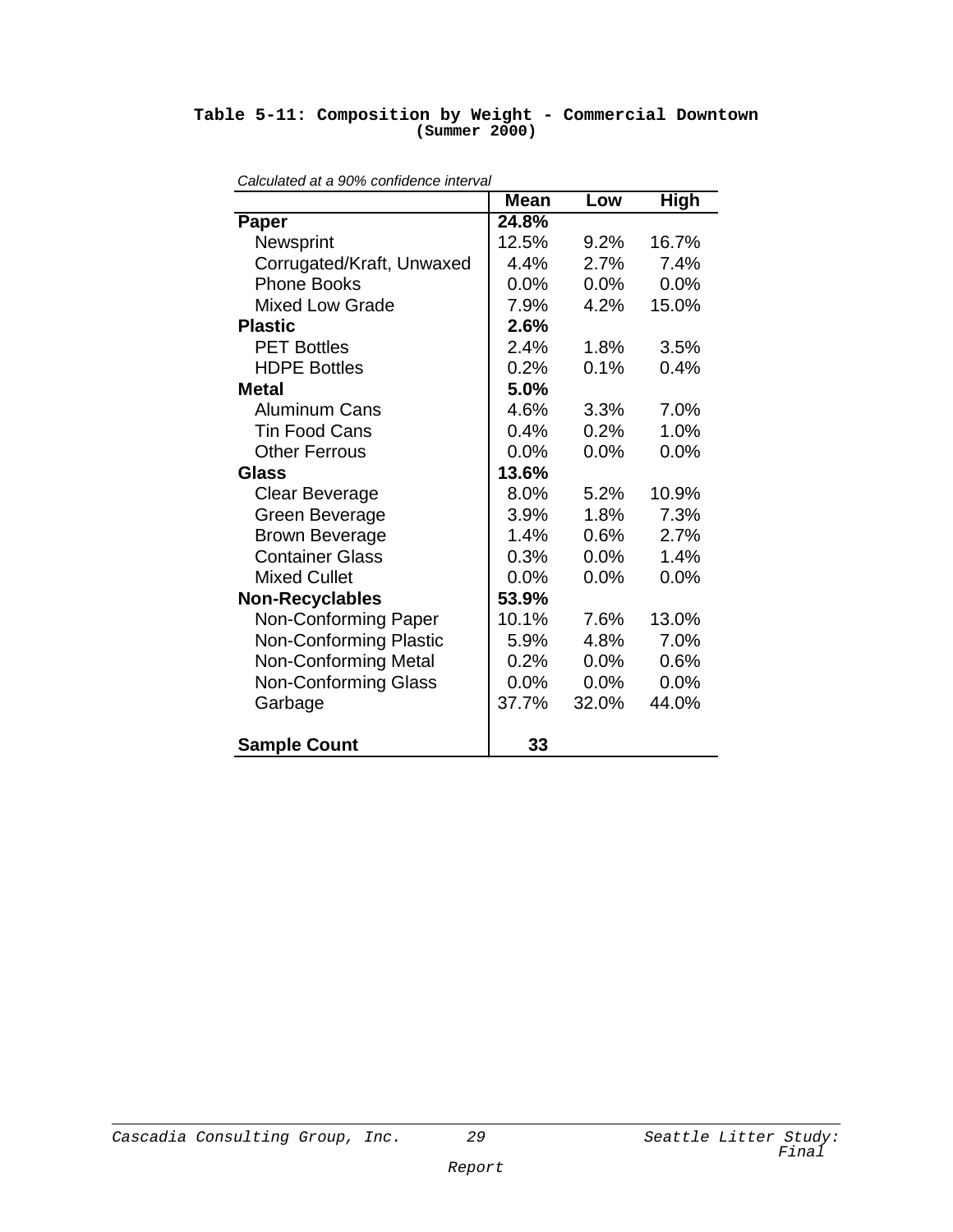**Table 5-11: Composition by Weight - Commercial Downtown (Summer 2000)**

*Calculated at a 90% confidence interval*

| | Mean | Low | High |
|---|---|---|---|
| **Paper** | **24.8%** | | |
| Newsprint | 12.5% | 9.2% | 16.7% |
| Corrugated/Kraft, Unwaxed | 4.4% | 2.7% | 7.4% |
| Phone Books | 0.0% | 0.0% | 0.0% |
| Mixed Low Grade | 7.9% | 4.2% | 15.0% |
| **Plastic** | **2.6%** | | |
| PET Bottles | 2.4% | 1.8% | 3.5% |
| HDPE Bottles | 0.2% | 0.1% | 0.4% |
| **Metal** | **5.0%** | | |
| Aluminum Cans | 4.6% | 3.3% | 7.0% |
| Tin Food Cans | 0.4% | 0.2% | 1.0% |
| Other Ferrous | 0.0% | 0.0% | 0.0% |
| **Glass** | **13.6%** | | |
| Clear Beverage | 8.0% | 5.2% | 10.9% |
| Green Beverage | 3.9% | 1.8% | 7.3% |
| Brown Beverage | 1.4% | 0.6% | 2.7% |
| Container Glass | 0.3% | 0.0% | 1.4% |
| Mixed Cullet | 0.0% | 0.0% | 0.0% |
| **Non-Recyclables** | **53.9%** | | |
| Non-Conforming Paper | 10.1% | 7.6% | 13.0% |
| Non-Conforming Plastic | 5.9% | 4.8% | 7.0% |
| Non-Conforming Metal | 0.2% | 0.0% | 0.6% |
| Non-Conforming Glass | 0.0% | 0.0% | 0.0% |
| Garbage | 37.7% | 32.0% | 44.0% |
| | | | |
| **Sample Count** | **33** | | |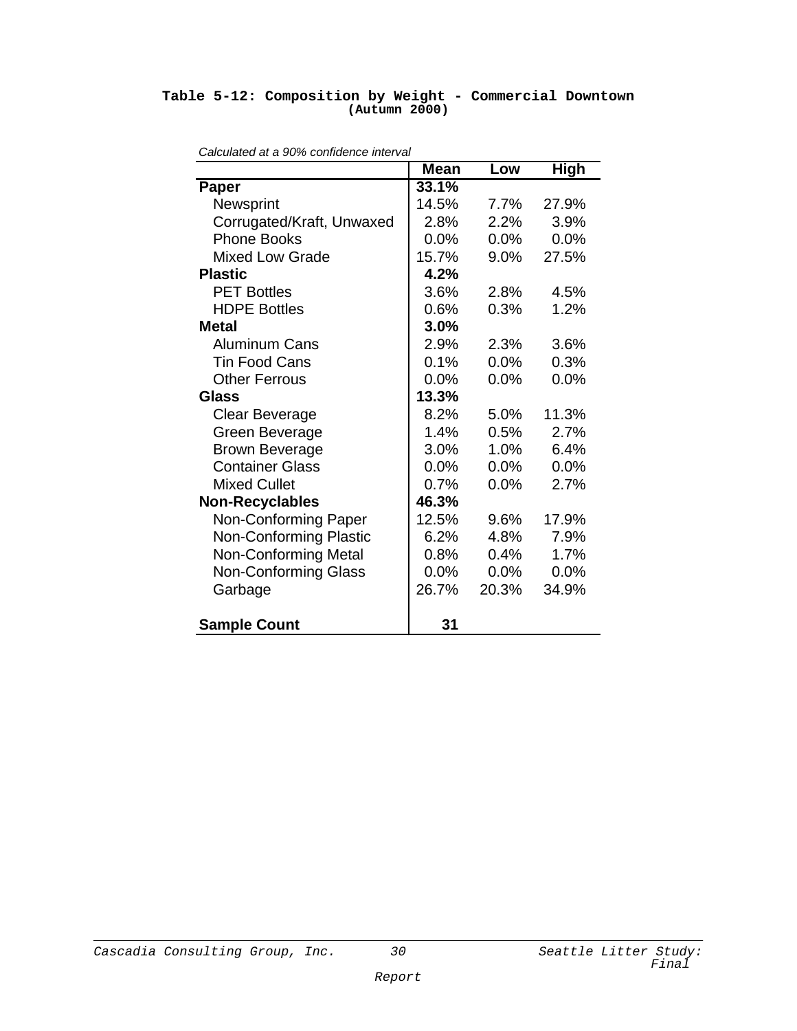**Table 5-12: Composition by Weight - Commercial Downtown (Autumn 2000)**

*Calculated at a 90% confidence interval*

| | Mean | Low | High |
|---|---|---|---|
| **Paper** | **33.1%** | | |
| Newsprint | 14.5% | 7.7% | 27.9% |
| Corrugated/Kraft, Unwaxed | 2.8% | 2.2% | 3.9% |
| Phone Books | 0.0% | 0.0% | 0.0% |
| Mixed Low Grade | 15.7% | 9.0% | 27.5% |
| **Plastic** | **4.2%** | | |
| PET Bottles | 3.6% | 2.8% | 4.5% |
| HDPE Bottles | 0.6% | 0.3% | 1.2% |
| **Metal** | **3.0%** | | |
| Aluminum Cans | 2.9% | 2.3% | 3.6% |
| Tin Food Cans | 0.1% | 0.0% | 0.3% |
| Other Ferrous | 0.0% | 0.0% | 0.0% |
| **Glass** | **13.3%** | | |
| Clear Beverage | 8.2% | 5.0% | 11.3% |
| Green Beverage | 1.4% | 0.5% | 2.7% |
| Brown Beverage | 3.0% | 1.0% | 6.4% |
| Container Glass | 0.0% | 0.0% | 0.0% |
| Mixed Cullet | 0.7% | 0.0% | 2.7% |
| **Non-Recyclables** | **46.3%** | | |
| Non-Conforming Paper | 12.5% | 9.6% | 17.9% |
| Non-Conforming Plastic | 6.2% | 4.8% | 7.9% |
| Non-Conforming Metal | 0.8% | 0.4% | 1.7% |
| Non-Conforming Glass | 0.0% | 0.0% | 0.0% |
| Garbage | 26.7% | 20.3% | 34.9% |
| **Sample Count** | **31** | | |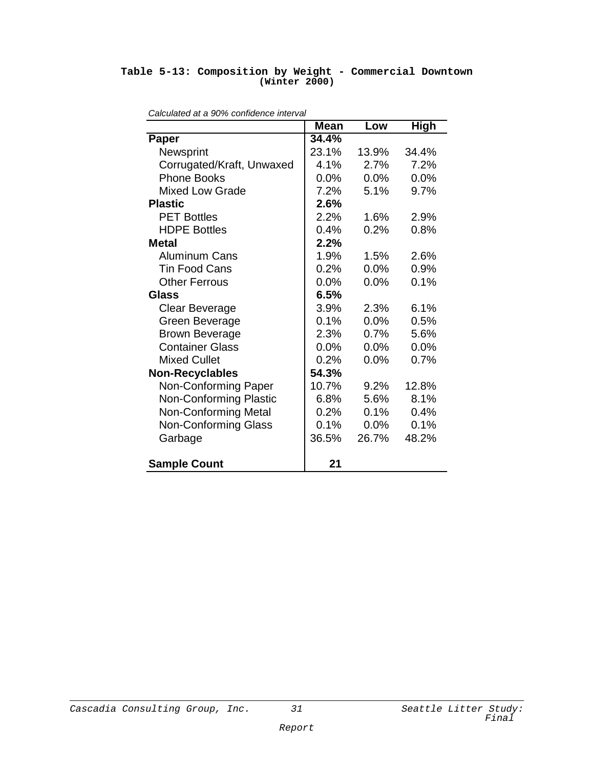**Table 5-13: Composition by Weight - Commercial Downtown (Winter 2000)**

*Calculated at a 90% confidence interval*

| | Mean | Low | High |
|---|---|---|---|
| **Paper** | **34.4%** | | |
| Newsprint | 23.1% | 13.9% | 34.4% |
| Corrugated/Kraft, Unwaxed | 4.1% | 2.7% | 7.2% |
| Phone Books | 0.0% | 0.0% | 0.0% |
| Mixed Low Grade | 7.2% | 5.1% | 9.7% |
| **Plastic** | **2.6%** | | |
| PET Bottles | 2.2% | 1.6% | 2.9% |
| HDPE Bottles | 0.4% | 0.2% | 0.8% |
| **Metal** | **2.2%** | | |
| Aluminum Cans | 1.9% | 1.5% | 2.6% |
| Tin Food Cans | 0.2% | 0.0% | 0.9% |
| Other Ferrous | 0.0% | 0.0% | 0.1% |
| **Glass** | **6.5%** | | |
| Clear Beverage | 3.9% | 2.3% | 6.1% |
| Green Beverage | 0.1% | 0.0% | 0.5% |
| Brown Beverage | 2.3% | 0.7% | 5.6% |
| Container Glass | 0.0% | 0.0% | 0.0% |
| Mixed Cullet | 0.2% | 0.0% | 0.7% |
| **Non-Recyclables** | **54.3%** | | |
| Non-Conforming Paper | 10.7% | 9.2% | 12.8% |
| Non-Conforming Plastic | 6.8% | 5.6% | 8.1% |
| Non-Conforming Metal | 0.2% | 0.1% | 0.4% |
| Non-Conforming Glass | 0.1% | 0.0% | 0.1% |
| Garbage | 36.5% | 26.7% | 48.2% |
| **Sample Count** | **21** | | |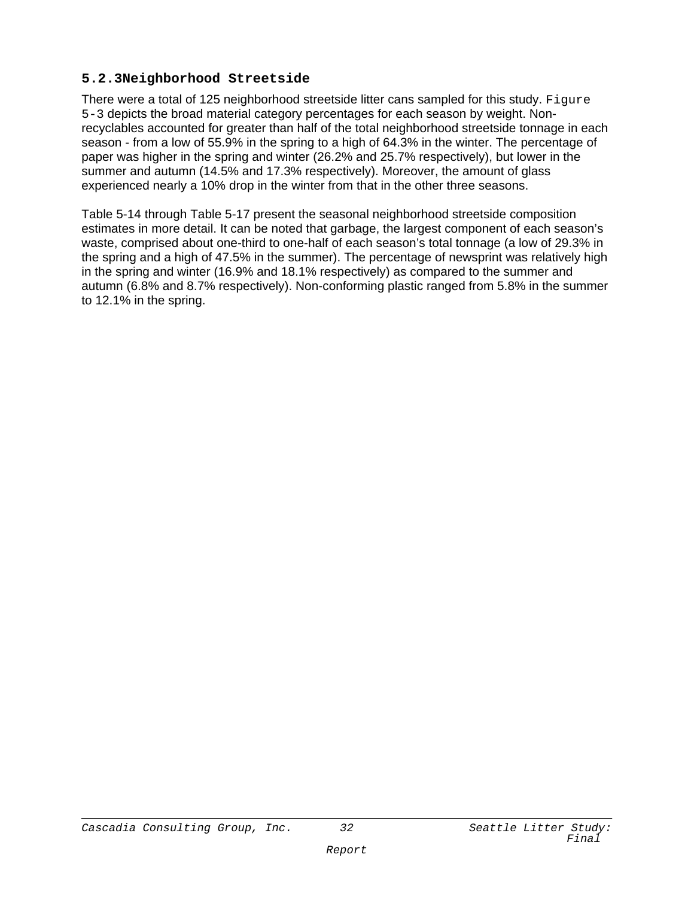### 5.2.3 Neighborhood Streetside

There were a total of 125 neighborhood streetside litter cans sampled for this study. Figure 5-3 depicts the broad material category percentages for each season by weight. Non-recyclables accounted for greater than half of the total neighborhood streetside tonnage in each season - from a low of 55.9% in the spring to a high of 64.3% in the winter. The percentage of paper was higher in the spring and winter (26.2% and 25.7% respectively), but lower in the summer and autumn (14.5% and 17.3% respectively). Moreover, the amount of glass experienced nearly a 10% drop in the winter from that in the other three seasons.

Table 5-14 through Table 5-17 present the seasonal neighborhood streetside composition estimates in more detail. It can be noted that garbage, the largest component of each season's waste, comprised about one-third to one-half of each season's total tonnage (a low of 29.3% in the spring and a high of 47.5% in the summer). The percentage of newsprint was relatively high in the spring and winter (16.9% and 18.1% respectively) as compared to the summer and autumn (6.8% and 8.7% respectively). Non-conforming plastic ranged from 5.8% in the summer to 12.1% in the spring.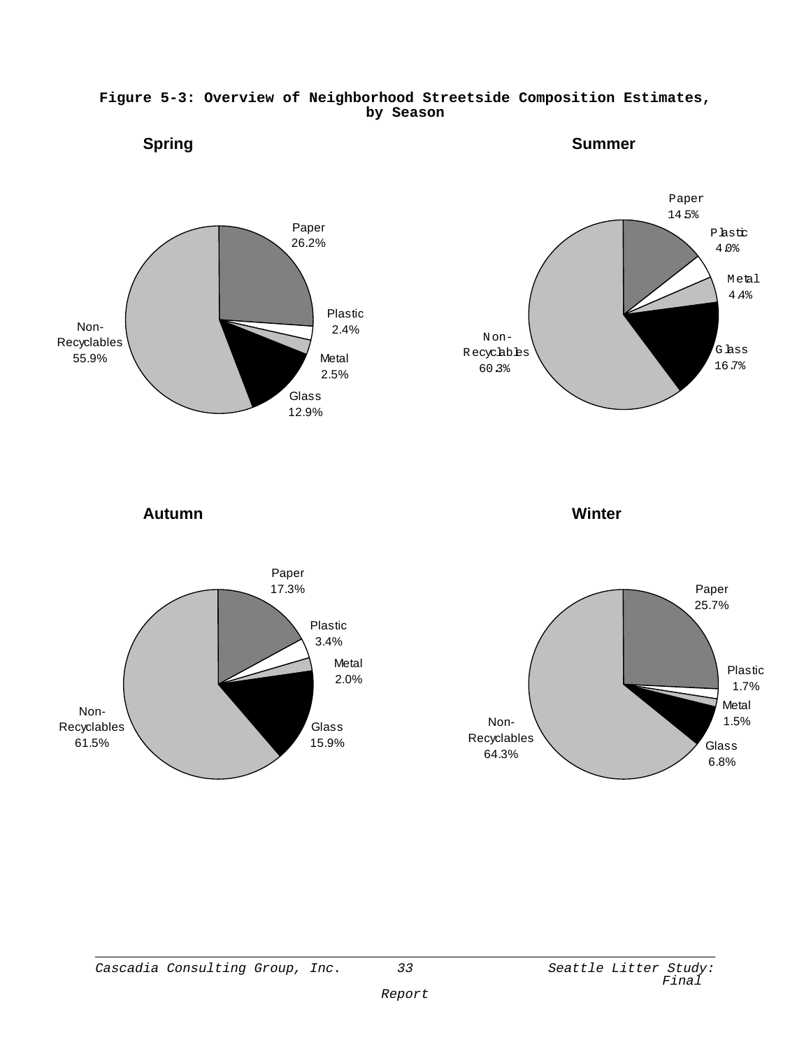**Figure 5-3: Overview of Neighborhood Streetside Composition Estimates, by Season**

**Spring**

Paper 26.2%
Plastic 2.4%
Metal 2.5%
Glass 12.9%
Non-Recyclables 55.9%

**Summer**

Paper 14.5%
Plastic 4.0%
Metal 4.4%
Glass 16.7%
Non-Recyclables 60.3%

**Autumn**

Paper 17.3%
Plastic 3.4%
Metal 2.0%
Glass 15.9%
Non-Recyclables 61.5%

**Winter**

Paper 25.7%
Plastic 1.7%
Metal 1.5%
Glass 6.8%
Non-Recyclables 64.3%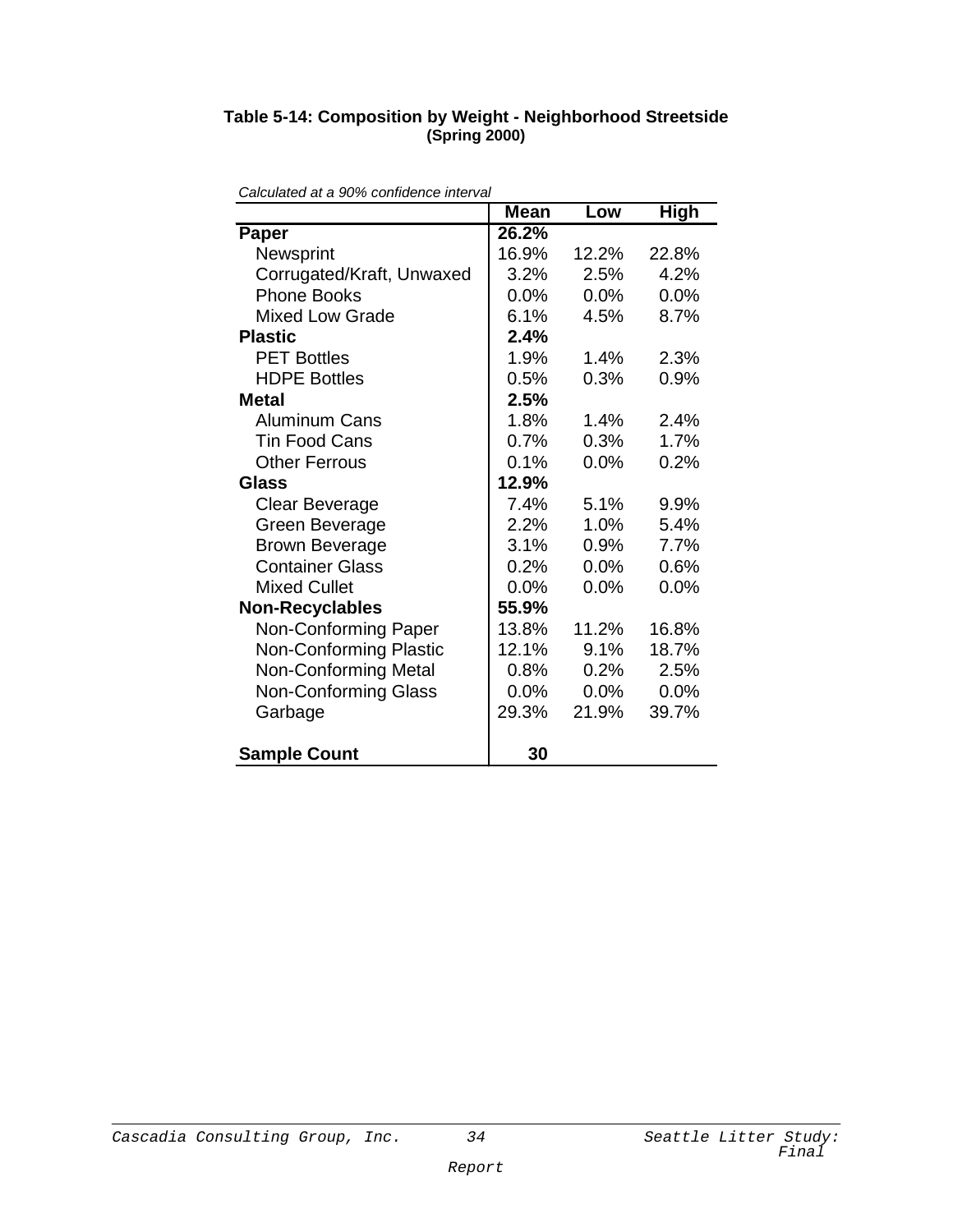### Table 5-14: Composition by Weight - Neighborhood Streetside
**(Spring 2000)**

*Calculated at a 90% confidence interval*

| | Mean | Low | High |
|---|---|---|---|
| **Paper** | **26.2%** | | |
| Newsprint | 16.9% | 12.2% | 22.8% |
| Corrugated/Kraft, Unwaxed | 3.2% | 2.5% | 4.2% |
| Phone Books | 0.0% | 0.0% | 0.0% |
| Mixed Low Grade | 6.1% | 4.5% | 8.7% |
| **Plastic** | **2.4%** | | |
| PET Bottles | 1.9% | 1.4% | 2.3% |
| HDPE Bottles | 0.5% | 0.3% | 0.9% |
| **Metal** | **2.5%** | | |
| Aluminum Cans | 1.8% | 1.4% | 2.4% |
| Tin Food Cans | 0.7% | 0.3% | 1.7% |
| Other Ferrous | 0.1% | 0.0% | 0.2% |
| **Glass** | **12.9%** | | |
| Clear Beverage | 7.4% | 5.1% | 9.9% |
| Green Beverage | 2.2% | 1.0% | 5.4% |
| Brown Beverage | 3.1% | 0.9% | 7.7% |
| Container Glass | 0.2% | 0.0% | 0.6% |
| Mixed Cullet | 0.0% | 0.0% | 0.0% |
| **Non-Recyclables** | **55.9%** | | |
| Non-Conforming Paper | 13.8% | 11.2% | 16.8% |
| Non-Conforming Plastic | 12.1% | 9.1% | 18.7% |
| Non-Conforming Metal | 0.8% | 0.2% | 2.5% |
| Non-Conforming Glass | 0.0% | 0.0% | 0.0% |
| Garbage | 29.3% | 21.9% | 39.7% |
| **Sample Count** | **30** | | |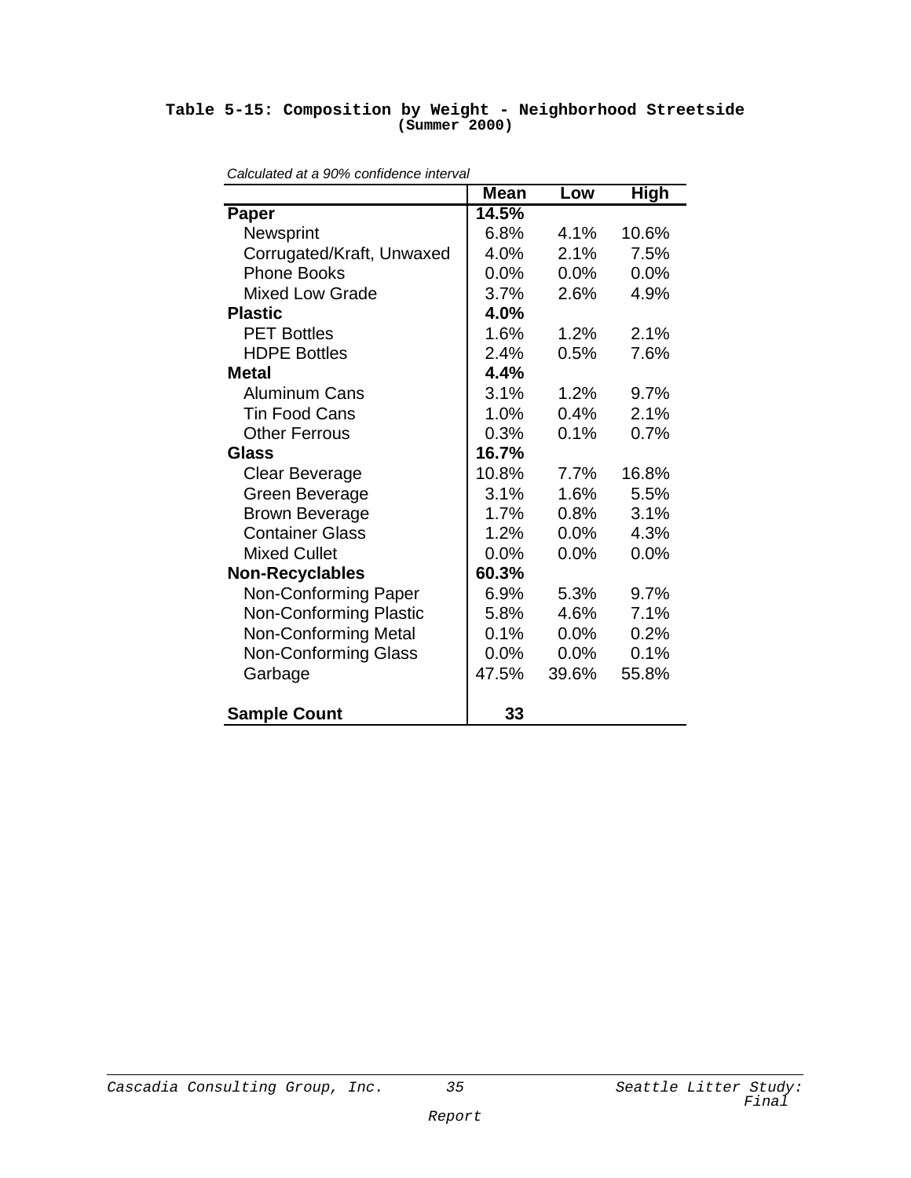**Table 5-15: Composition by Weight - Neighborhood Streetside (Summer 2000)**

*Calculated at a 90% confidence interval*

| | Mean | Low | High |
|---|---|---|---|
| **Paper** | **14.5%** | | |
| Newsprint | 6.8% | 4.1% | 10.6% |
| Corrugated/Kraft, Unwaxed | 4.0% | 2.1% | 7.5% |
| Phone Books | 0.0% | 0.0% | 0.0% |
| Mixed Low Grade | 3.7% | 2.6% | 4.9% |
| **Plastic** | **4.0%** | | |
| PET Bottles | 1.6% | 1.2% | 2.1% |
| HDPE Bottles | 2.4% | 0.5% | 7.6% |
| **Metal** | **4.4%** | | |
| Aluminum Cans | 3.1% | 1.2% | 9.7% |
| Tin Food Cans | 1.0% | 0.4% | 2.1% |
| Other Ferrous | 0.3% | 0.1% | 0.7% |
| **Glass** | **16.7%** | | |
| Clear Beverage | 10.8% | 7.7% | 16.8% |
| Green Beverage | 3.1% | 1.6% | 5.5% |
| Brown Beverage | 1.7% | 0.8% | 3.1% |
| Container Glass | 1.2% | 0.0% | 4.3% |
| Mixed Cullet | 0.0% | 0.0% | 0.0% |
| **Non-Recyclables** | **60.3%** | | |
| Non-Conforming Paper | 6.9% | 5.3% | 9.7% |
| Non-Conforming Plastic | 5.8% | 4.6% | 7.1% |
| Non-Conforming Metal | 0.1% | 0.0% | 0.2% |
| Non-Conforming Glass | 0.0% | 0.0% | 0.1% |
| Garbage | 47.5% | 39.6% | 55.8% |
| **Sample Count** | **33** | | |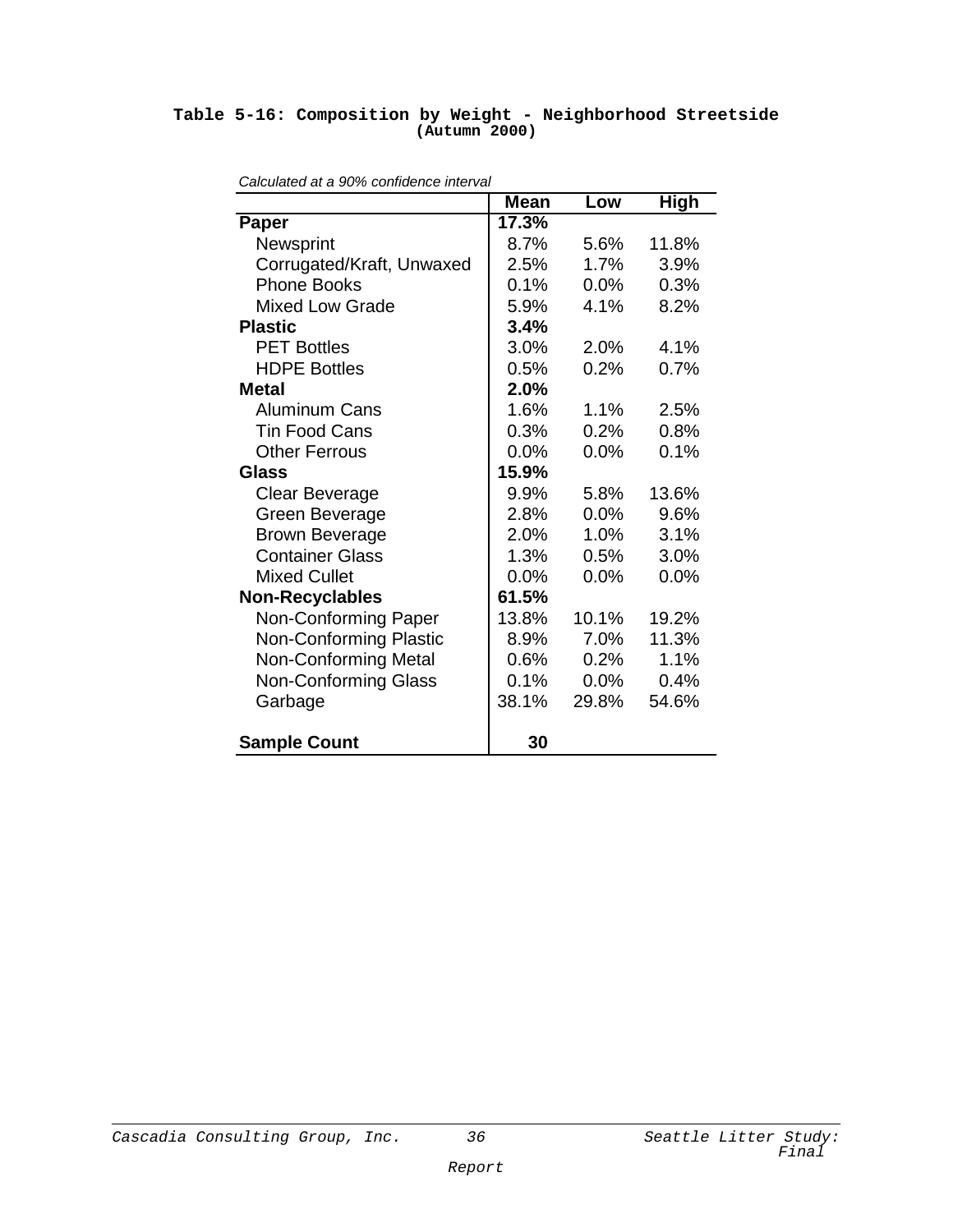## Table 5-16: Composition by Weight - Neighborhood Streetside (Autumn 2000)

*Calculated at a 90% confidence interval*

| | Mean | Low | High |
|---|---|---|---|
| **Paper** | **17.3%** | | |
| Newsprint | 8.7% | 5.6% | 11.8% |
| Corrugated/Kraft, Unwaxed | 2.5% | 1.7% | 3.9% |
| Phone Books | 0.1% | 0.0% | 0.3% |
| Mixed Low Grade | 5.9% | 4.1% | 8.2% |
| **Plastic** | **3.4%** | | |
| PET Bottles | 3.0% | 2.0% | 4.1% |
| HDPE Bottles | 0.5% | 0.2% | 0.7% |
| **Metal** | **2.0%** | | |
| Aluminum Cans | 1.6% | 1.1% | 2.5% |
| Tin Food Cans | 0.3% | 0.2% | 0.8% |
| Other Ferrous | 0.0% | 0.0% | 0.1% |
| **Glass** | **15.9%** | | |
| Clear Beverage | 9.9% | 5.8% | 13.6% |
| Green Beverage | 2.8% | 0.0% | 9.6% |
| Brown Beverage | 2.0% | 1.0% | 3.1% |
| Container Glass | 1.3% | 0.5% | 3.0% |
| Mixed Cullet | 0.0% | 0.0% | 0.0% |
| **Non-Recyclables** | **61.5%** | | |
| Non-Conforming Paper | 13.8% | 10.1% | 19.2% |
| Non-Conforming Plastic | 8.9% | 7.0% | 11.3% |
| Non-Conforming Metal | 0.6% | 0.2% | 1.1% |
| Non-Conforming Glass | 0.1% | 0.0% | 0.4% |
| Garbage | 38.1% | 29.8% | 54.6% |
| **Sample Count** | **30** | | |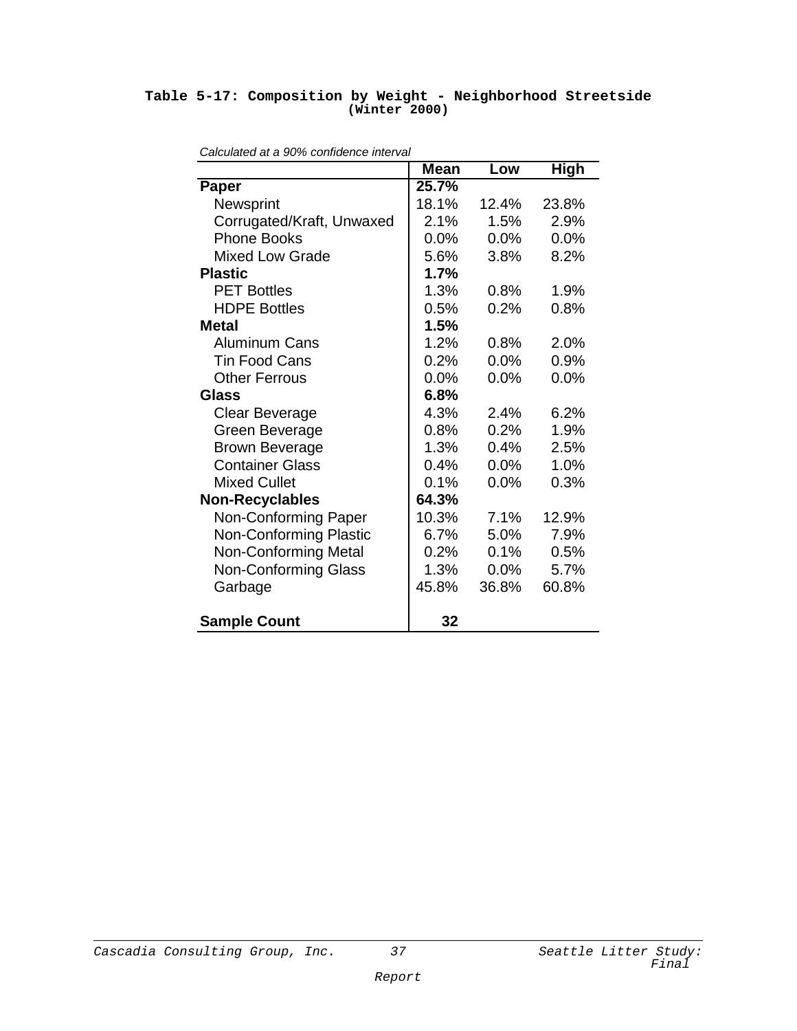**Table 5-17: Composition by Weight - Neighborhood Streetside (Winter 2000)**

*Calculated at a 90% confidence interval*

| | Mean | Low | High |
|---|---|---|---|
| **Paper** | **25.7%** | | |
| Newsprint | 18.1% | 12.4% | 23.8% |
| Corrugated/Kraft, Unwaxed | 2.1% | 1.5% | 2.9% |
| Phone Books | 0.0% | 0.0% | 0.0% |
| Mixed Low Grade | 5.6% | 3.8% | 8.2% |
| **Plastic** | **1.7%** | | |
| PET Bottles | 1.3% | 0.8% | 1.9% |
| HDPE Bottles | 0.5% | 0.2% | 0.8% |
| **Metal** | **1.5%** | | |
| Aluminum Cans | 1.2% | 0.8% | 2.0% |
| Tin Food Cans | 0.2% | 0.0% | 0.9% |
| Other Ferrous | 0.0% | 0.0% | 0.0% |
| **Glass** | **6.8%** | | |
| Clear Beverage | 4.3% | 2.4% | 6.2% |
| Green Beverage | 0.8% | 0.2% | 1.9% |
| Brown Beverage | 1.3% | 0.4% | 2.5% |
| Container Glass | 0.4% | 0.0% | 1.0% |
| Mixed Cullet | 0.1% | 0.0% | 0.3% |
| **Non-Recyclables** | **64.3%** | | |
| Non-Conforming Paper | 10.3% | 7.1% | 12.9% |
| Non-Conforming Plastic | 6.7% | 5.0% | 7.9% |
| Non-Conforming Metal | 0.2% | 0.1% | 0.5% |
| Non-Conforming Glass | 1.3% | 0.0% | 5.7% |
| Garbage | 45.8% | 36.8% | 60.8% |
| **Sample Count** | **32** | | |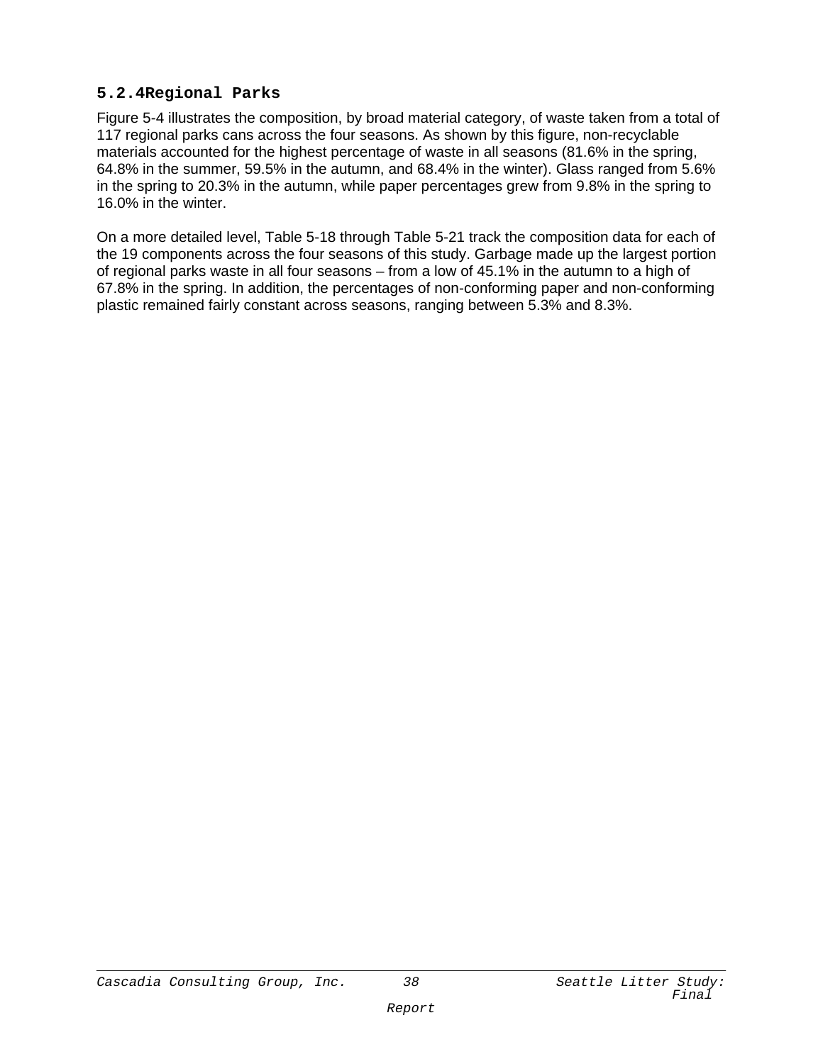### 5.2.4 Regional Parks

Figure 5-4 illustrates the composition, by broad material category, of waste taken from a total of 117 regional parks cans across the four seasons. As shown by this figure, non-recyclable materials accounted for the highest percentage of waste in all seasons (81.6% in the spring, 64.8% in the summer, 59.5% in the autumn, and 68.4% in the winter). Glass ranged from 5.6% in the spring to 20.3% in the autumn, while paper percentages grew from 9.8% in the spring to 16.0% in the winter.

On a more detailed level, Table 5-18 through Table 5-21 track the composition data for each of the 19 components across the four seasons of this study. Garbage made up the largest portion of regional parks waste in all four seasons – from a low of 45.1% in the autumn to a high of 67.8% in the spring. In addition, the percentages of non-conforming paper and non-conforming plastic remained fairly constant across seasons, ranging between 5.3% and 8.3%.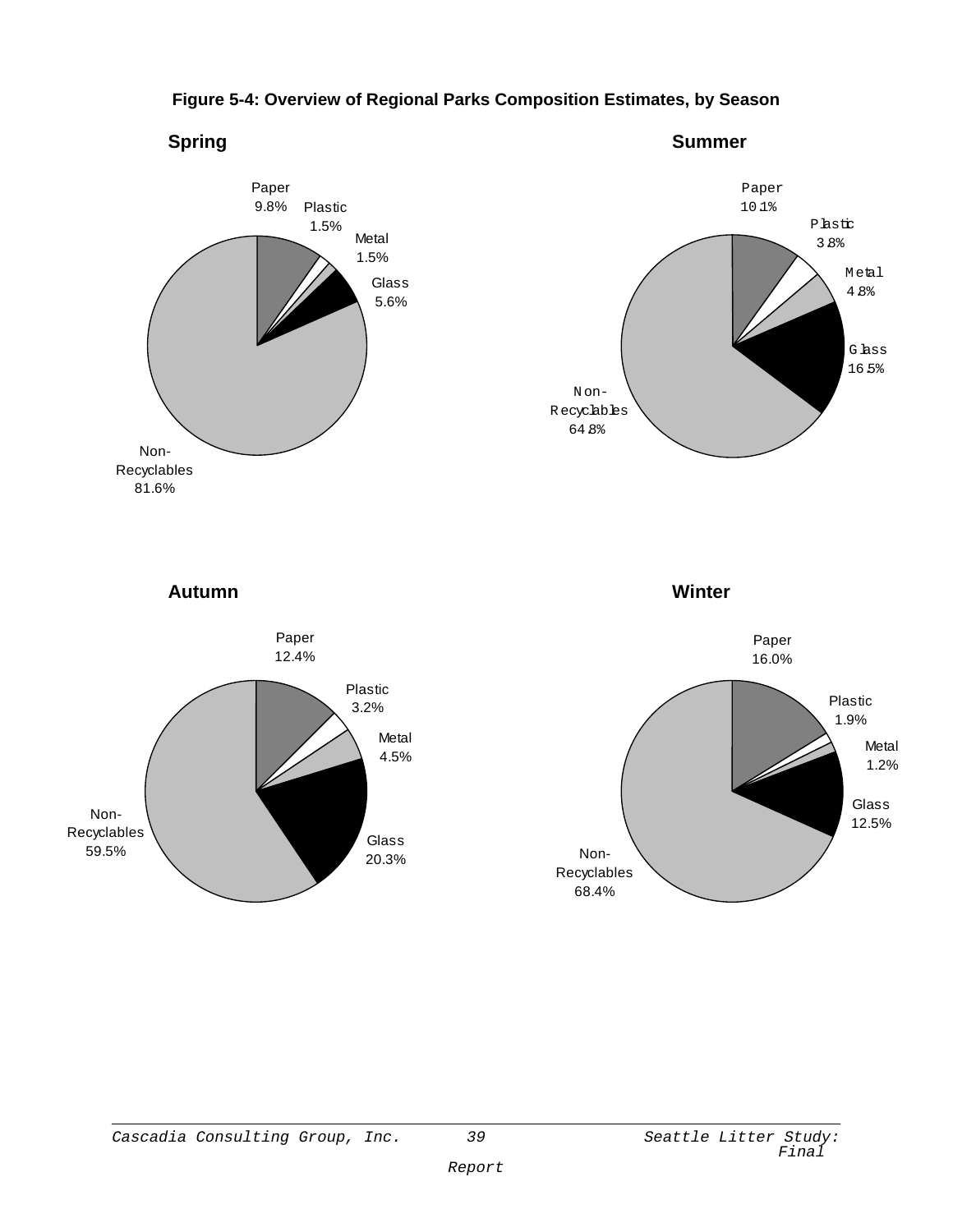**Figure 5-4: Overview of Regional Parks Composition Estimates, by Season**

**Spring**

Paper 9.8%
Plastic 1.5%
Metal 1.5%
Glass 5.6%
Non-Recyclables 81.6%

**Summer**

Paper 10.1%
Plastic 3.8%
Metal 4.8%
Glass 16.5%
Non-Recyclables 64.8%

**Autumn**

Paper 12.4%
Plastic 3.2%
Metal 4.5%
Glass 20.3%
Non-Recyclables 59.5%

**Winter**

Paper 16.0%
Plastic 1.9%
Metal 1.2%
Glass 12.5%
Non-Recyclables 68.4%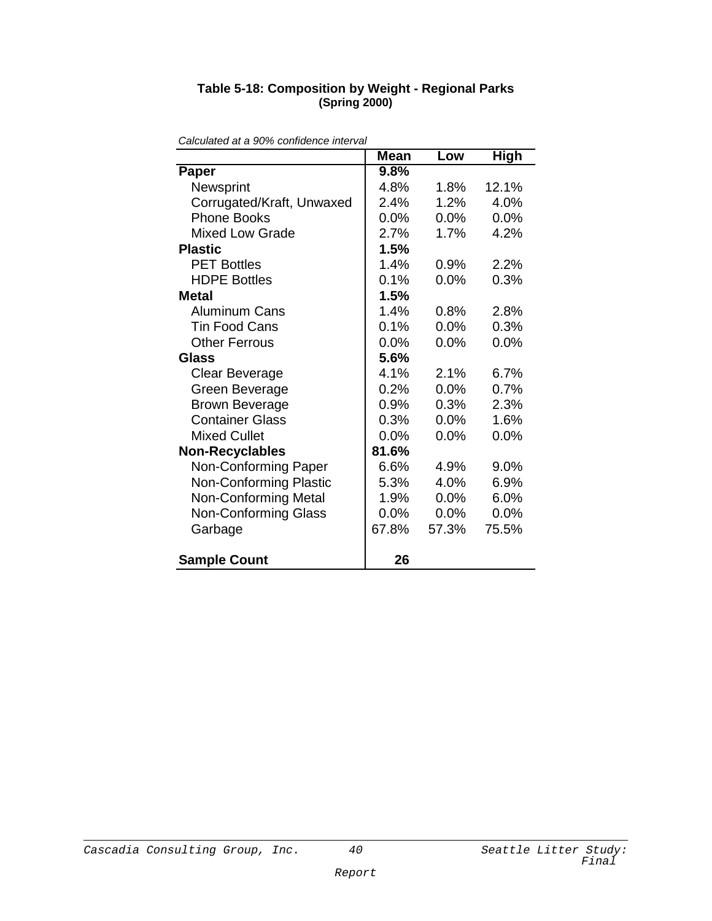**Table 5-18: Composition by Weight - Regional Parks**
**(Spring 2000)**

*Calculated at a 90% confidence interval*

| | Mean | Low | High |
|---|---|---|---|
| **Paper** | **9.8%** | | |
| Newsprint | 4.8% | 1.8% | 12.1% |
| Corrugated/Kraft, Unwaxed | 2.4% | 1.2% | 4.0% |
| Phone Books | 0.0% | 0.0% | 0.0% |
| Mixed Low Grade | 2.7% | 1.7% | 4.2% |
| **Plastic** | **1.5%** | | |
| PET Bottles | 1.4% | 0.9% | 2.2% |
| HDPE Bottles | 0.1% | 0.0% | 0.3% |
| **Metal** | **1.5%** | | |
| Aluminum Cans | 1.4% | 0.8% | 2.8% |
| Tin Food Cans | 0.1% | 0.0% | 0.3% |
| Other Ferrous | 0.0% | 0.0% | 0.0% |
| **Glass** | **5.6%** | | |
| Clear Beverage | 4.1% | 2.1% | 6.7% |
| Green Beverage | 0.2% | 0.0% | 0.7% |
| Brown Beverage | 0.9% | 0.3% | 2.3% |
| Container Glass | 0.3% | 0.0% | 1.6% |
| Mixed Cullet | 0.0% | 0.0% | 0.0% |
| **Non-Recyclables** | **81.6%** | | |
| Non-Conforming Paper | 6.6% | 4.9% | 9.0% |
| Non-Conforming Plastic | 5.3% | 4.0% | 6.9% |
| Non-Conforming Metal | 1.9% | 0.0% | 6.0% |
| Non-Conforming Glass | 0.0% | 0.0% | 0.0% |
| Garbage | 67.8% | 57.3% | 75.5% |
| **Sample Count** | **26** | | |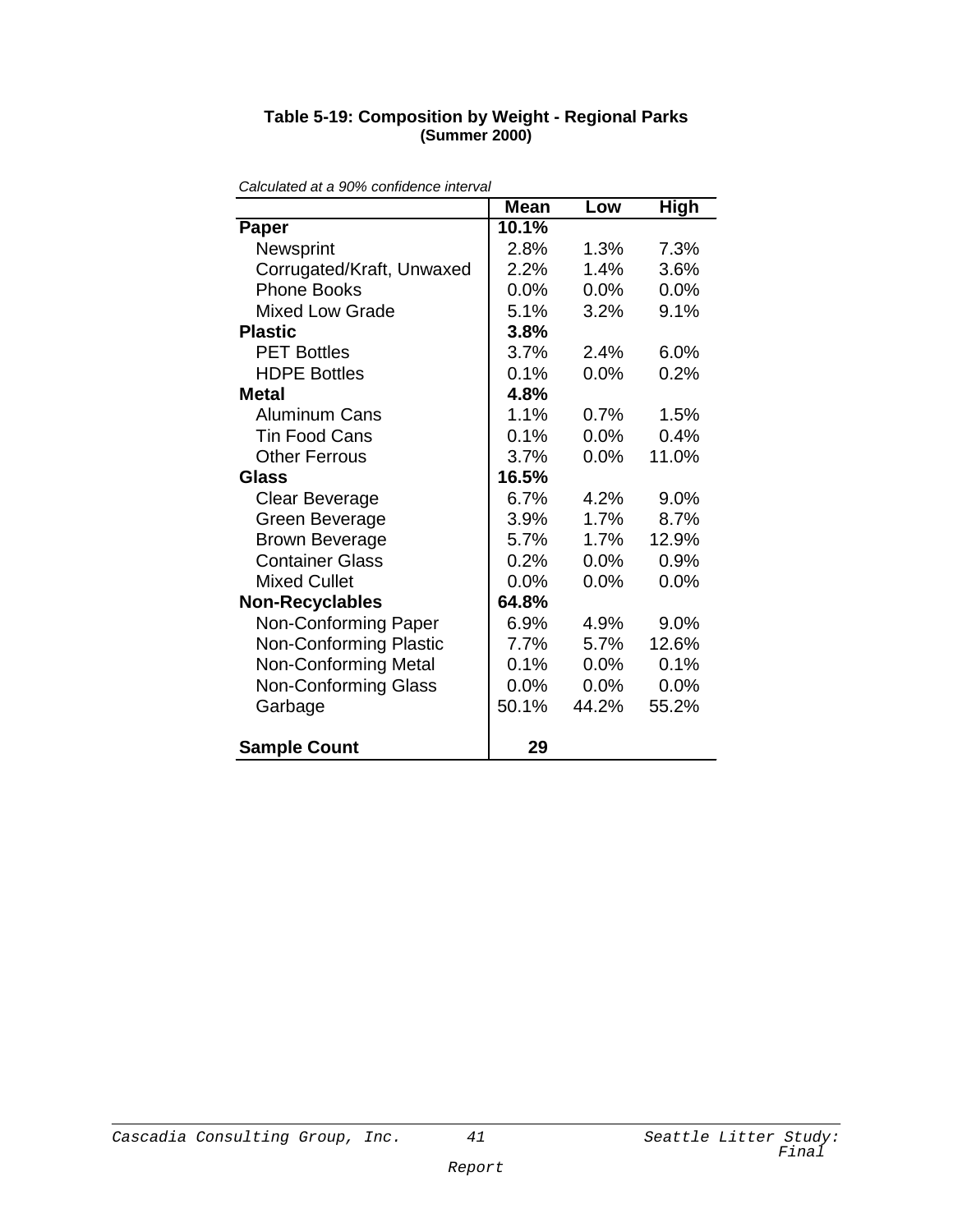**Table 5-19: Composition by Weight - Regional Parks**
**(Summer 2000)**

*Calculated at a 90% confidence interval*

| | Mean | Low | High |
|---|---|---|---|
| **Paper** | **10.1%** | | |
| Newsprint | 2.8% | 1.3% | 7.3% |
| Corrugated/Kraft, Unwaxed | 2.2% | 1.4% | 3.6% |
| Phone Books | 0.0% | 0.0% | 0.0% |
| Mixed Low Grade | 5.1% | 3.2% | 9.1% |
| **Plastic** | **3.8%** | | |
| PET Bottles | 3.7% | 2.4% | 6.0% |
| HDPE Bottles | 0.1% | 0.0% | 0.2% |
| **Metal** | **4.8%** | | |
| Aluminum Cans | 1.1% | 0.7% | 1.5% |
| Tin Food Cans | 0.1% | 0.0% | 0.4% |
| Other Ferrous | 3.7% | 0.0% | 11.0% |
| **Glass** | **16.5%** | | |
| Clear Beverage | 6.7% | 4.2% | 9.0% |
| Green Beverage | 3.9% | 1.7% | 8.7% |
| Brown Beverage | 5.7% | 1.7% | 12.9% |
| Container Glass | 0.2% | 0.0% | 0.9% |
| Mixed Cullet | 0.0% | 0.0% | 0.0% |
| **Non-Recyclables** | **64.8%** | | |
| Non-Conforming Paper | 6.9% | 4.9% | 9.0% |
| Non-Conforming Plastic | 7.7% | 5.7% | 12.6% |
| Non-Conforming Metal | 0.1% | 0.0% | 0.1% |
| Non-Conforming Glass | 0.0% | 0.0% | 0.0% |
| Garbage | 50.1% | 44.2% | 55.2% |
| | | | |
| **Sample Count** | **29** | | |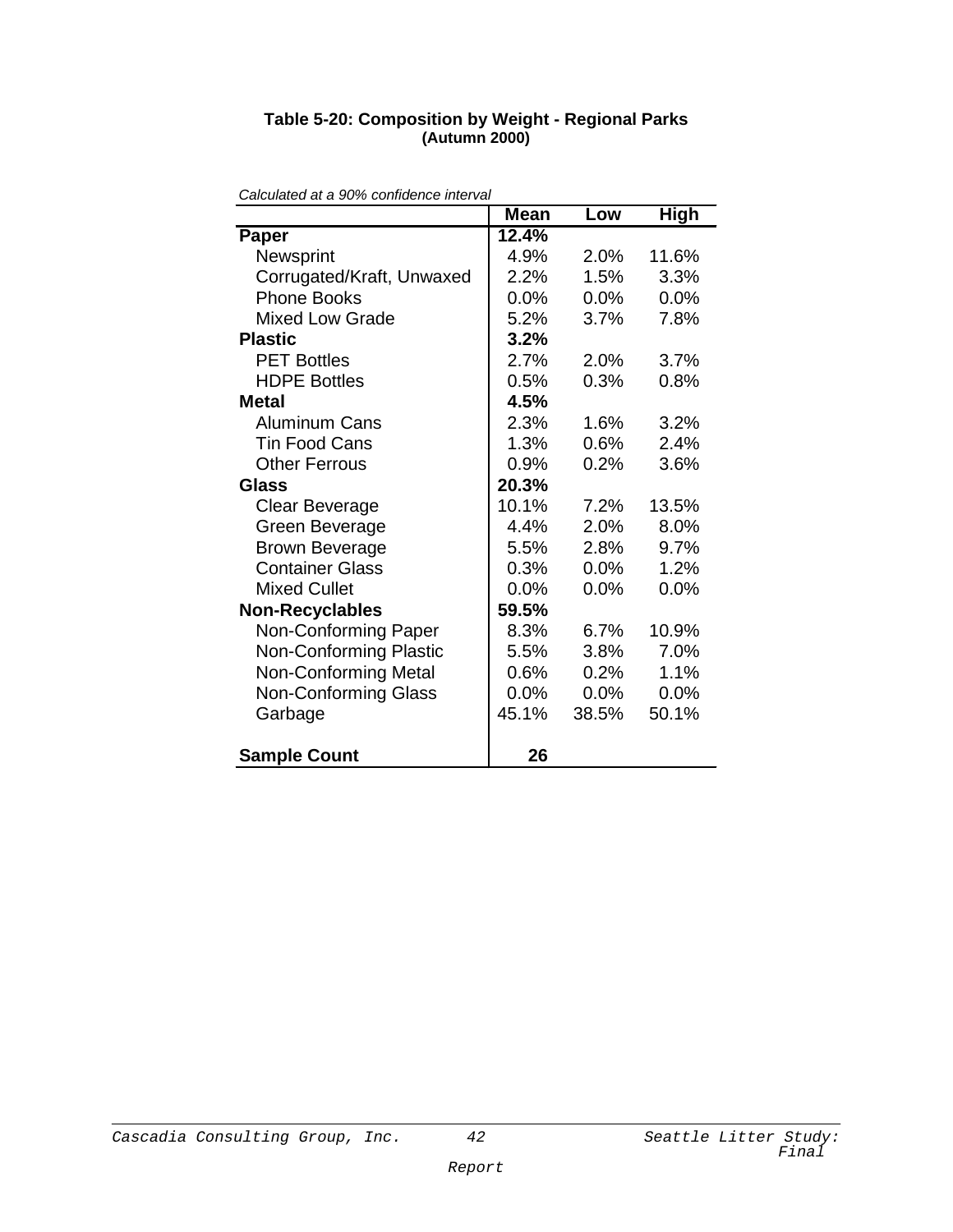**Table 5-20: Composition by Weight - Regional Parks (Autumn 2000)**

*Calculated at a 90% confidence interval*

| | Mean | Low | High |
|---|---|---|---|
| **Paper** | **12.4%** | | |
| Newsprint | 4.9% | 2.0% | 11.6% |
| Corrugated/Kraft, Unwaxed | 2.2% | 1.5% | 3.3% |
| Phone Books | 0.0% | 0.0% | 0.0% |
| Mixed Low Grade | 5.2% | 3.7% | 7.8% |
| **Plastic** | **3.2%** | | |
| PET Bottles | 2.7% | 2.0% | 3.7% |
| HDPE Bottles | 0.5% | 0.3% | 0.8% |
| **Metal** | **4.5%** | | |
| Aluminum Cans | 2.3% | 1.6% | 3.2% |
| Tin Food Cans | 1.3% | 0.6% | 2.4% |
| Other Ferrous | 0.9% | 0.2% | 3.6% |
| **Glass** | **20.3%** | | |
| Clear Beverage | 10.1% | 7.2% | 13.5% |
| Green Beverage | 4.4% | 2.0% | 8.0% |
| Brown Beverage | 5.5% | 2.8% | 9.7% |
| Container Glass | 0.3% | 0.0% | 1.2% |
| Mixed Cullet | 0.0% | 0.0% | 0.0% |
| **Non-Recyclables** | **59.5%** | | |
| Non-Conforming Paper | 8.3% | 6.7% | 10.9% |
| Non-Conforming Plastic | 5.5% | 3.8% | 7.0% |
| Non-Conforming Metal | 0.6% | 0.2% | 1.1% |
| Non-Conforming Glass | 0.0% | 0.0% | 0.0% |
| Garbage | 45.1% | 38.5% | 50.1% |
| **Sample Count** | **26** | | |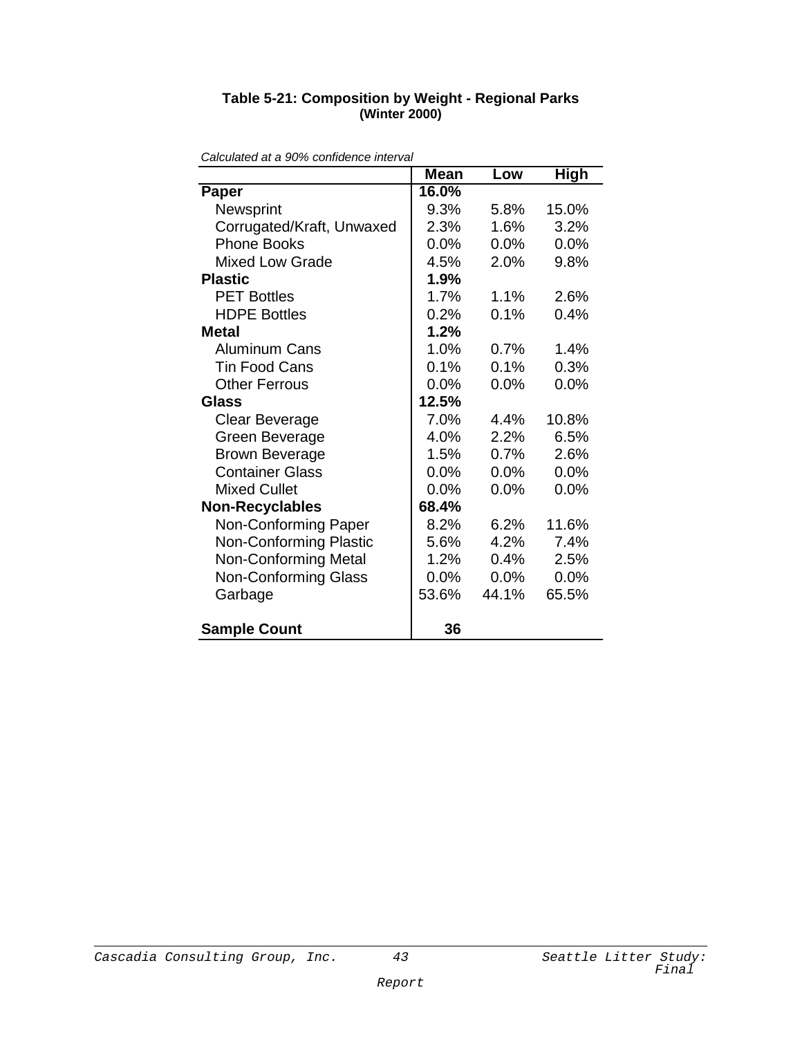**Table 5-21: Composition by Weight - Regional Parks**
**(Winter 2000)**

*Calculated at a 90% confidence interval*

| | Mean | Low | High |
|---|---|---|---|
| **Paper** | **16.0%** | | |
| Newsprint | 9.3% | 5.8% | 15.0% |
| Corrugated/Kraft, Unwaxed | 2.3% | 1.6% | 3.2% |
| Phone Books | 0.0% | 0.0% | 0.0% |
| Mixed Low Grade | 4.5% | 2.0% | 9.8% |
| **Plastic** | **1.9%** | | |
| PET Bottles | 1.7% | 1.1% | 2.6% |
| HDPE Bottles | 0.2% | 0.1% | 0.4% |
| **Metal** | **1.2%** | | |
| Aluminum Cans | 1.0% | 0.7% | 1.4% |
| Tin Food Cans | 0.1% | 0.1% | 0.3% |
| Other Ferrous | 0.0% | 0.0% | 0.0% |
| **Glass** | **12.5%** | | |
| Clear Beverage | 7.0% | 4.4% | 10.8% |
| Green Beverage | 4.0% | 2.2% | 6.5% |
| Brown Beverage | 1.5% | 0.7% | 2.6% |
| Container Glass | 0.0% | 0.0% | 0.0% |
| Mixed Cullet | 0.0% | 0.0% | 0.0% |
| **Non-Recyclables** | **68.4%** | | |
| Non-Conforming Paper | 8.2% | 6.2% | 11.6% |
| Non-Conforming Plastic | 5.6% | 4.2% | 7.4% |
| Non-Conforming Metal | 1.2% | 0.4% | 2.5% |
| Non-Conforming Glass | 0.0% | 0.0% | 0.0% |
| Garbage | 53.6% | 44.1% | 65.5% |
| **Sample Count** | **36** | | |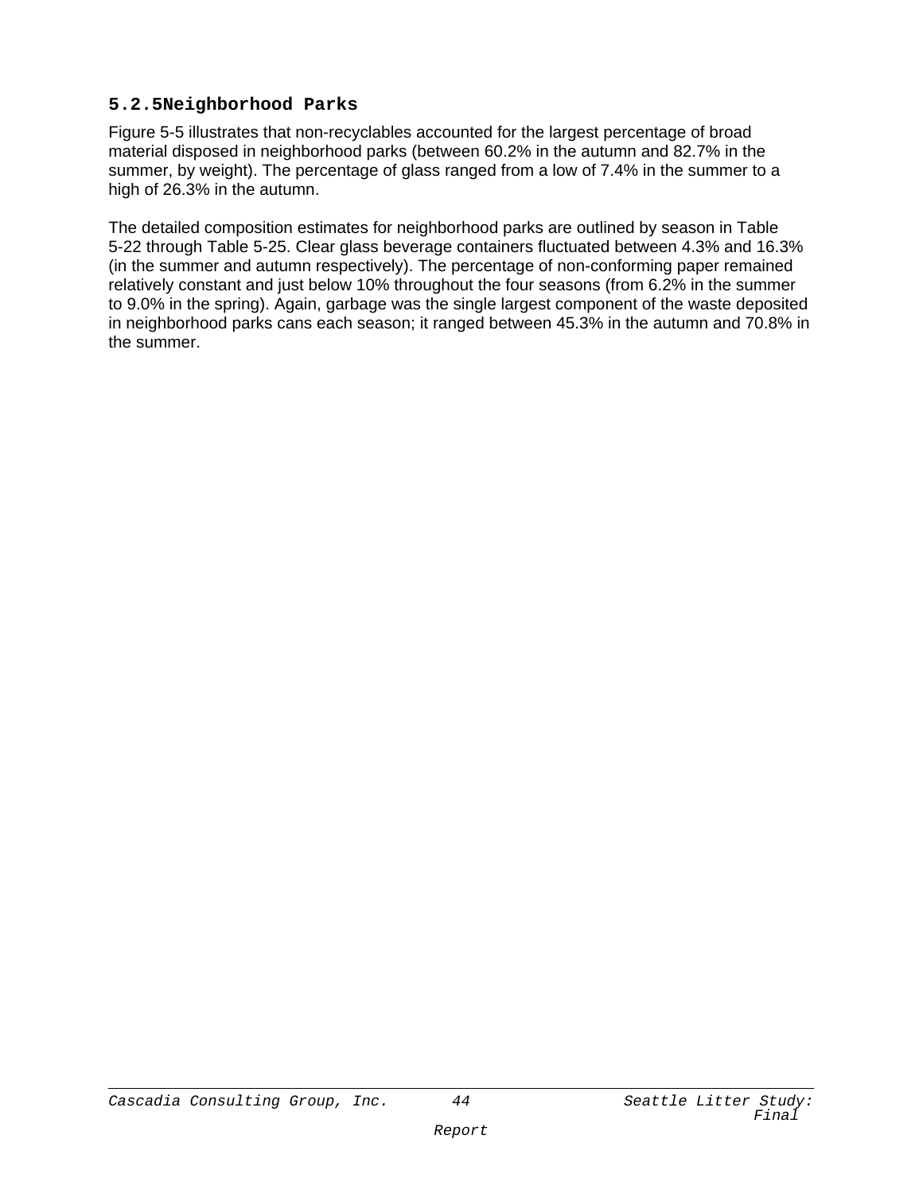### 5.2.5 Neighborhood Parks

Figure 5-5 illustrates that non-recyclables accounted for the largest percentage of broad material disposed in neighborhood parks (between 60.2% in the autumn and 82.7% in the summer, by weight). The percentage of glass ranged from a low of 7.4% in the summer to a high of 26.3% in the autumn.

The detailed composition estimates for neighborhood parks are outlined by season in Table 5-22 through Table 5-25. Clear glass beverage containers fluctuated between 4.3% and 16.3% (in the summer and autumn respectively). The percentage of non-conforming paper remained relatively constant and just below 10% throughout the four seasons (from 6.2% in the summer to 9.0% in the spring). Again, garbage was the single largest component of the waste deposited in neighborhood parks cans each season; it ranged between 45.3% in the autumn and 70.8% in the summer.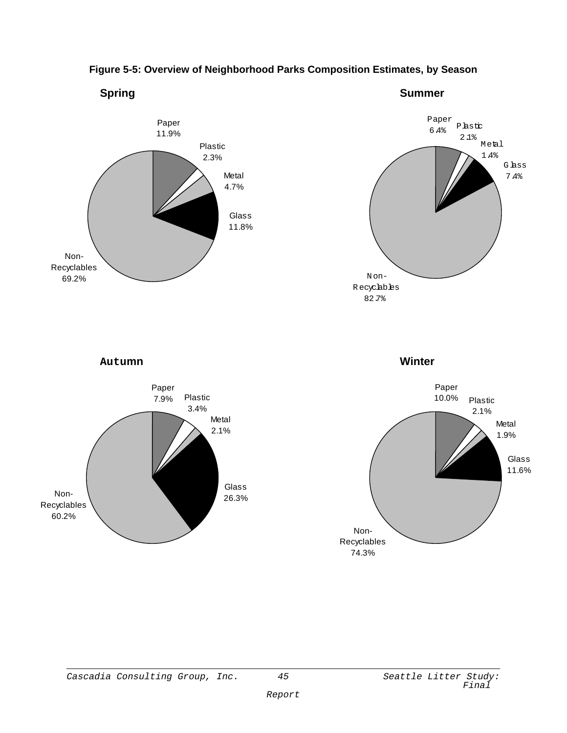**Figure 5-5: Overview of Neighborhood Parks Composition Estimates, by Season**

**Spring**

Paper 11.9%
Plastic 2.3%
Metal 4.7%
Glass 11.8%
Non-Recyclables 69.2%

**Summer**

Paper 6.4%
Plastic 2.1%
Metal 1.4%
Glass 7.4%
Non-Recyclables 82.7%

**Autumn**

Paper 7.9%
Plastic 3.4%
Metal 2.1%
Glass 26.3%
Non-Recyclables 60.2%

**Winter**

Paper 10.0%
Plastic 2.1%
Metal 1.9%
Glass 11.6%
Non-Recyclables 74.3%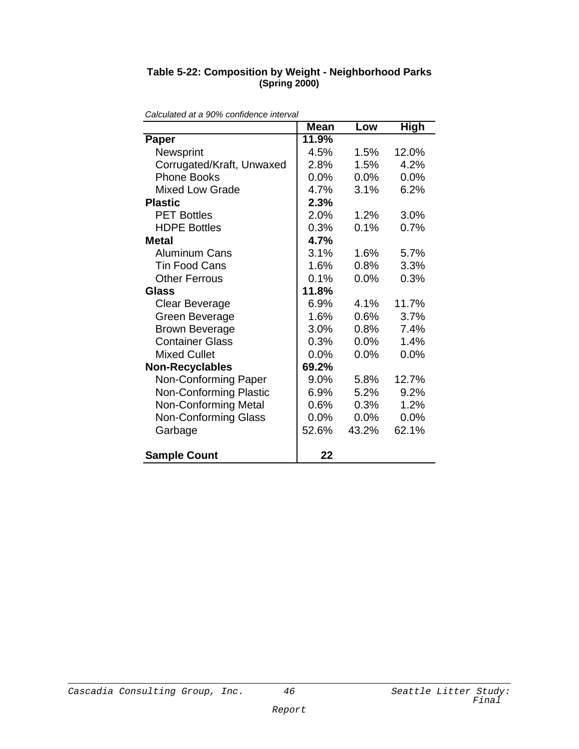**Table 5-22: Composition by Weight - Neighborhood Parks**
**(Spring 2000)**

*Calculated at a 90% confidence interval*

| | Mean | Low | High |
|---|---|---|---|
| **Paper** | **11.9%** | | |
| Newsprint | 4.5% | 1.5% | 12.0% |
| Corrugated/Kraft, Unwaxed | 2.8% | 1.5% | 4.2% |
| Phone Books | 0.0% | 0.0% | 0.0% |
| Mixed Low Grade | 4.7% | 3.1% | 6.2% |
| **Plastic** | **2.3%** | | |
| PET Bottles | 2.0% | 1.2% | 3.0% |
| HDPE Bottles | 0.3% | 0.1% | 0.7% |
| **Metal** | **4.7%** | | |
| Aluminum Cans | 3.1% | 1.6% | 5.7% |
| Tin Food Cans | 1.6% | 0.8% | 3.3% |
| Other Ferrous | 0.1% | 0.0% | 0.3% |
| **Glass** | **11.8%** | | |
| Clear Beverage | 6.9% | 4.1% | 11.7% |
| Green Beverage | 1.6% | 0.6% | 3.7% |
| Brown Beverage | 3.0% | 0.8% | 7.4% |
| Container Glass | 0.3% | 0.0% | 1.4% |
| Mixed Cullet | 0.0% | 0.0% | 0.0% |
| **Non-Recyclables** | **69.2%** | | |
| Non-Conforming Paper | 9.0% | 5.8% | 12.7% |
| Non-Conforming Plastic | 6.9% | 5.2% | 9.2% |
| Non-Conforming Metal | 0.6% | 0.3% | 1.2% |
| Non-Conforming Glass | 0.0% | 0.0% | 0.0% |
| Garbage | 52.6% | 43.2% | 62.1% |
| **Sample Count** | **22** | | |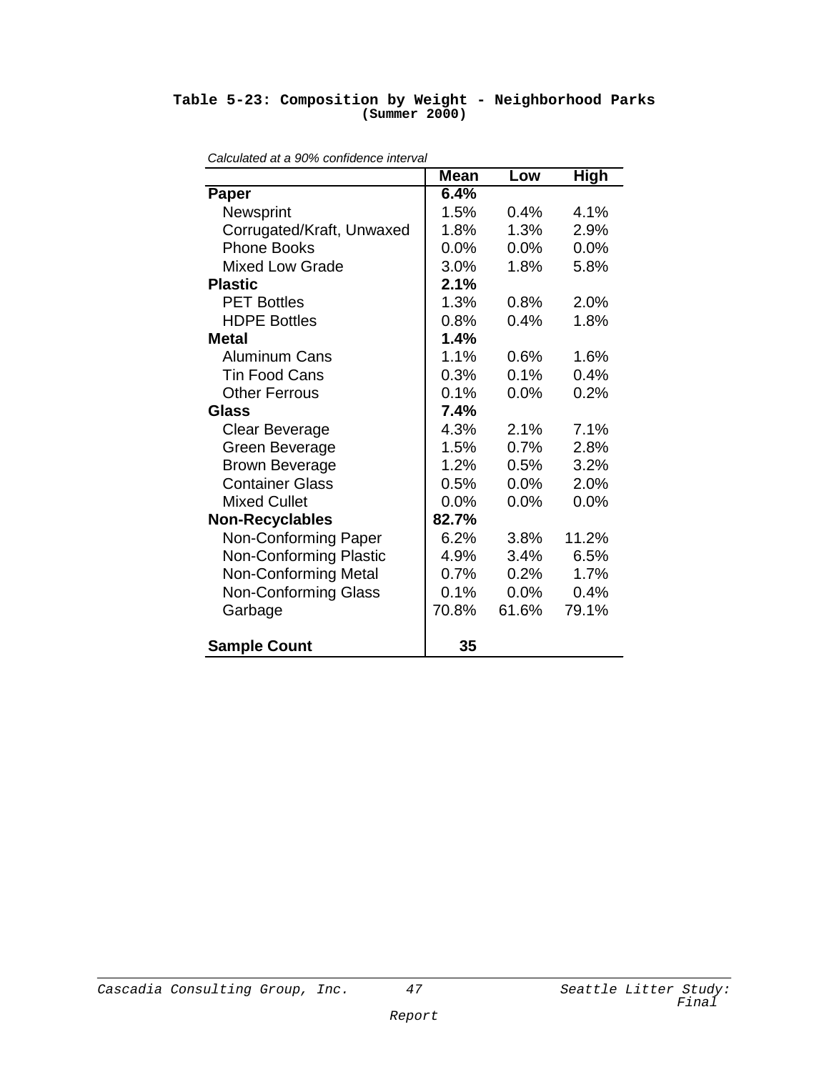**Table 5-23: Composition by Weight - Neighborhood Parks (Summer 2000)**

*Calculated at a 90% confidence interval*

| | Mean | Low | High |
|---|---|---|---|
| **Paper** | **6.4%** | | |
| Newsprint | 1.5% | 0.4% | 4.1% |
| Corrugated/Kraft, Unwaxed | 1.8% | 1.3% | 2.9% |
| Phone Books | 0.0% | 0.0% | 0.0% |
| Mixed Low Grade | 3.0% | 1.8% | 5.8% |
| **Plastic** | **2.1%** | | |
| PET Bottles | 1.3% | 0.8% | 2.0% |
| HDPE Bottles | 0.8% | 0.4% | 1.8% |
| **Metal** | **1.4%** | | |
| Aluminum Cans | 1.1% | 0.6% | 1.6% |
| Tin Food Cans | 0.3% | 0.1% | 0.4% |
| Other Ferrous | 0.1% | 0.0% | 0.2% |
| **Glass** | **7.4%** | | |
| Clear Beverage | 4.3% | 2.1% | 7.1% |
| Green Beverage | 1.5% | 0.7% | 2.8% |
| Brown Beverage | 1.2% | 0.5% | 3.2% |
| Container Glass | 0.5% | 0.0% | 2.0% |
| Mixed Cullet | 0.0% | 0.0% | 0.0% |
| **Non-Recyclables** | **82.7%** | | |
| Non-Conforming Paper | 6.2% | 3.8% | 11.2% |
| Non-Conforming Plastic | 4.9% | 3.4% | 6.5% |
| Non-Conforming Metal | 0.7% | 0.2% | 1.7% |
| Non-Conforming Glass | 0.1% | 0.0% | 0.4% |
| Garbage | 70.8% | 61.6% | 79.1% |
| | | | |
| **Sample Count** | **35** | | |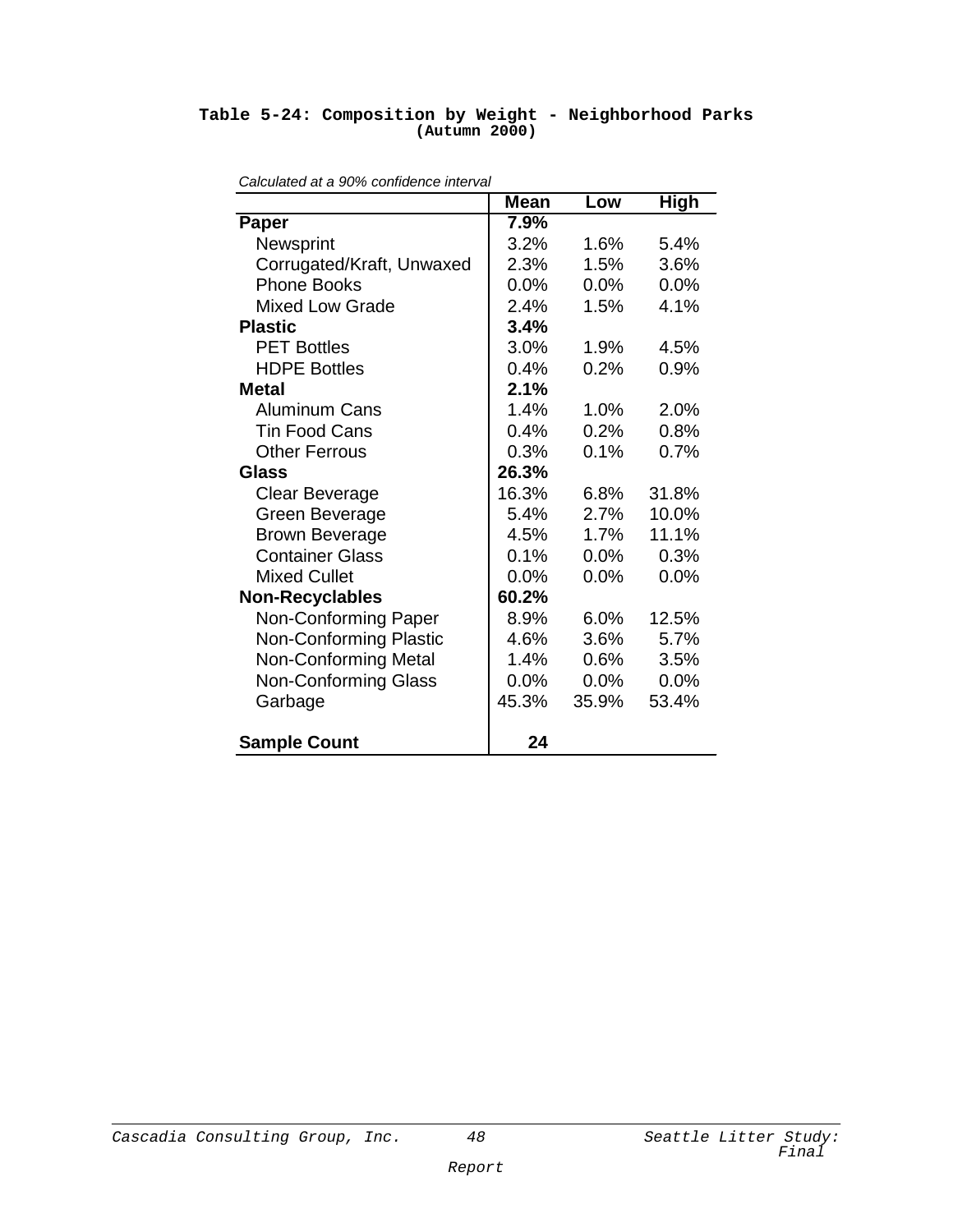**Table 5-24: Composition by Weight - Neighborhood Parks (Autumn 2000)**

*Calculated at a 90% confidence interval*

| | Mean | Low | High |
|---|---|---|---|
| **Paper** | **7.9%** | | |
| Newsprint | 3.2% | 1.6% | 5.4% |
| Corrugated/Kraft, Unwaxed | 2.3% | 1.5% | 3.6% |
| Phone Books | 0.0% | 0.0% | 0.0% |
| Mixed Low Grade | 2.4% | 1.5% | 4.1% |
| **Plastic** | **3.4%** | | |
| PET Bottles | 3.0% | 1.9% | 4.5% |
| HDPE Bottles | 0.4% | 0.2% | 0.9% |
| **Metal** | **2.1%** | | |
| Aluminum Cans | 1.4% | 1.0% | 2.0% |
| Tin Food Cans | 0.4% | 0.2% | 0.8% |
| Other Ferrous | 0.3% | 0.1% | 0.7% |
| **Glass** | **26.3%** | | |
| Clear Beverage | 16.3% | 6.8% | 31.8% |
| Green Beverage | 5.4% | 2.7% | 10.0% |
| Brown Beverage | 4.5% | 1.7% | 11.1% |
| Container Glass | 0.1% | 0.0% | 0.3% |
| Mixed Cullet | 0.0% | 0.0% | 0.0% |
| **Non-Recyclables** | **60.2%** | | |
| Non-Conforming Paper | 8.9% | 6.0% | 12.5% |
| Non-Conforming Plastic | 4.6% | 3.6% | 5.7% |
| Non-Conforming Metal | 1.4% | 0.6% | 3.5% |
| Non-Conforming Glass | 0.0% | 0.0% | 0.0% |
| Garbage | 45.3% | 35.9% | 53.4% |
| | | | |
| **Sample Count** | **24** | | |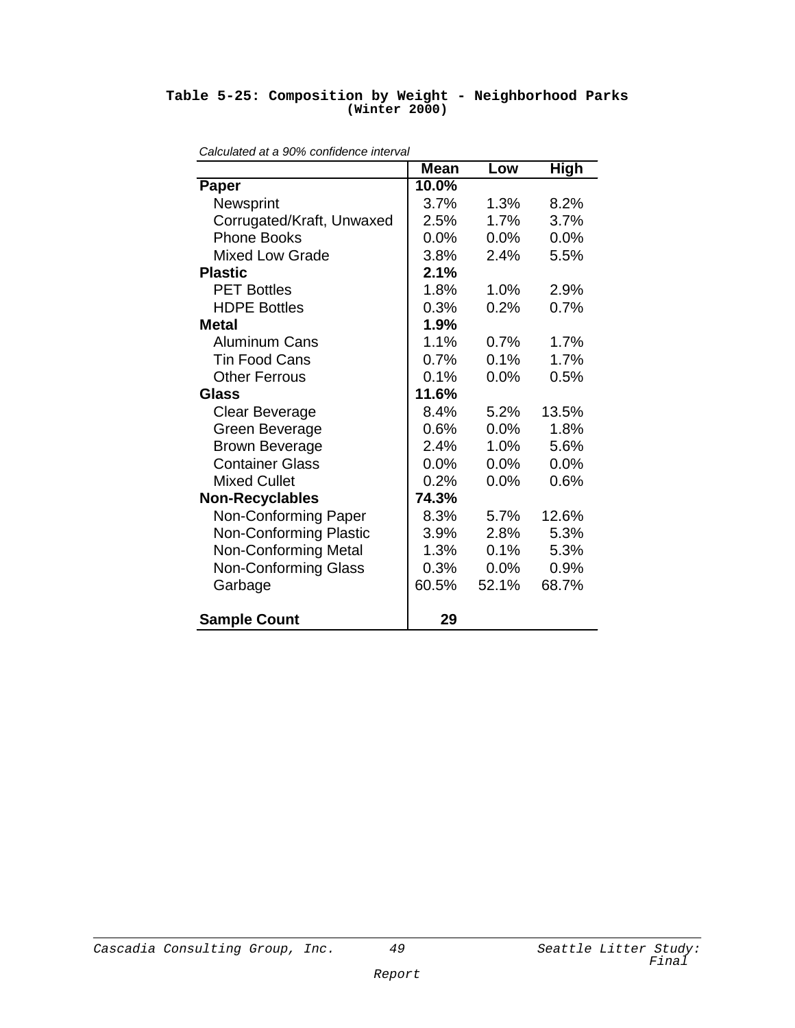**Table 5-25: Composition by Weight - Neighborhood Parks (Winter 2000)**

*Calculated at a 90% confidence interval*

| | Mean | Low | High |
|---|---|---|---|
| **Paper** | **10.0%** | | |
| Newsprint | 3.7% | 1.3% | 8.2% |
| Corrugated/Kraft, Unwaxed | 2.5% | 1.7% | 3.7% |
| Phone Books | 0.0% | 0.0% | 0.0% |
| Mixed Low Grade | 3.8% | 2.4% | 5.5% |
| **Plastic** | **2.1%** | | |
| PET Bottles | 1.8% | 1.0% | 2.9% |
| HDPE Bottles | 0.3% | 0.2% | 0.7% |
| **Metal** | **1.9%** | | |
| Aluminum Cans | 1.1% | 0.7% | 1.7% |
| Tin Food Cans | 0.7% | 0.1% | 1.7% |
| Other Ferrous | 0.1% | 0.0% | 0.5% |
| **Glass** | **11.6%** | | |
| Clear Beverage | 8.4% | 5.2% | 13.5% |
| Green Beverage | 0.6% | 0.0% | 1.8% |
| Brown Beverage | 2.4% | 1.0% | 5.6% |
| Container Glass | 0.0% | 0.0% | 0.0% |
| Mixed Cullet | 0.2% | 0.0% | 0.6% |
| **Non-Recyclables** | **74.3%** | | |
| Non-Conforming Paper | 8.3% | 5.7% | 12.6% |
| Non-Conforming Plastic | 3.9% | 2.8% | 5.3% |
| Non-Conforming Metal | 1.3% | 0.1% | 5.3% |
| Non-Conforming Glass | 0.3% | 0.0% | 0.9% |
| Garbage | 60.5% | 52.1% | 68.7% |
| **Sample Count** | **29** | | |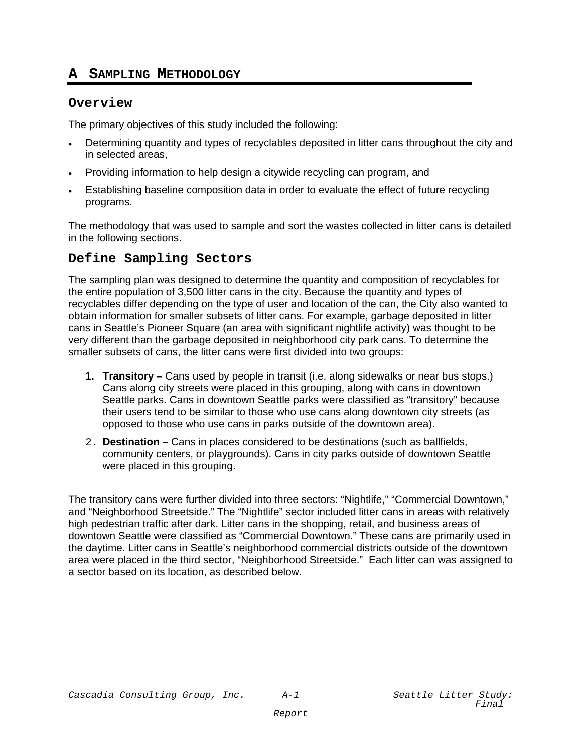# A SAMPLING METHODOLOGY

## Overview

The primary objectives of this study included the following:

- Determining quantity and types of recyclables deposited in litter cans throughout the city and in selected areas,
- Providing information to help design a citywide recycling can program, and
- Establishing baseline composition data in order to evaluate the effect of future recycling programs.

The methodology that was used to sample and sort the wastes collected in litter cans is detailed in the following sections.

## Define Sampling Sectors

The sampling plan was designed to determine the quantity and composition of recyclables for the entire population of 3,500 litter cans in the city. Because the quantity and types of recyclables differ depending on the type of user and location of the can, the City also wanted to obtain information for smaller subsets of litter cans. For example, garbage deposited in litter cans in Seattle's Pioneer Square (an area with significant nightlife activity) was thought to be very different than the garbage deposited in neighborhood city park cans. To determine the smaller subsets of cans, the litter cans were first divided into two groups:

1. **Transitory –** Cans used by people in transit (i.e. along sidewalks or near bus stops.) Cans along city streets were placed in this grouping, along with cans in downtown Seattle parks. Cans in downtown Seattle parks were classified as "transitory" because their users tend to be similar to those who use cans along downtown city streets (as opposed to those who use cans in parks outside of the downtown area).
2. **Destination –** Cans in places considered to be destinations (such as ballfields, community centers, or playgrounds). Cans in city parks outside of downtown Seattle were placed in this grouping.

The transitory cans were further divided into three sectors: "Nightlife," "Commercial Downtown," and "Neighborhood Streetside." The "Nightlife" sector included litter cans in areas with relatively high pedestrian traffic after dark. Litter cans in the shopping, retail, and business areas of downtown Seattle were classified as "Commercial Downtown." These cans are primarily used in the daytime. Litter cans in Seattle's neighborhood commercial districts outside of the downtown area were placed in the third sector, "Neighborhood Streetside." Each litter can was assigned to a sector based on its location, as described below.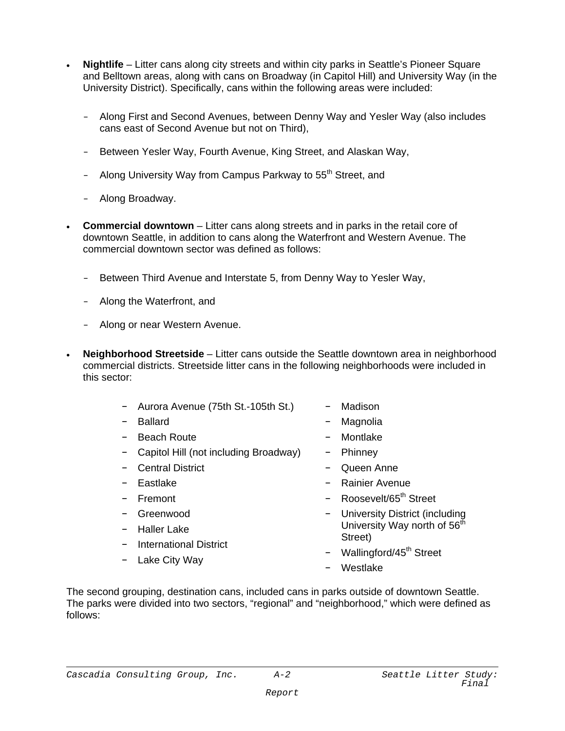- **Nightlife** – Litter cans along city streets and within city parks in Seattle's Pioneer Square and Belltown areas, along with cans on Broadway (in Capitol Hill) and University Way (in the University District). Specifically, cans within the following areas were included:

  - Along First and Second Avenues, between Denny Way and Yesler Way (also includes cans east of Second Avenue but not on Third),
  - Between Yesler Way, Fourth Avenue, King Street, and Alaskan Way,
  - Along University Way from Campus Parkway to 55th Street, and
  - Along Broadway.

- **Commercial downtown** – Litter cans along streets and in parks in the retail core of downtown Seattle, in addition to cans along the Waterfront and Western Avenue. The commercial downtown sector was defined as follows:

  - Between Third Avenue and Interstate 5, from Denny Way to Yesler Way,
  - Along the Waterfront, and
  - Along or near Western Avenue.

- **Neighborhood Streetside** – Litter cans outside the Seattle downtown area in neighborhood commercial districts. Streetside litter cans in the following neighborhoods were included in this sector:

  - Aurora Avenue (75th St.-105th St.)
  - Ballard
  - Beach Route
  - Capitol Hill (not including Broadway)
  - Central District
  - Eastlake
  - Fremont
  - Greenwood
  - Haller Lake
  - International District
  - Lake City Way
  - Madison
  - Magnolia
  - Montlake
  - Phinney
  - Queen Anne
  - Rainier Avenue
  - Roosevelt/65th Street
  - University District (including University Way north of 56th Street)
  - Wallingford/45th Street
  - Westlake

The second grouping, destination cans, included cans in parks outside of downtown Seattle. The parks were divided into two sectors, "regional" and "neighborhood," which were defined as follows: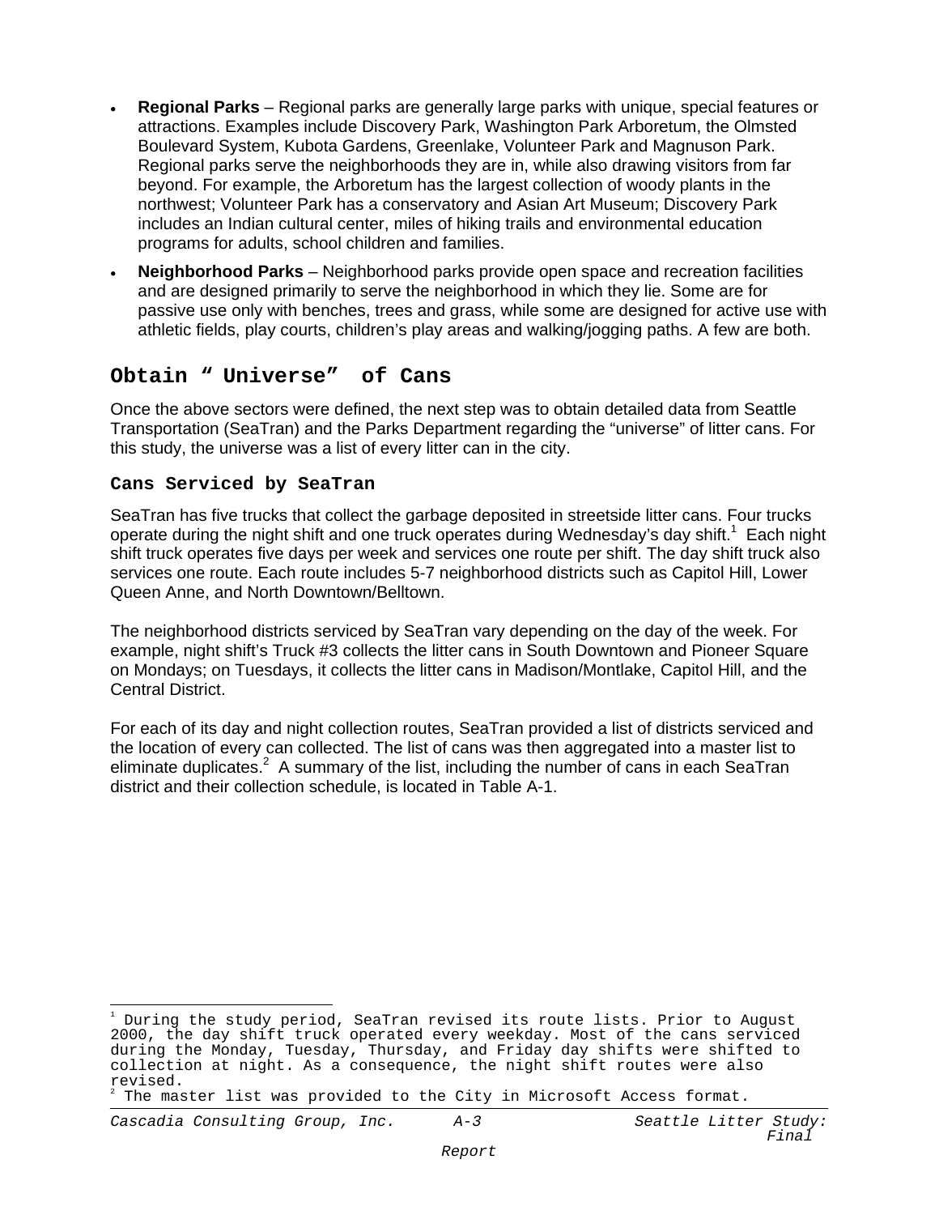- **Regional Parks** – Regional parks are generally large parks with unique, special features or attractions. Examples include Discovery Park, Washington Park Arboretum, the Olmsted Boulevard System, Kubota Gardens, Greenlake, Volunteer Park and Magnuson Park. Regional parks serve the neighborhoods they are in, while also drawing visitors from far beyond. For example, the Arboretum has the largest collection of woody plants in the northwest; Volunteer Park has a conservatory and Asian Art Museum; Discovery Park includes an Indian cultural center, miles of hiking trails and environmental education programs for adults, school children and families.
- **Neighborhood Parks** – Neighborhood parks provide open space and recreation facilities and are designed primarily to serve the neighborhood in which they lie. Some are for passive use only with benches, trees and grass, while some are designed for active use with athletic fields, play courts, children's play areas and walking/jogging paths. A few are both.

## Obtain "Universe" of Cans

Once the above sectors were defined, the next step was to obtain detailed data from Seattle Transportation (SeaTran) and the Parks Department regarding the "universe" of litter cans. For this study, the universe was a list of every litter can in the city.

### Cans Serviced by SeaTran

SeaTran has five trucks that collect the garbage deposited in streetside litter cans. Four trucks operate during the night shift and one truck operates during Wednesday's day shift.[1] Each night shift truck operates five days per week and services one route per shift. The day shift truck also services one route. Each route includes 5-7 neighborhood districts such as Capitol Hill, Lower Queen Anne, and North Downtown/Belltown.

The neighborhood districts serviced by SeaTran vary depending on the day of the week. For example, night shift's Truck #3 collects the litter cans in South Downtown and Pioneer Square on Mondays; on Tuesdays, it collects the litter cans in Madison/Montlake, Capitol Hill, and the Central District.

For each of its day and night collection routes, SeaTran provided a list of districts serviced and the location of every can collected. The list of cans was then aggregated into a master list to eliminate duplicates.[2] A summary of the list, including the number of cans in each SeaTran district and their collection schedule, is located in Table A-1.

---

[1] During the study period, SeaTran revised its route lists. Prior to August 2000, the day shift truck operated every weekday. Most of the cans serviced during the Monday, Tuesday, Thursday, and Friday day shifts were shifted to collection at night. As a consequence, the night shift routes were also revised.

[2] The master list was provided to the City in Microsoft Access format.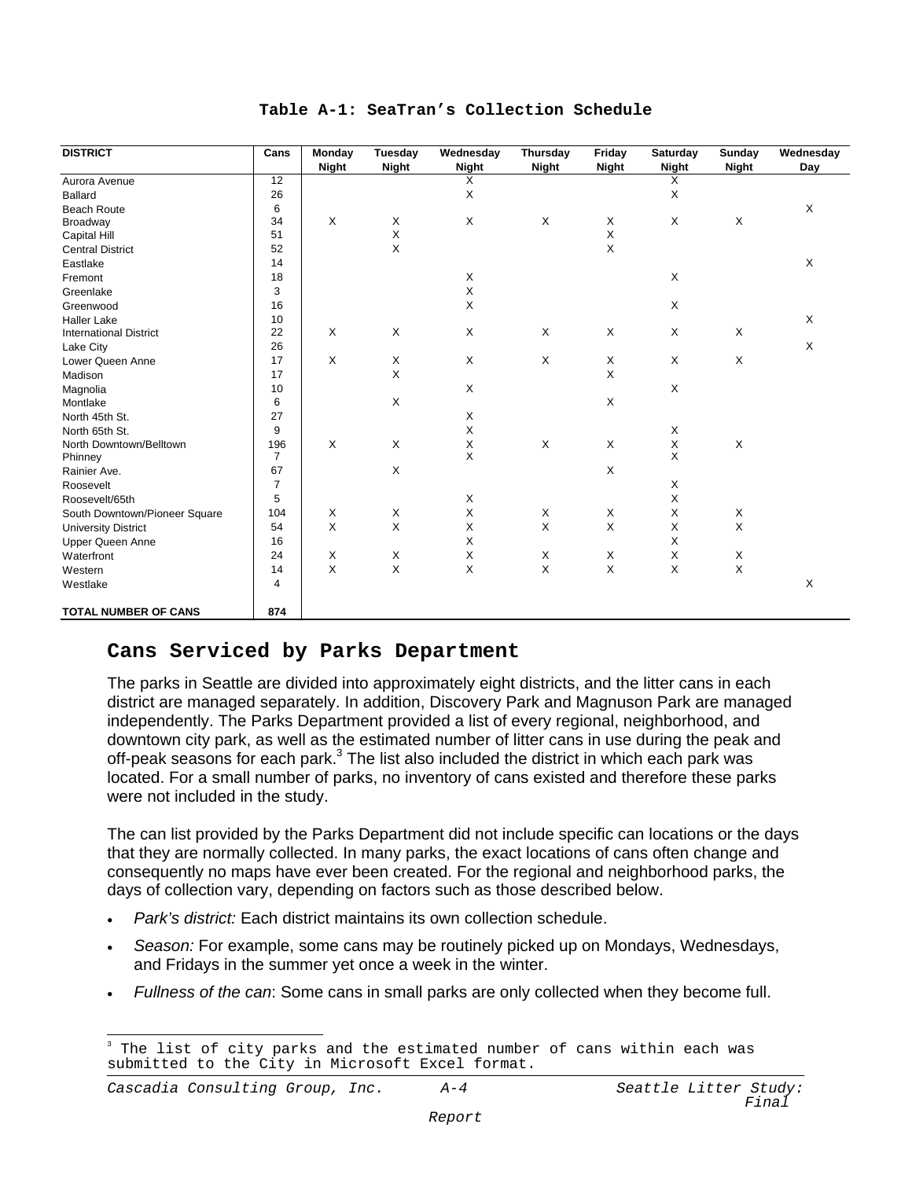**Table A-1: SeaTran’s Collection Schedule**

| DISTRICT | Cans | Monday Night | Tuesday Night | Wednesday Night | Thursday Night | Friday Night | Saturday Night | Sunday Night | Wednesday Day |
|---|---|---|---|---|---|---|---|---|---|
| Aurora Avenue | 12 | | | X | | | X | | |
| Ballard | 26 | | | X | | | X | | |
| Beach Route | 6 | | | | | | | | X |
| Broadway | 34 | X | X | X | X | X | X | X | |
| Capital Hill | 51 | | X | | | X | | | |
| Central District | 52 | | X | | | X | | | |
| Eastlake | 14 | | | | | | | | X |
| Fremont | 18 | | | X | | | X | | |
| Greenlake | 3 | | | X | | | | | |
| Greenwood | 16 | | | X | | | X | | |
| Haller Lake | 10 | | | | | | | | X |
| International District | 22 | X | X | X | X | X | X | X | |
| Lake City | 26 | | | | | | | | X |
| Lower Queen Anne | 17 | X | X | X | X | X | X | X | |
| Madison | 17 | | X | | | X | | | |
| Magnolia | 10 | | | X | | | X | | |
| Montlake | 6 | | X | | | X | | | |
| North 45th St. | 27 | | | X | | | | | |
| North 65th St. | 9 | | | X | | | X | | |
| North Downtown/Belltown | 196 | X | X | X | X | X | X | X | |
| Phinney | 7 | | | X | | | X | | |
| Rainier Ave. | 67 | | X | | | X | | | |
| Roosevelt | 7 | | | | | | X | | |
| Roosevelt/65th | 5 | | | X | | | X | | |
| South Downtown/Pioneer Square | 104 | X | X | X | X | X | X | X | |
| University District | 54 | X | X | X | X | X | X | X | |
| Upper Queen Anne | 16 | | | X | | | X | | |
| Waterfront | 24 | X | X | X | X | X | X | X | |
| Western | 14 | X | X | X | X | X | X | X | |
| Westlake | 4 | | | | | | | | X |
| **TOTAL NUMBER OF CANS** | **874** | | | | | | | | |

## Cans Serviced by Parks Department

The parks in Seattle are divided into approximately eight districts, and the litter cans in each district are managed separately. In addition, Discovery Park and Magnuson Park are managed independently. The Parks Department provided a list of every regional, neighborhood, and downtown city park, as well as the estimated number of litter cans in use during the peak and off-peak seasons for each park.[3] The list also included the district in which each park was located. For a small number of parks, no inventory of cans existed and therefore these parks were not included in the study.

The can list provided by the Parks Department did not include specific can locations or the days that they are normally collected. In many parks, the exact locations of cans often change and consequently no maps have ever been created. For the regional and neighborhood parks, the days of collection vary, depending on factors such as those described below.

- *Park’s district:* Each district maintains its own collection schedule.
- *Season:* For example, some cans may be routinely picked up on Mondays, Wednesdays, and Fridays in the summer yet once a week in the winter.
- *Fullness of the can*: Some cans in small parks are only collected when they become full.

[3] The list of city parks and the estimated number of cans within each was submitted to the City in Microsoft Excel format.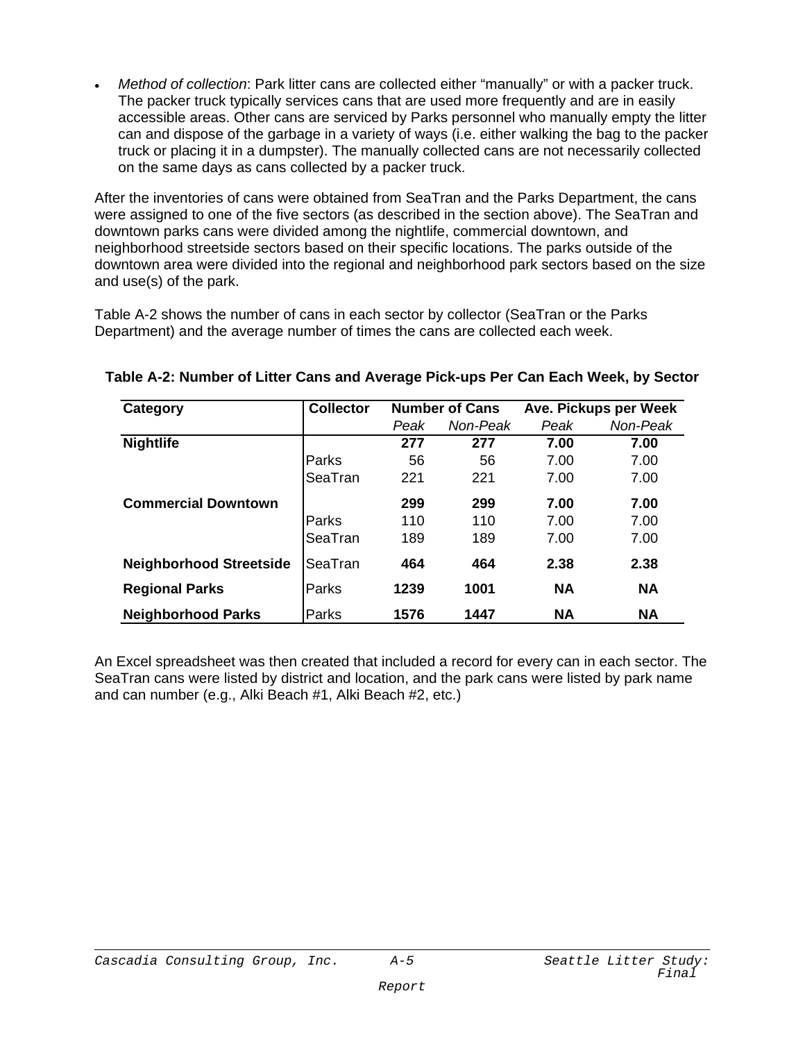- *Method of collection*: Park litter cans are collected either "manually" or with a packer truck. The packer truck typically services cans that are used more frequently and are in easily accessible areas. Other cans are serviced by Parks personnel who manually empty the litter can and dispose of the garbage in a variety of ways (i.e. either walking the bag to the packer truck or placing it in a dumpster). The manually collected cans are not necessarily collected on the same days as cans collected by a packer truck.

After the inventories of cans were obtained from SeaTran and the Parks Department, the cans were assigned to one of the five sectors (as described in the section above). The SeaTran and downtown parks cans were divided among the nightlife, commercial downtown, and neighborhood streetside sectors based on their specific locations. The parks outside of the downtown area were divided into the regional and neighborhood park sectors based on the size and use(s) of the park.

Table A-2 shows the number of cans in each sector by collector (SeaTran or the Parks Department) and the average number of times the cans are collected each week.

**Table A-2: Number of Litter Cans and Average Pick-ups Per Can Each Week, by Sector**

| Category | Collector | Number of Cans | | Ave. Pickups per Week | |
|---|---|---|---|---|---|
| | | *Peak* | *Non-Peak* | *Peak* | *Non-Peak* |
| **Nightlife** | | **277** | **277** | **7.00** | **7.00** |
| | Parks | 56 | 56 | 7.00 | 7.00 |
| | SeaTran | 221 | 221 | 7.00 | 7.00 |
| **Commercial Downtown** | | **299** | **299** | **7.00** | **7.00** |
| | Parks | 110 | 110 | 7.00 | 7.00 |
| | SeaTran | 189 | 189 | 7.00 | 7.00 |
| **Neighborhood Streetside** | SeaTran | **464** | **464** | **2.38** | **2.38** |
| **Regional Parks** | Parks | **1239** | **1001** | **NA** | **NA** |
| **Neighborhood Parks** | Parks | **1576** | **1447** | **NA** | **NA** |

An Excel spreadsheet was then created that included a record for every can in each sector. The SeaTran cans were listed by district and location, and the park cans were listed by park name and can number (e.g., Alki Beach #1, Alki Beach #2, etc.)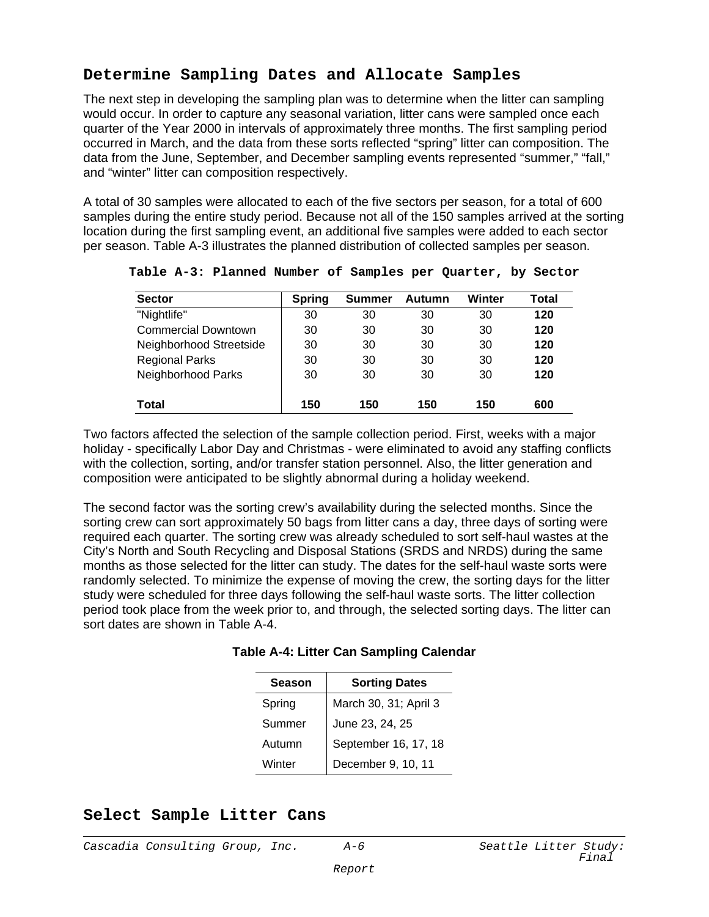## Determine Sampling Dates and Allocate Samples

The next step in developing the sampling plan was to determine when the litter can sampling would occur. In order to capture any seasonal variation, litter cans were sampled once each quarter of the Year 2000 in intervals of approximately three months. The first sampling period occurred in March, and the data from these sorts reflected "spring" litter can composition. The data from the June, September, and December sampling events represented "summer," "fall," and "winter" litter can composition respectively.

A total of 30 samples were allocated to each of the five sectors per season, for a total of 600 samples during the entire study period. Because not all of the 150 samples arrived at the sorting location during the first sampling event, an additional five samples were added to each sector per season. Table A-3 illustrates the planned distribution of collected samples per season.

**Table A-3: Planned Number of Samples per Quarter, by Sector**

| Sector | Spring | Summer | Autumn | Winter | Total |
|---|---|---|---|---|---|
| "Nightlife" | 30 | 30 | 30 | 30 | **120** |
| Commercial Downtown | 30 | 30 | 30 | 30 | **120** |
| Neighborhood Streetside | 30 | 30 | 30 | 30 | **120** |
| Regional Parks | 30 | 30 | 30 | 30 | **120** |
| Neighborhood Parks | 30 | 30 | 30 | 30 | **120** |
| **Total** | **150** | **150** | **150** | **150** | **600** |

Two factors affected the selection of the sample collection period. First, weeks with a major holiday - specifically Labor Day and Christmas - were eliminated to avoid any staffing conflicts with the collection, sorting, and/or transfer station personnel. Also, the litter generation and composition were anticipated to be slightly abnormal during a holiday weekend.

The second factor was the sorting crew's availability during the selected months. Since the sorting crew can sort approximately 50 bags from litter cans a day, three days of sorting were required each quarter. The sorting crew was already scheduled to sort self-haul wastes at the City's North and South Recycling and Disposal Stations (SRDS and NRDS) during the same months as those selected for the litter can study. The dates for the self-haul waste sorts were randomly selected. To minimize the expense of moving the crew, the sorting days for the litter study were scheduled for three days following the self-haul waste sorts. The litter collection period took place from the week prior to, and through, the selected sorting days. The litter can sort dates are shown in Table A-4.

**Table A-4: Litter Can Sampling Calendar**

| Season | Sorting Dates |
|---|---|
| Spring | March 30, 31; April 3 |
| Summer | June 23, 24, 25 |
| Autumn | September 16, 17, 18 |
| Winter | December 9, 10, 11 |

## Select Sample Litter Cans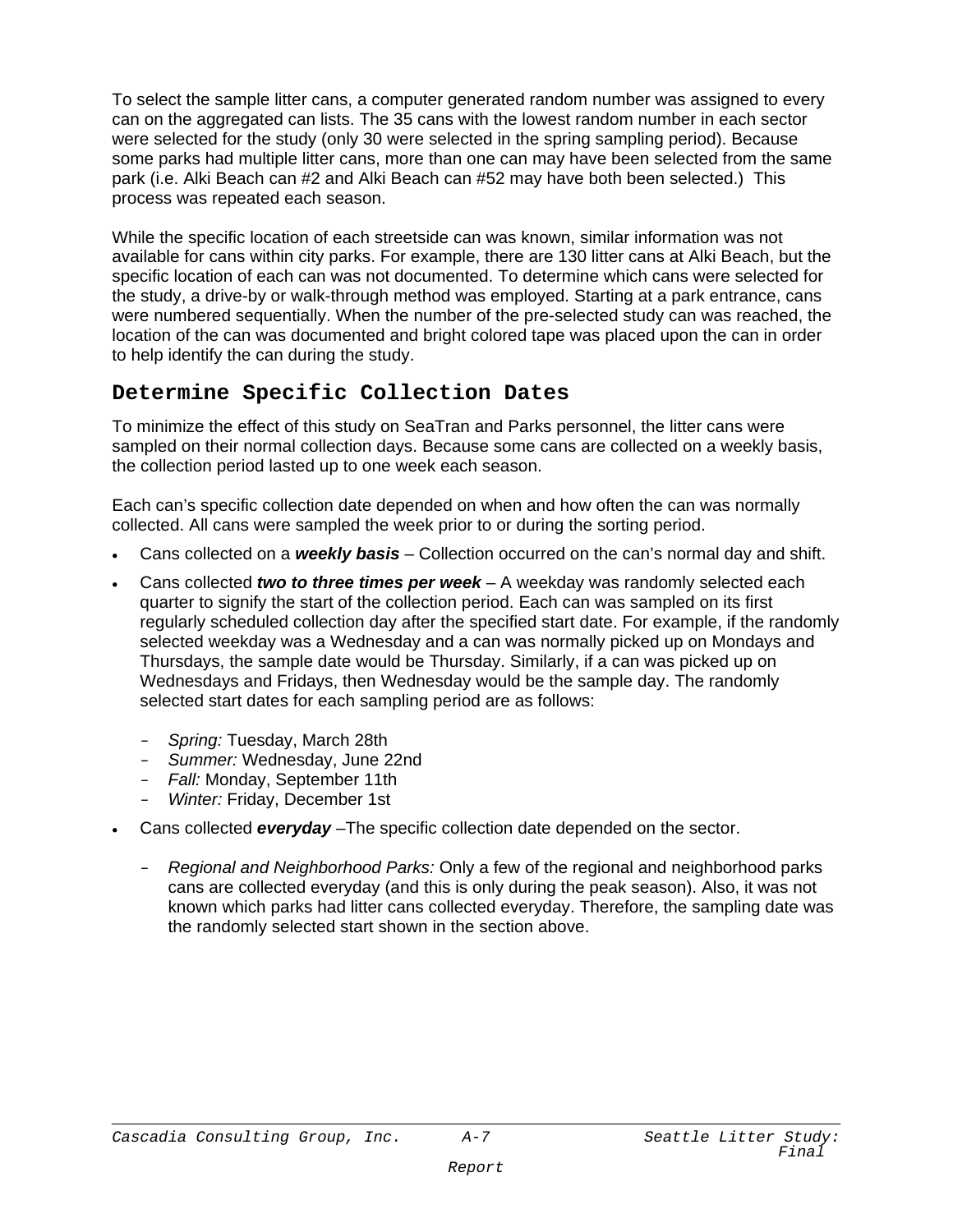To select the sample litter cans, a computer generated random number was assigned to every can on the aggregated can lists. The 35 cans with the lowest random number in each sector were selected for the study (only 30 were selected in the spring sampling period). Because some parks had multiple litter cans, more than one can may have been selected from the same park (i.e. Alki Beach can #2 and Alki Beach can #52 may have both been selected.) This process was repeated each season.

While the specific location of each streetside can was known, similar information was not available for cans within city parks. For example, there are 130 litter cans at Alki Beach, but the specific location of each can was not documented. To determine which cans were selected for the study, a drive-by or walk-through method was employed. Starting at a park entrance, cans were numbered sequentially. When the number of the pre-selected study can was reached, the location of the can was documented and bright colored tape was placed upon the can in order to help identify the can during the study.

## Determine Specific Collection Dates

To minimize the effect of this study on SeaTran and Parks personnel, the litter cans were sampled on their normal collection days. Because some cans are collected on a weekly basis, the collection period lasted up to one week each season.

Each can's specific collection date depended on when and how often the can was normally collected. All cans were sampled the week prior to or during the sorting period.

- Cans collected on a ***weekly basis*** – Collection occurred on the can's normal day and shift.
- Cans collected ***two to three times per week*** – A weekday was randomly selected each quarter to signify the start of the collection period. Each can was sampled on its first regularly scheduled collection day after the specified start date. For example, if the randomly selected weekday was a Wednesday and a can was normally picked up on Mondays and Thursdays, the sample date would be Thursday. Similarly, if a can was picked up on Wednesdays and Fridays, then Wednesday would be the sample day. The randomly selected start dates for each sampling period are as follows:
  - *Spring:* Tuesday, March 28th
  - *Summer:* Wednesday, June 22nd
  - *Fall:* Monday, September 11th
  - *Winter:* Friday, December 1st
- Cans collected ***everyday*** –The specific collection date depended on the sector.
  - *Regional and Neighborhood Parks:* Only a few of the regional and neighborhood parks cans are collected everyday (and this is only during the peak season). Also, it was not known which parks had litter cans collected everyday. Therefore, the sampling date was the randomly selected start shown in the section above.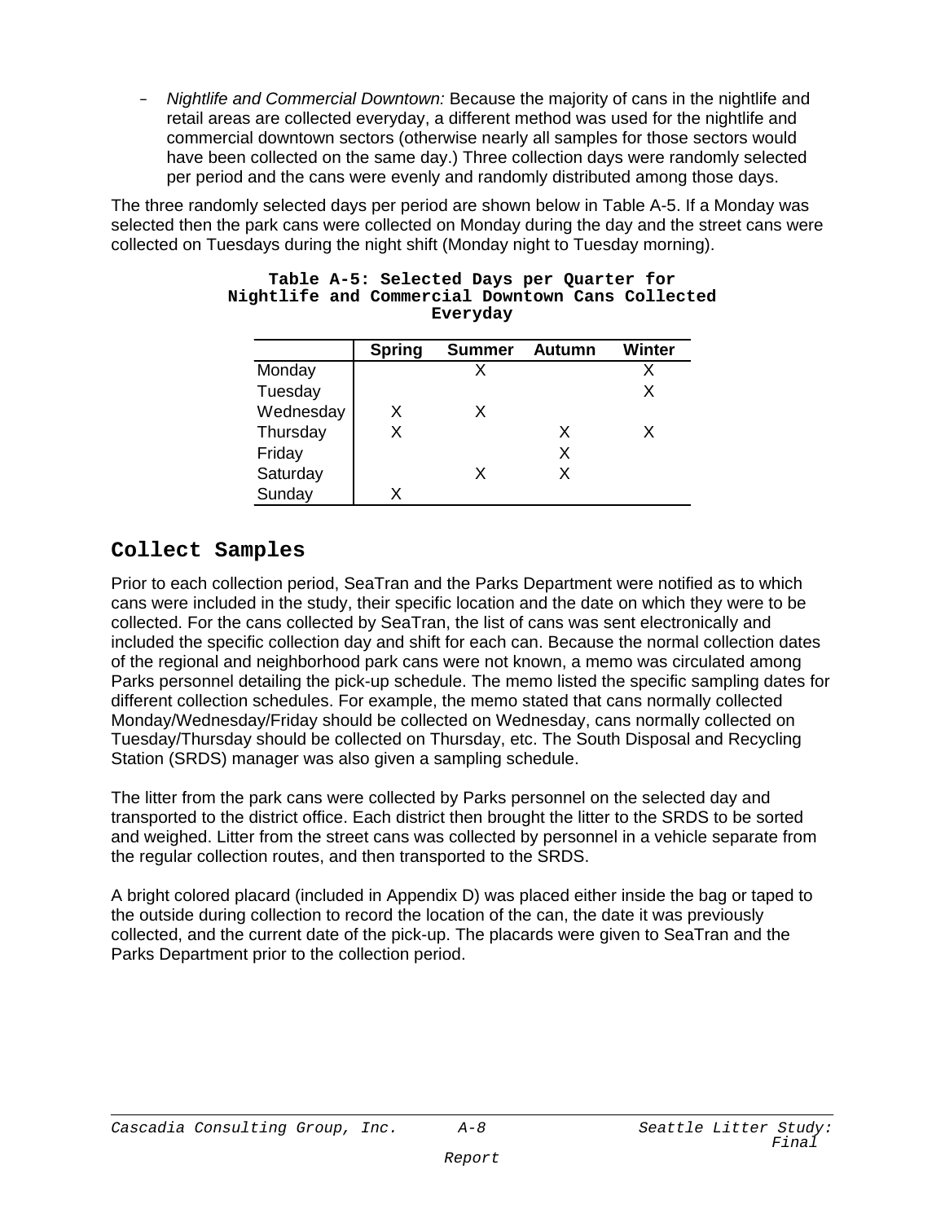- *Nightlife and Commercial Downtown:* Because the majority of cans in the nightlife and retail areas are collected everyday, a different method was used for the nightlife and commercial downtown sectors (otherwise nearly all samples for those sectors would have been collected on the same day.) Three collection days were randomly selected per period and the cans were evenly and randomly distributed among those days.

The three randomly selected days per period are shown below in Table A-5. If a Monday was selected then the park cans were collected on Monday during the day and the street cans were collected on Tuesdays during the night shift (Monday night to Tuesday morning).

**Table A-5: Selected Days per Quarter for Nightlife and Commercial Downtown Cans Collected Everyday**

| | Spring | Summer | Autumn | Winter |
|---|---|---|---|---|
| Monday | | X | | X |
| Tuesday | | | | X |
| Wednesday | X | X | | |
| Thursday | X | | X | X |
| Friday | | | X | |
| Saturday | | X | X | |
| Sunday | X | | | |

## Collect Samples

Prior to each collection period, SeaTran and the Parks Department were notified as to which cans were included in the study, their specific location and the date on which they were to be collected. For the cans collected by SeaTran, the list of cans was sent electronically and included the specific collection day and shift for each can. Because the normal collection dates of the regional and neighborhood park cans were not known, a memo was circulated among Parks personnel detailing the pick-up schedule. The memo listed the specific sampling dates for different collection schedules. For example, the memo stated that cans normally collected Monday/Wednesday/Friday should be collected on Wednesday, cans normally collected on Tuesday/Thursday should be collected on Thursday, etc. The South Disposal and Recycling Station (SRDS) manager was also given a sampling schedule.

The litter from the park cans were collected by Parks personnel on the selected day and transported to the district office. Each district then brought the litter to the SRDS to be sorted and weighed. Litter from the street cans was collected by personnel in a vehicle separate from the regular collection routes, and then transported to the SRDS.

A bright colored placard (included in Appendix D) was placed either inside the bag or taped to the outside during collection to record the location of the can, the date it was previously collected, and the current date of the pick-up. The placards were given to SeaTran and the Parks Department prior to the collection period.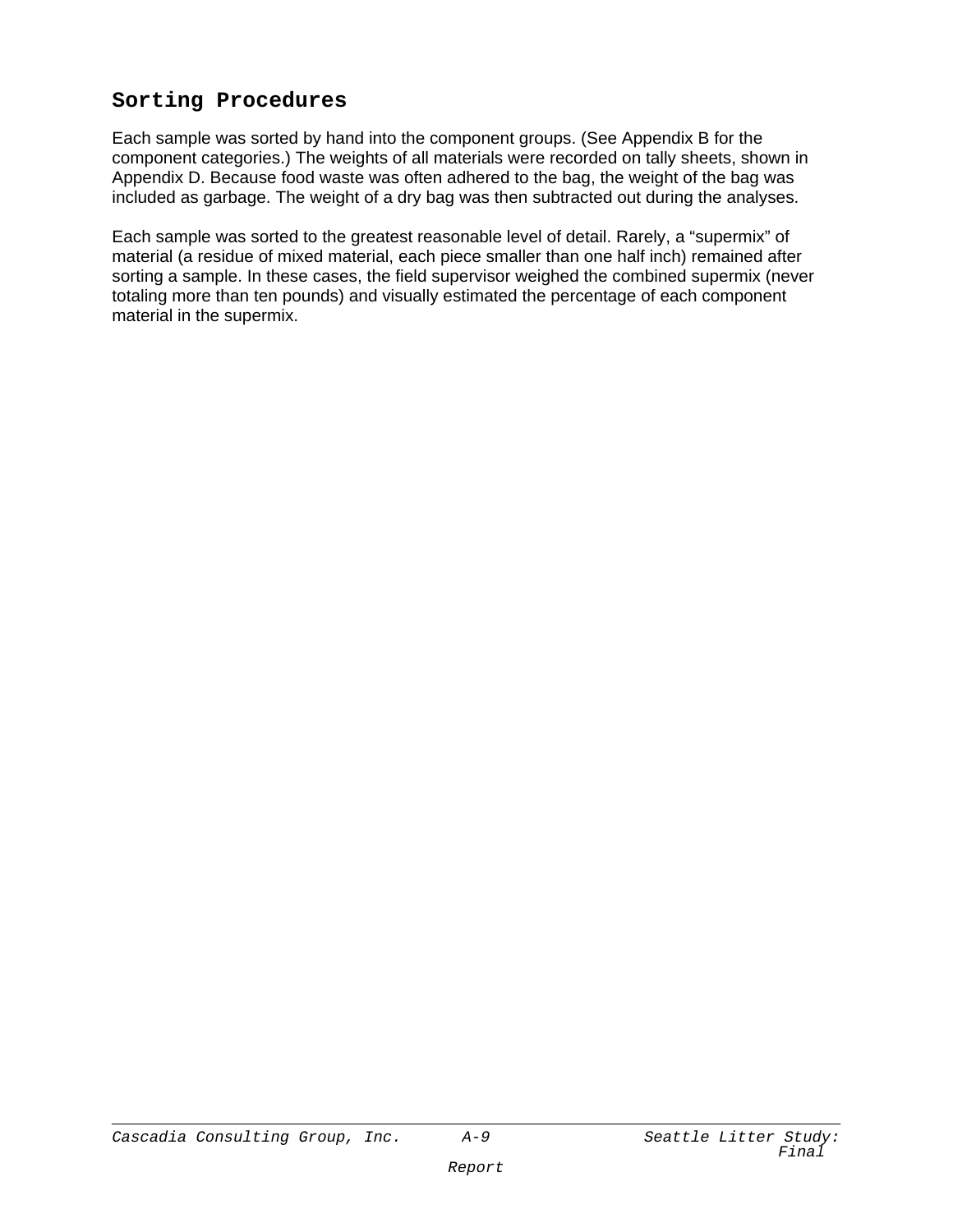## Sorting Procedures

Each sample was sorted by hand into the component groups. (See Appendix B for the component categories.) The weights of all materials were recorded on tally sheets, shown in Appendix D. Because food waste was often adhered to the bag, the weight of the bag was included as garbage. The weight of a dry bag was then subtracted out during the analyses.

Each sample was sorted to the greatest reasonable level of detail. Rarely, a "supermix" of material (a residue of mixed material, each piece smaller than one half inch) remained after sorting a sample. In these cases, the field supervisor weighed the combined supermix (never totaling more than ten pounds) and visually estimated the percentage of each component material in the supermix.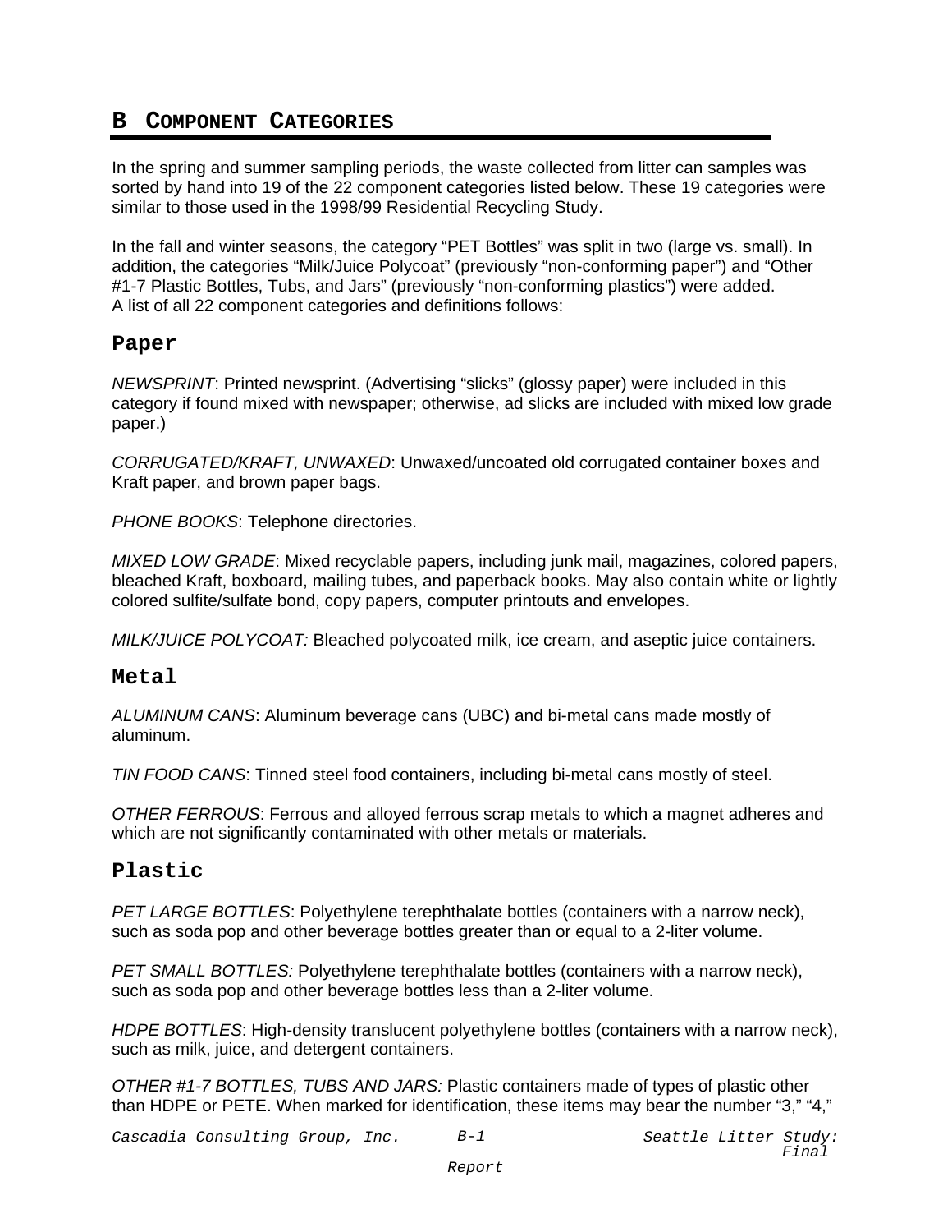# B Component Categories

In the spring and summer sampling periods, the waste collected from litter can samples was sorted by hand into 19 of the 22 component categories listed below. These 19 categories were similar to those used in the 1998/99 Residential Recycling Study.

In the fall and winter seasons, the category "PET Bottles" was split in two (large vs. small). In addition, the categories "Milk/Juice Polycoat" (previously "non-conforming paper") and "Other #1-7 Plastic Bottles, Tubs, and Jars" (previously "non-conforming plastics") were added. A list of all 22 component categories and definitions follows:

## Paper

*NEWSPRINT*: Printed newsprint. (Advertising "slicks" (glossy paper) were included in this category if found mixed with newspaper; otherwise, ad slicks are included with mixed low grade paper.)

*CORRUGATED/KRAFT, UNWAXED*: Unwaxed/uncoated old corrugated container boxes and Kraft paper, and brown paper bags.

*PHONE BOOKS*: Telephone directories.

*MIXED LOW GRADE*: Mixed recyclable papers, including junk mail, magazines, colored papers, bleached Kraft, boxboard, mailing tubes, and paperback books. May also contain white or lightly colored sulfite/sulfate bond, copy papers, computer printouts and envelopes.

*MILK/JUICE POLYCOAT:* Bleached polycoated milk, ice cream, and aseptic juice containers.

## Metal

*ALUMINUM CANS*: Aluminum beverage cans (UBC) and bi-metal cans made mostly of aluminum.

*TIN FOOD CANS*: Tinned steel food containers, including bi-metal cans mostly of steel.

*OTHER FERROUS*: Ferrous and alloyed ferrous scrap metals to which a magnet adheres and which are not significantly contaminated with other metals or materials.

## Plastic

*PET LARGE BOTTLES*: Polyethylene terephthalate bottles (containers with a narrow neck), such as soda pop and other beverage bottles greater than or equal to a 2-liter volume.

*PET SMALL BOTTLES:* Polyethylene terephthalate bottles (containers with a narrow neck), such as soda pop and other beverage bottles less than a 2-liter volume.

*HDPE BOTTLES*: High-density translucent polyethylene bottles (containers with a narrow neck), such as milk, juice, and detergent containers.

*OTHER #1-7 BOTTLES, TUBS AND JARS:* Plastic containers made of types of plastic other than HDPE or PETE. When marked for identification, these items may bear the number "3," "4,"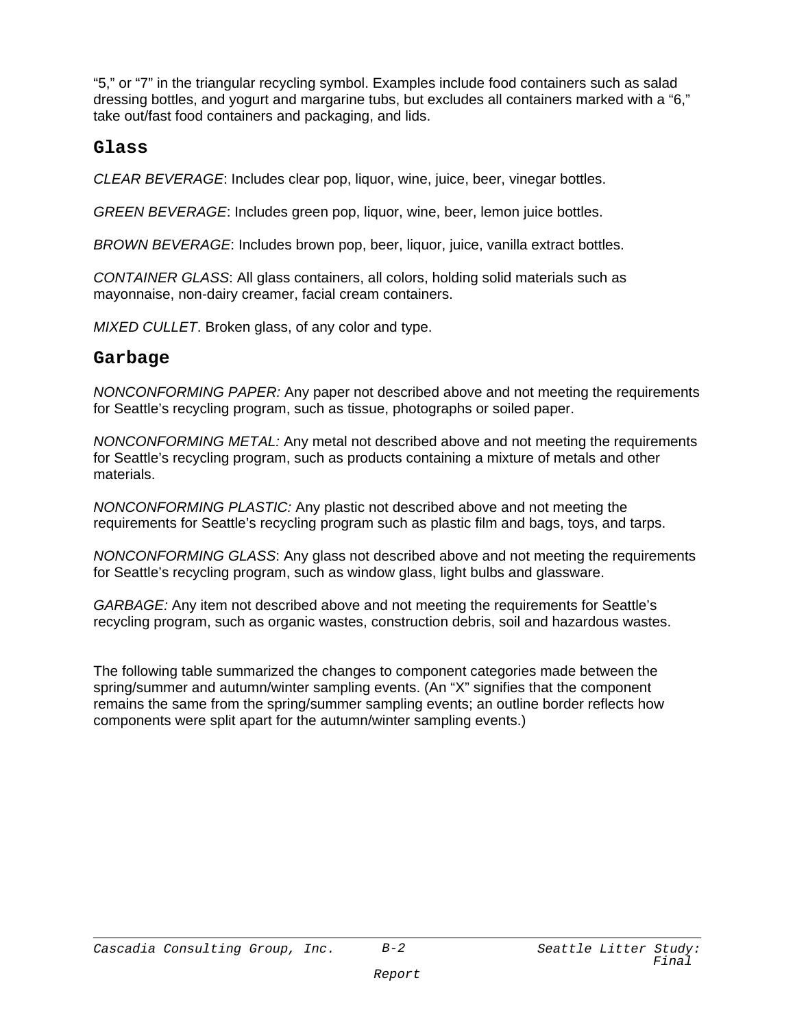“5,” or “7” in the triangular recycling symbol. Examples include food containers such as salad dressing bottles, and yogurt and margarine tubs, but excludes all containers marked with a “6,” take out/fast food containers and packaging, and lids.

## Glass

*CLEAR BEVERAGE*: Includes clear pop, liquor, wine, juice, beer, vinegar bottles.

*GREEN BEVERAGE*: Includes green pop, liquor, wine, beer, lemon juice bottles.

*BROWN BEVERAGE*: Includes brown pop, beer, liquor, juice, vanilla extract bottles.

*CONTAINER GLASS*: All glass containers, all colors, holding solid materials such as mayonnaise, non-dairy creamer, facial cream containers.

*MIXED CULLET*. Broken glass, of any color and type.

## Garbage

*NONCONFORMING PAPER:* Any paper not described above and not meeting the requirements for Seattle’s recycling program, such as tissue, photographs or soiled paper.

*NONCONFORMING METAL:* Any metal not described above and not meeting the requirements for Seattle’s recycling program, such as products containing a mixture of metals and other materials.

*NONCONFORMING PLASTIC:* Any plastic not described above and not meeting the requirements for Seattle’s recycling program such as plastic film and bags, toys, and tarps.

*NONCONFORMING GLASS*: Any glass not described above and not meeting the requirements for Seattle’s recycling program, such as window glass, light bulbs and glassware.

*GARBAGE:* Any item not described above and not meeting the requirements for Seattle’s recycling program, such as organic wastes, construction debris, soil and hazardous wastes.

The following table summarized the changes to component categories made between the spring/summer and autumn/winter sampling events. (An “X” signifies that the component remains the same from the spring/summer sampling events; an outline border reflects how components were split apart for the autumn/winter sampling events.)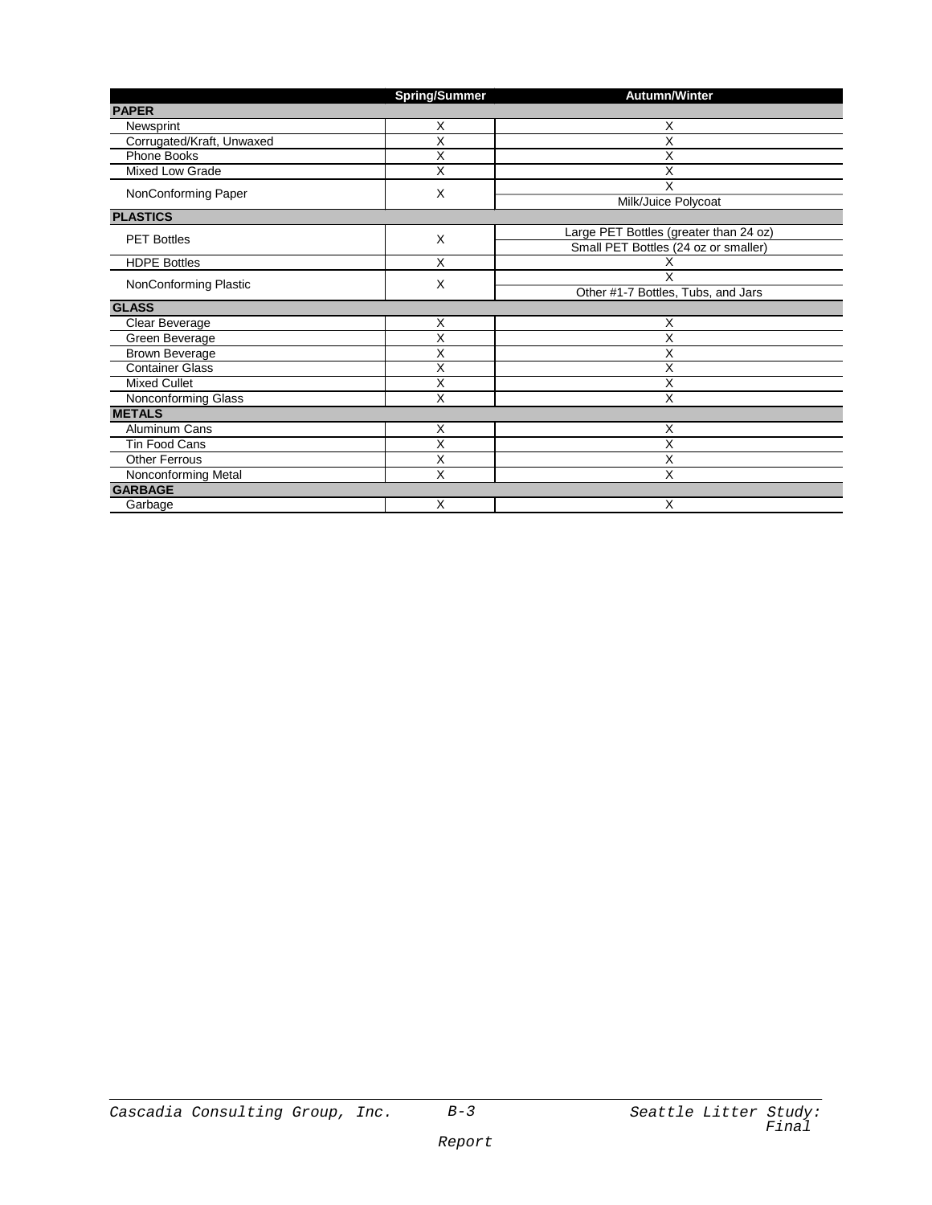| | Spring/Summer | Autumn/Winter |
|---|---|---|
| **PAPER** | | |
| Newsprint | X | X |
| Corrugated/Kraft, Unwaxed | X | X |
| Phone Books | X | X |
| Mixed Low Grade | X | X |
| NonConforming Paper | X | X |
| | | Milk/Juice Polycoat |
| **PLASTICS** | | |
| PET Bottles | X | Large PET Bottles (greater than 24 oz) |
| | | Small PET Bottles (24 oz or smaller) |
| HDPE Bottles | X | X |
| NonConforming Plastic | X | X |
| | | Other #1-7 Bottles, Tubs, and Jars |
| **GLASS** | | |
| Clear Beverage | X | X |
| Green Beverage | X | X |
| Brown Beverage | X | X |
| Container Glass | X | X |
| Mixed Cullet | X | X |
| Nonconforming Glass | X | X |
| **METALS** | | |
| Aluminum Cans | X | X |
| Tin Food Cans | X | X |
| Other Ferrous | X | X |
| Nonconforming Metal | X | X |
| **GARBAGE** | | |
| Garbage | X | X |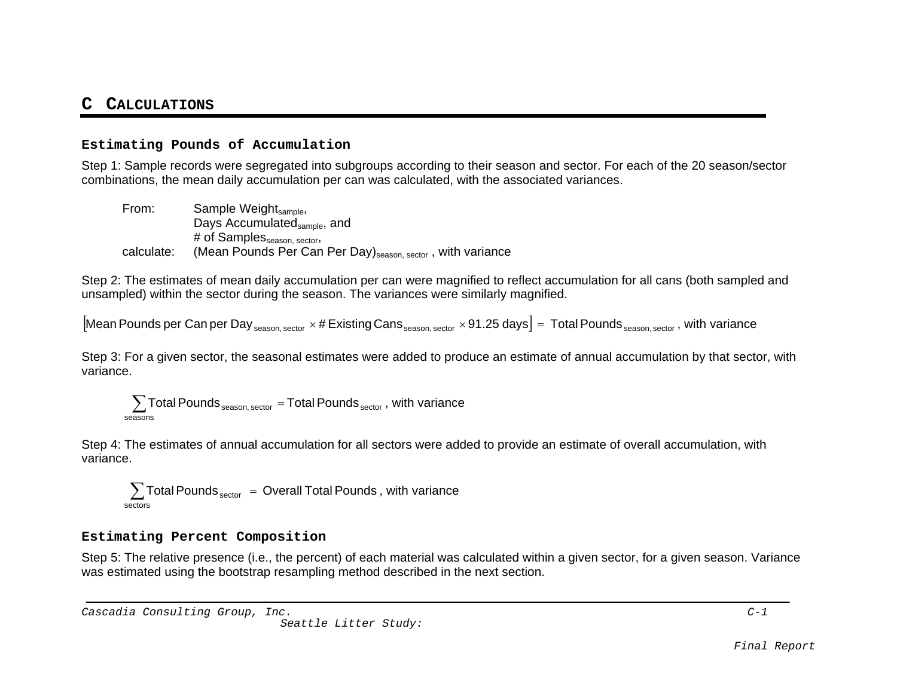# C Calculations

### Estimating Pounds of Accumulation

Step 1: Sample records were segregated into subgroups according to their season and sector. For each of the 20 season/sector combinations, the mean daily accumulation per can was calculated, with the associated variances.

From: $\text{Sample Weight}_{\text{sample}}$,
$\text{Days Accumulated}_{\text{sample}}$, and
$\text{\# of Samples}_{\text{season, sector}}$,
calculate: $(\text{Mean Pounds Per Can Per Day})_{\text{season, sector}}$ , with variance

Step 2: The estimates of mean daily accumulation per can were magnified to reflect accumulation for all cans (both sampled and unsampled) within the sector during the season. The variances were similarly magnified.

$$\left[\text{Mean Pounds per Can per Day}_{\text{season, sector}} \times \text{\# Existing Cans}_{\text{season, sector}} \times 91.25\text{ days}\right] = \text{Total Pounds}_{\text{season, sector}}\text{, with variance}$$

Step 3: For a given sector, the seasonal estimates were added to produce an estimate of annual accumulation by that sector, with variance.

$$\sum_{\text{seasons}} \text{Total Pounds}_{\text{season, sector}} = \text{Total Pounds}_{\text{sector}}\text{, with variance}$$

Step 4: The estimates of annual accumulation for all sectors were added to provide an estimate of overall accumulation, with variance.

$$\sum_{\text{sectors}} \text{Total Pounds}_{\text{sector}} = \text{Overall Total Pounds}\text{, with variance}$$

### Estimating Percent Composition

Step 5: The relative presence (i.e., the percent) of each material was calculated within a given sector, for a given season. Variance was estimated using the bootstrap resampling method described in the next section.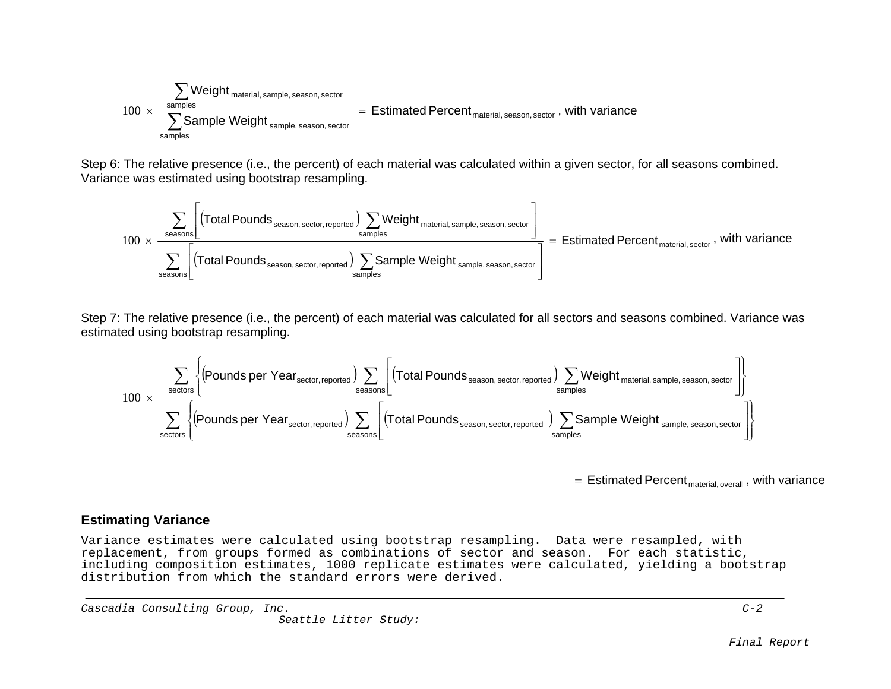$$100 \times \frac{\sum_{\text{samples}} \text{Weight}_{\text{material, sample, season, sector}}}{\sum_{\text{samples}} \text{Sample Weight}_{\text{sample, season, sector}}} = \text{Estimated Percent}_{\text{material, season, sector}}\text{, with variance}$$

Step 6: The relative presence (i.e., the percent) of each material was calculated within a given sector, for all seasons combined. Variance was estimated using bootstrap resampling.

$$100 \times \frac{\sum_{\text{seasons}} \left[ \left( \text{Total Pounds}_{\text{season, sector, reported}} \right) \sum_{\text{samples}} \text{Weight}_{\text{material, sample, season, sector}} \right]}{\sum_{\text{seasons}} \left[ \left( \text{Total Pounds}_{\text{season, sector, reported}} \right) \sum_{\text{samples}} \text{Sample Weight}_{\text{sample, season, sector}} \right]} = \text{Estimated Percent}_{\text{material, sector}}\text{, with variance}$$

Step 7: The relative presence (i.e., the percent) of each material was calculated for all sectors and seasons combined. Variance was estimated using bootstrap resampling.

$$100 \times \frac{\sum_{\text{sectors}} \left\{ \left( \text{Pounds per Year}_{\text{sector, reported}} \right) \sum_{\text{seasons}} \left[ \left( \text{Total Pounds}_{\text{season, sector, reported}} \right) \sum_{\text{samples}} \text{Weight}_{\text{material, sample, season, sector}} \right] \right\}}{\sum_{\text{sectors}} \left\{ \left( \text{Pounds per Year}_{\text{sector, reported}} \right) \sum_{\text{seasons}} \left[ \left( \text{Total Pounds}_{\text{season, sector, reported}} \right) \sum_{\text{samples}} \text{Sample Weight}_{\text{sample, season, sector}} \right] \right\}}$$

$$= \text{Estimated Percent}_{\text{material, overall}}\text{, with variance}$$

### Estimating Variance

Variance estimates were calculated using bootstrap resampling. Data were resampled, with replacement, from groups formed as combinations of sector and season. For each statistic, including composition estimates, 1000 replicate estimates were calculated, yielding a bootstrap distribution from which the standard errors were derived.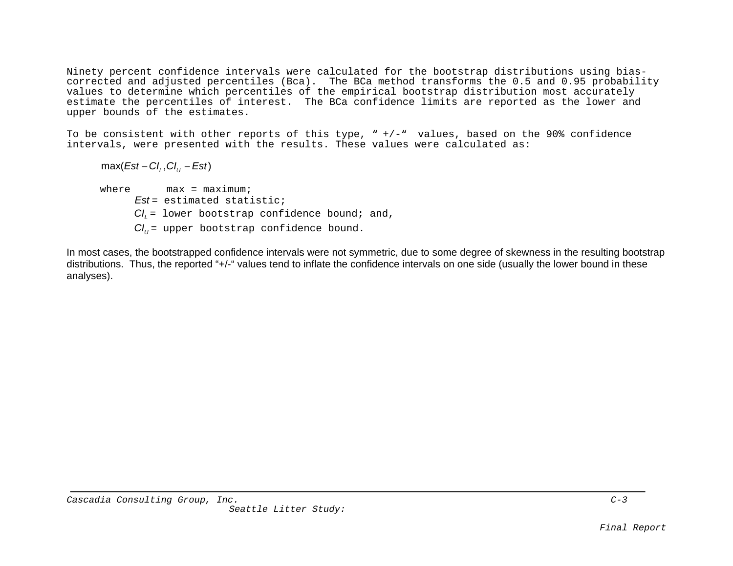Ninety percent confidence intervals were calculated for the bootstrap distributions using bias-corrected and adjusted percentiles (Bca). The BCa method transforms the 0.5 and 0.95 probability values to determine which percentiles of the empirical bootstrap distribution most accurately estimate the percentiles of interest. The BCa confidence limits are reported as the lower and upper bounds of the estimates.

To be consistent with other reports of this type, " +/-" values, based on the 90% confidence intervals, were presented with the results. These values were calculated as:

$$\max(Est - CI_L, CI_U - Est)$$

where max = maximum;
$Est$ = estimated statistic;
$CI_L$ = lower bootstrap confidence bound; and,
$CI_U$ = upper bootstrap confidence bound.

In most cases, the bootstrapped confidence intervals were not symmetric, due to some degree of skewness in the resulting bootstrap distributions. Thus, the reported "+/-" values tend to inflate the confidence intervals on one side (usually the lower bound in these analyses).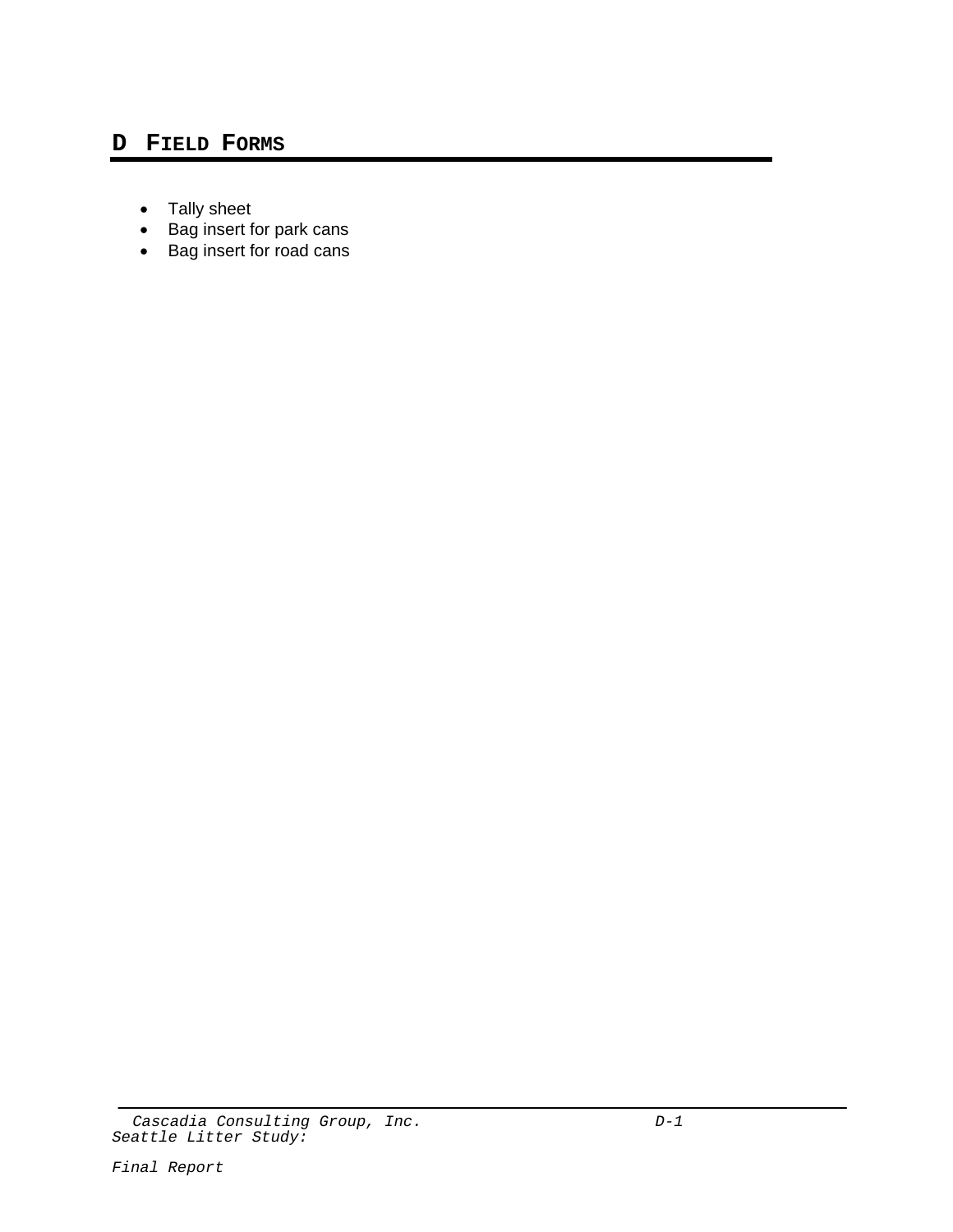# D Field Forms

- Tally sheet
- Bag insert for park cans
- Bag insert for road cans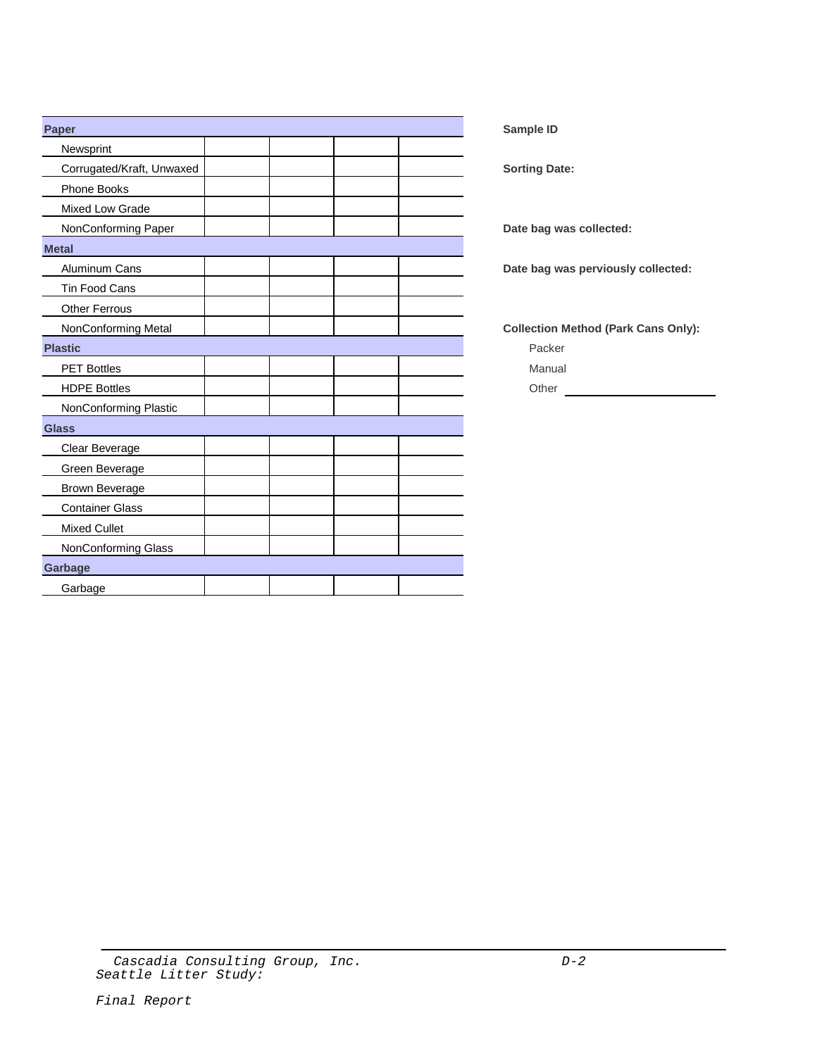| Paper | | | | |
|---|---|---|---|---|
| Newsprint | | | | |
| Corrugated/Kraft, Unwaxed | | | | |
| Phone Books | | | | |
| Mixed Low Grade | | | | |
| NonConforming Paper | | | | |
| **Metal** | | | | |
| Aluminum Cans | | | | |
| Tin Food Cans | | | | |
| Other Ferrous | | | | |
| NonConforming Metal | | | | |
| **Plastic** | | | | |
| PET Bottles | | | | |
| HDPE Bottles | | | | |
| NonConforming Plastic | | | | |
| **Glass** | | | | |
| Clear Beverage | | | | |
| Green Beverage | | | | |
| Brown Beverage | | | | |
| Container Glass | | | | |
| Mixed Cullet | | | | |
| NonConforming Glass | | | | |
| **Garbage** | | | | |
| Garbage | | | | |

**Sample ID**

**Sorting Date:**

**Date bag was collected:**

**Date bag was perviously collected:**

**Collection Method (Park Cans Only):**

- Packer
- Manual
- Other ____________________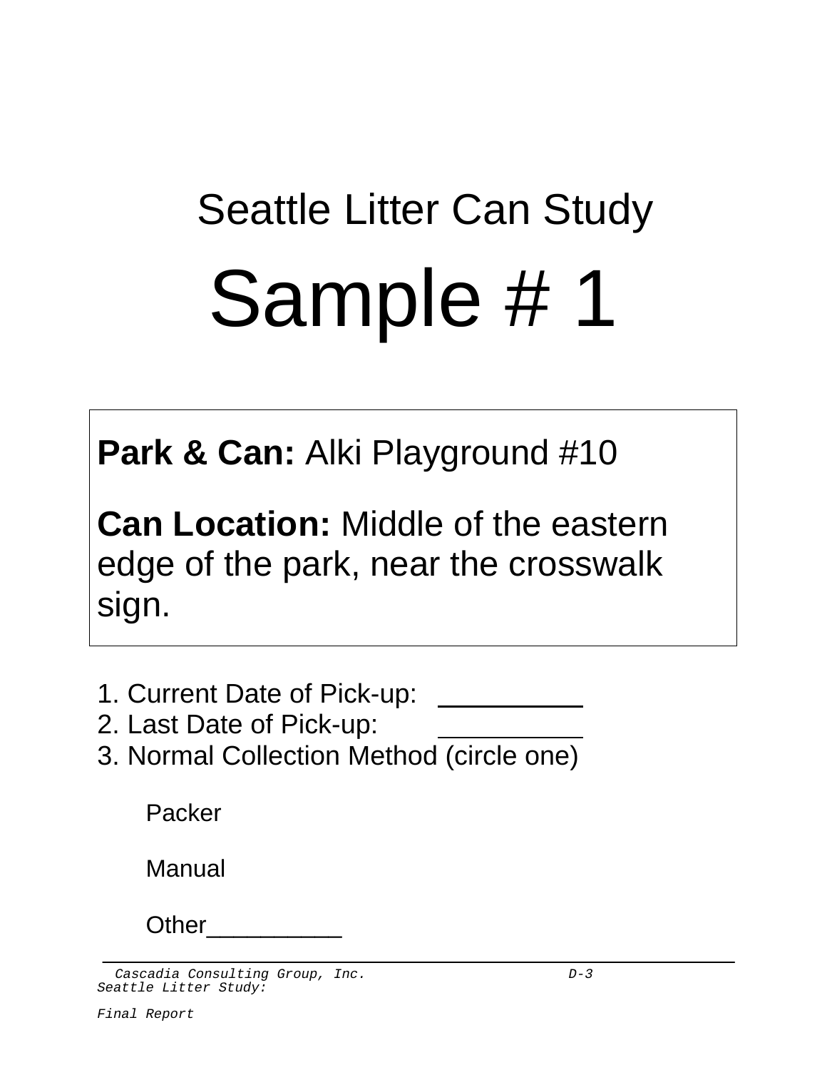# Seattle Litter Can Study

# Sample # 1

**Park & Can:** Alki Playground #10

**Can Location:** Middle of the eastern edge of the park, near the crosswalk sign.

1. Current Date of Pick-up: __________
2. Last Date of Pick-up: __________
3. Normal Collection Method (circle one)

   Packer

   Manual

   Other__________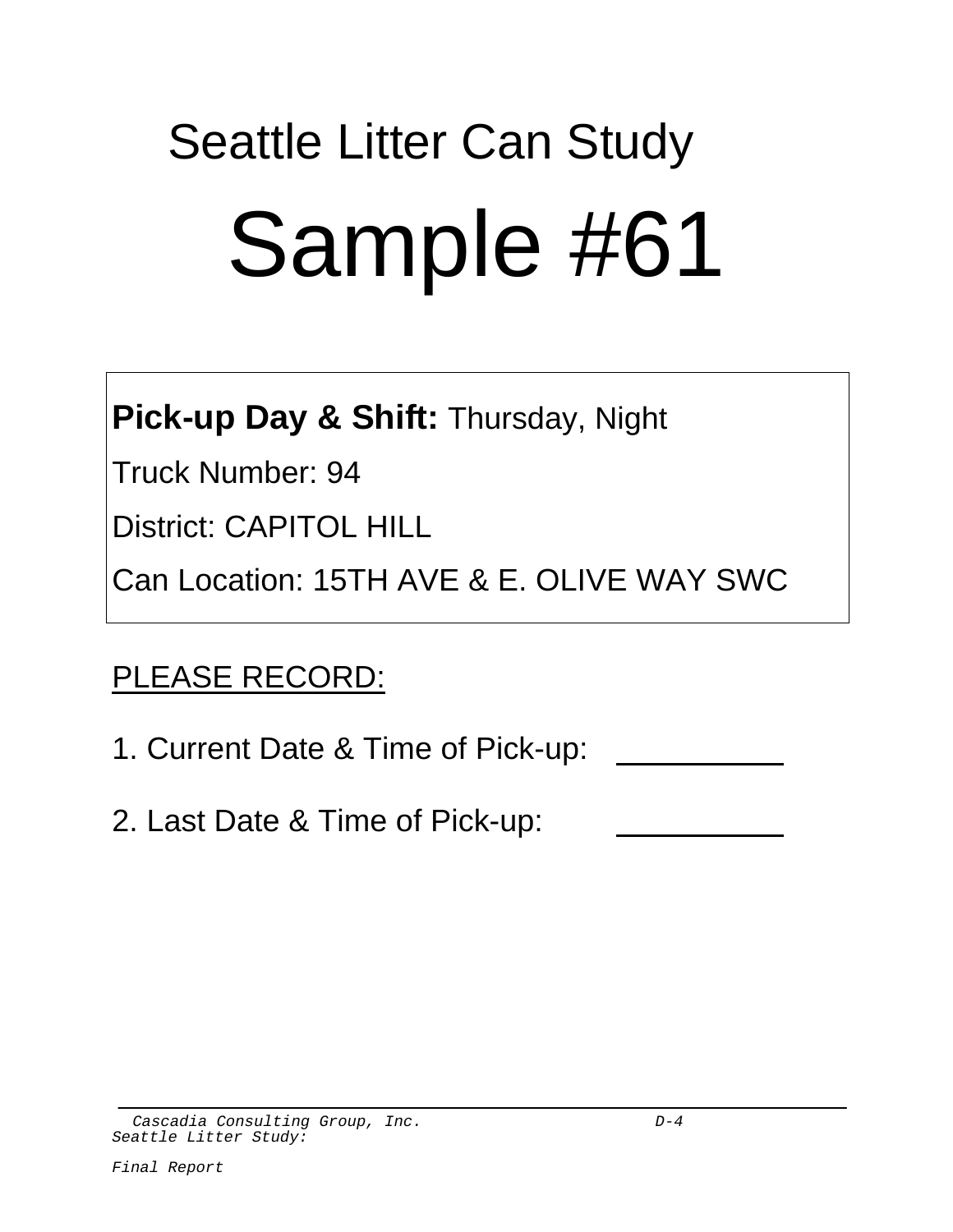# Seattle Litter Can Study

# Sample #61

**Pick-up Day & Shift:** Thursday, Night

Truck Number: 94

District: CAPITOL HILL

Can Location: 15TH AVE & E. OLIVE WAY SWC

PLEASE RECORD:

1. Current Date & Time of Pick-up: __________

2. Last Date & Time of Pick-up: __________